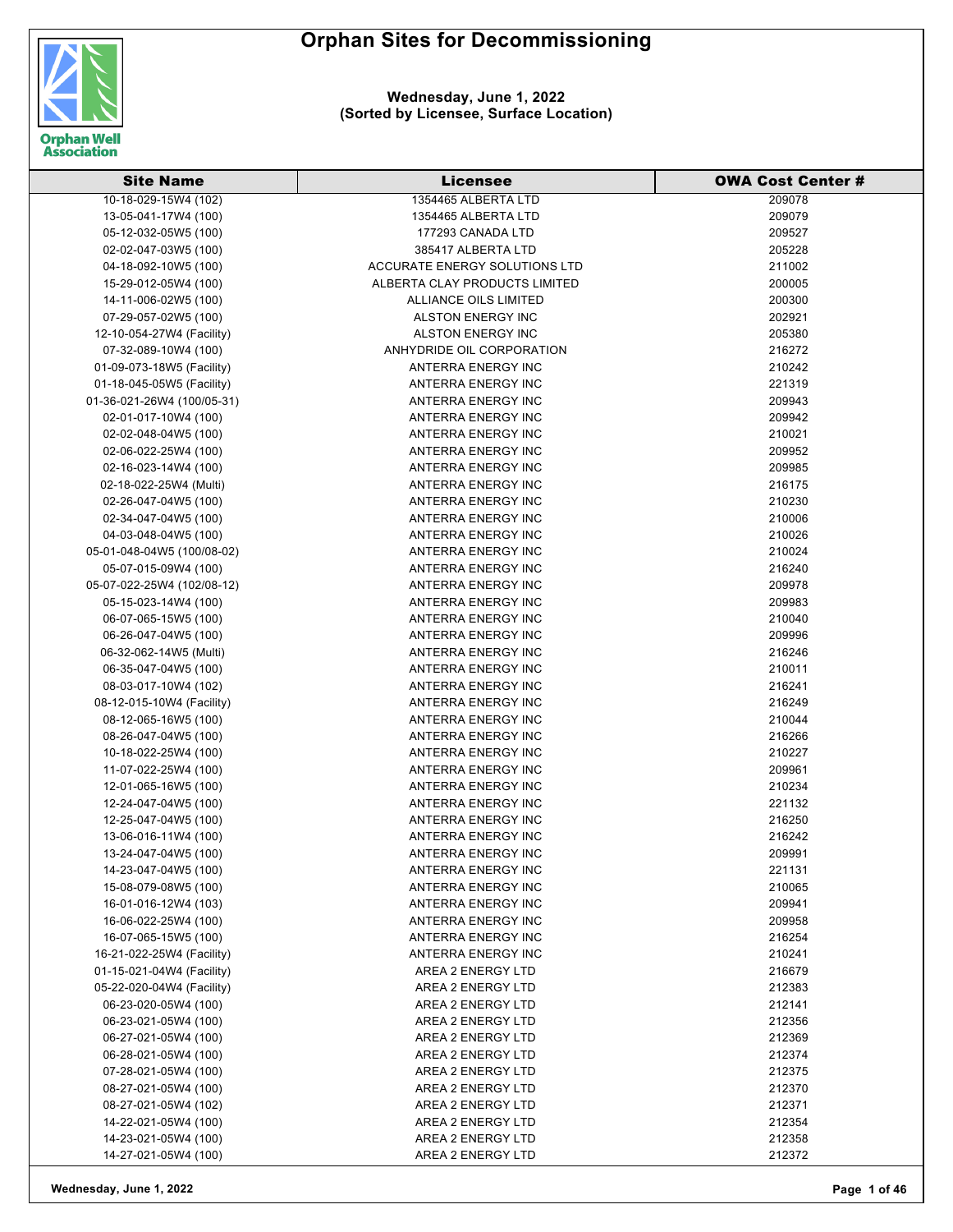# Orphan Sites for Decommissioning

**Wednesday, June 1, 2022**
**(Sorted by Licensee, Surface Location)**

| Site Name | Licensee | OWA Cost Center # |
|---|---|---|
| 10-18-029-15W4 (102) | 1354465 ALBERTA LTD | 209078 |
| 13-05-041-17W4 (100) | 1354465 ALBERTA LTD | 209079 |
| 05-12-032-05W5 (100) | 177293 CANADA LTD | 209527 |
| 02-02-047-03W5 (100) | 385417 ALBERTA LTD | 205228 |
| 04-18-092-10W5 (100) | ACCURATE ENERGY SOLUTIONS LTD | 211002 |
| 15-29-012-05W4 (100) | ALBERTA CLAY PRODUCTS LIMITED | 200005 |
| 14-11-006-02W5 (100) | ALLIANCE OILS LIMITED | 200300 |
| 07-29-057-02W5 (100) | ALSTON ENERGY INC | 202921 |
| 12-10-054-27W4 (Facility) | ALSTON ENERGY INC | 205380 |
| 07-32-089-10W4 (100) | ANHYDRIDE OIL CORPORATION | 216272 |
| 01-09-073-18W5 (Facility) | ANTERRA ENERGY INC | 210242 |
| 01-18-045-05W5 (Facility) | ANTERRA ENERGY INC | 221319 |
| 01-36-021-26W4 (100/05-31) | ANTERRA ENERGY INC | 209943 |
| 02-01-017-10W4 (100) | ANTERRA ENERGY INC | 209942 |
| 02-02-048-04W5 (100) | ANTERRA ENERGY INC | 210021 |
| 02-06-022-25W4 (100) | ANTERRA ENERGY INC | 209952 |
| 02-16-023-14W4 (100) | ANTERRA ENERGY INC | 209985 |
| 02-18-022-25W4 (Multi) | ANTERRA ENERGY INC | 216175 |
| 02-26-047-04W5 (100) | ANTERRA ENERGY INC | 210230 |
| 02-34-047-04W5 (100) | ANTERRA ENERGY INC | 210006 |
| 04-03-048-04W5 (100) | ANTERRA ENERGY INC | 210026 |
| 05-01-048-04W5 (100/08-02) | ANTERRA ENERGY INC | 210024 |
| 05-07-015-09W4 (100) | ANTERRA ENERGY INC | 216240 |
| 05-07-022-25W4 (102/08-12) | ANTERRA ENERGY INC | 209978 |
| 05-15-023-14W4 (100) | ANTERRA ENERGY INC | 209983 |
| 06-07-065-15W5 (100) | ANTERRA ENERGY INC | 210040 |
| 06-26-047-04W5 (100) | ANTERRA ENERGY INC | 209996 |
| 06-32-062-14W5 (Multi) | ANTERRA ENERGY INC | 216246 |
| 06-35-047-04W5 (100) | ANTERRA ENERGY INC | 210011 |
| 08-03-017-10W4 (102) | ANTERRA ENERGY INC | 216241 |
| 08-12-015-10W4 (Facility) | ANTERRA ENERGY INC | 216249 |
| 08-12-065-16W5 (100) | ANTERRA ENERGY INC | 210044 |
| 08-26-047-04W5 (100) | ANTERRA ENERGY INC | 216266 |
| 10-18-022-25W4 (100) | ANTERRA ENERGY INC | 210227 |
| 11-07-022-25W4 (100) | ANTERRA ENERGY INC | 209961 |
| 12-01-065-16W5 (100) | ANTERRA ENERGY INC | 210234 |
| 12-24-047-04W5 (100) | ANTERRA ENERGY INC | 221132 |
| 12-25-047-04W5 (100) | ANTERRA ENERGY INC | 216250 |
| 13-06-016-11W4 (100) | ANTERRA ENERGY INC | 216242 |
| 13-24-047-04W5 (100) | ANTERRA ENERGY INC | 209991 |
| 14-23-047-04W5 (100) | ANTERRA ENERGY INC | 221131 |
| 15-08-079-08W5 (100) | ANTERRA ENERGY INC | 210065 |
| 16-01-016-12W4 (103) | ANTERRA ENERGY INC | 209941 |
| 16-06-022-25W4 (100) | ANTERRA ENERGY INC | 209958 |
| 16-07-065-15W5 (100) | ANTERRA ENERGY INC | 216254 |
| 16-21-022-25W4 (Facility) | ANTERRA ENERGY INC | 210241 |
| 01-15-021-04W4 (Facility) | AREA 2 ENERGY LTD | 216679 |
| 05-22-020-04W4 (Facility) | AREA 2 ENERGY LTD | 212383 |
| 06-23-020-05W4 (100) | AREA 2 ENERGY LTD | 212141 |
| 06-23-021-05W4 (100) | AREA 2 ENERGY LTD | 212356 |
| 06-27-021-05W4 (100) | AREA 2 ENERGY LTD | 212369 |
| 06-28-021-05W4 (100) | AREA 2 ENERGY LTD | 212374 |
| 07-28-021-05W4 (100) | AREA 2 ENERGY LTD | 212375 |
| 08-27-021-05W4 (100) | AREA 2 ENERGY LTD | 212370 |
| 08-27-021-05W4 (102) | AREA 2 ENERGY LTD | 212371 |
| 14-22-021-05W4 (100) | AREA 2 ENERGY LTD | 212354 |
| 14-23-021-05W4 (100) | AREA 2 ENERGY LTD | 212358 |
| 14-27-021-05W4 (100) | AREA 2 ENERGY LTD | 212372 |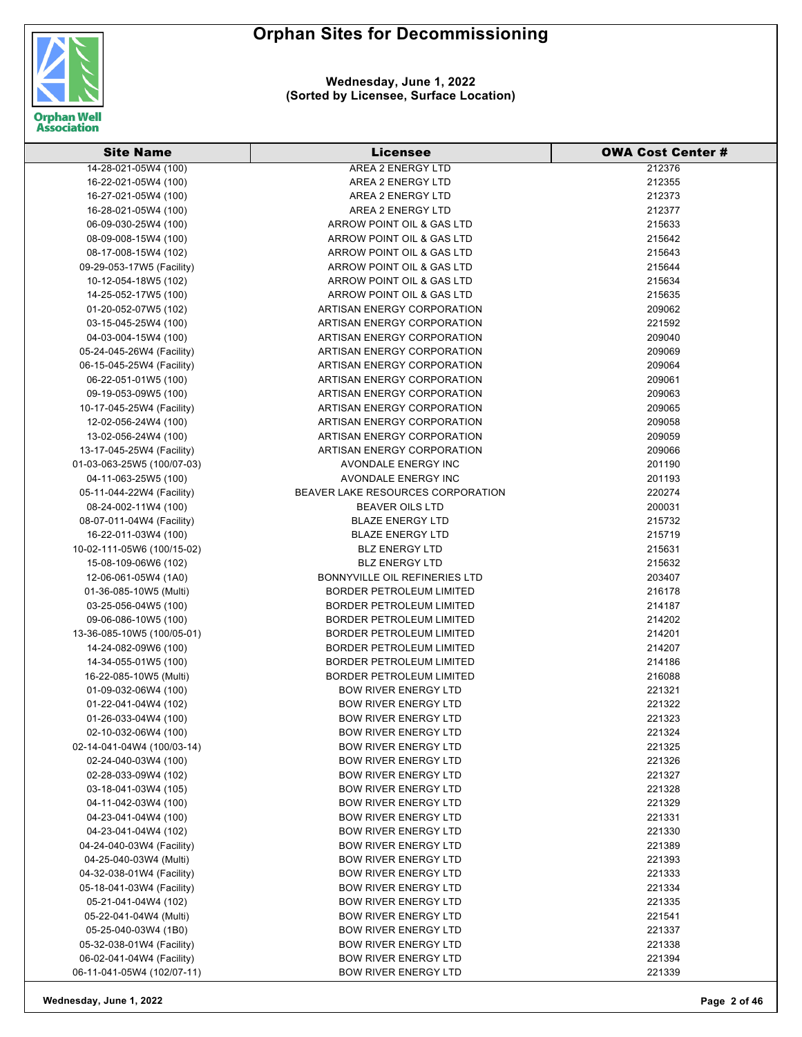# Orphan Sites for Decommissioning

**Wednesday, June 1, 2022**
**(Sorted by Licensee, Surface Location)**

| Site Name | Licensee | OWA Cost Center # |
|---|---|---|
| 14-28-021-05W4 (100) | AREA 2 ENERGY LTD | 212376 |
| 16-22-021-05W4 (100) | AREA 2 ENERGY LTD | 212355 |
| 16-27-021-05W4 (100) | AREA 2 ENERGY LTD | 212373 |
| 16-28-021-05W4 (100) | AREA 2 ENERGY LTD | 212377 |
| 06-09-030-25W4 (100) | ARROW POINT OIL & GAS LTD | 215633 |
| 08-09-008-15W4 (100) | ARROW POINT OIL & GAS LTD | 215642 |
| 08-17-008-15W4 (102) | ARROW POINT OIL & GAS LTD | 215643 |
| 09-29-053-17W5 (Facility) | ARROW POINT OIL & GAS LTD | 215644 |
| 10-12-054-18W5 (102) | ARROW POINT OIL & GAS LTD | 215634 |
| 14-25-052-17W5 (100) | ARROW POINT OIL & GAS LTD | 215635 |
| 01-20-052-07W5 (102) | ARTISAN ENERGY CORPORATION | 209062 |
| 03-15-045-25W4 (100) | ARTISAN ENERGY CORPORATION | 221592 |
| 04-03-004-15W4 (100) | ARTISAN ENERGY CORPORATION | 209040 |
| 05-24-045-26W4 (Facility) | ARTISAN ENERGY CORPORATION | 209069 |
| 06-15-045-25W4 (Facility) | ARTISAN ENERGY CORPORATION | 209064 |
| 06-22-051-01W5 (100) | ARTISAN ENERGY CORPORATION | 209061 |
| 09-19-053-09W5 (100) | ARTISAN ENERGY CORPORATION | 209063 |
| 10-17-045-25W4 (Facility) | ARTISAN ENERGY CORPORATION | 209065 |
| 12-02-056-24W4 (100) | ARTISAN ENERGY CORPORATION | 209058 |
| 13-02-056-24W4 (100) | ARTISAN ENERGY CORPORATION | 209059 |
| 13-17-045-25W4 (Facility) | ARTISAN ENERGY CORPORATION | 209066 |
| 01-03-063-25W5 (100/07-03) | AVONDALE ENERGY INC | 201190 |
| 04-11-063-25W5 (100) | AVONDALE ENERGY INC | 201193 |
| 05-11-044-22W4 (Facility) | BEAVER LAKE RESOURCES CORPORATION | 220274 |
| 08-24-002-11W4 (100) | BEAVER OILS LTD | 200031 |
| 08-07-011-04W4 (Facility) | BLAZE ENERGY LTD | 215732 |
| 16-22-011-03W4 (100) | BLAZE ENERGY LTD | 215719 |
| 10-02-111-05W6 (100/15-02) | BLZ ENERGY LTD | 215631 |
| 15-08-109-06W6 (102) | BLZ ENERGY LTD | 215632 |
| 12-06-061-05W4 (1A0) | BONNYVILLE OIL REFINERIES LTD | 203407 |
| 01-36-085-10W5 (Multi) | BORDER PETROLEUM LIMITED | 216178 |
| 03-25-056-04W5 (100) | BORDER PETROLEUM LIMITED | 214187 |
| 09-06-086-10W5 (100) | BORDER PETROLEUM LIMITED | 214202 |
| 13-36-085-10W5 (100/05-01) | BORDER PETROLEUM LIMITED | 214201 |
| 14-24-082-09W6 (100) | BORDER PETROLEUM LIMITED | 214207 |
| 14-34-055-01W5 (100) | BORDER PETROLEUM LIMITED | 214186 |
| 16-22-085-10W5 (Multi) | BORDER PETROLEUM LIMITED | 216088 |
| 01-09-032-06W4 (100) | BOW RIVER ENERGY LTD | 221321 |
| 01-22-041-04W4 (102) | BOW RIVER ENERGY LTD | 221322 |
| 01-26-033-04W4 (100) | BOW RIVER ENERGY LTD | 221323 |
| 02-10-032-06W4 (100) | BOW RIVER ENERGY LTD | 221324 |
| 02-14-041-04W4 (100/03-14) | BOW RIVER ENERGY LTD | 221325 |
| 02-24-040-03W4 (100) | BOW RIVER ENERGY LTD | 221326 |
| 02-28-033-09W4 (102) | BOW RIVER ENERGY LTD | 221327 |
| 03-18-041-03W4 (105) | BOW RIVER ENERGY LTD | 221328 |
| 04-11-042-03W4 (100) | BOW RIVER ENERGY LTD | 221329 |
| 04-23-041-04W4 (100) | BOW RIVER ENERGY LTD | 221331 |
| 04-23-041-04W4 (102) | BOW RIVER ENERGY LTD | 221330 |
| 04-24-040-03W4 (Facility) | BOW RIVER ENERGY LTD | 221389 |
| 04-25-040-03W4 (Multi) | BOW RIVER ENERGY LTD | 221393 |
| 04-32-038-01W4 (Facility) | BOW RIVER ENERGY LTD | 221333 |
| 05-18-041-03W4 (Facility) | BOW RIVER ENERGY LTD | 221334 |
| 05-21-041-04W4 (102) | BOW RIVER ENERGY LTD | 221335 |
| 05-22-041-04W4 (Multi) | BOW RIVER ENERGY LTD | 221541 |
| 05-25-040-03W4 (1B0) | BOW RIVER ENERGY LTD | 221337 |
| 05-32-038-01W4 (Facility) | BOW RIVER ENERGY LTD | 221338 |
| 06-02-041-04W4 (Facility) | BOW RIVER ENERGY LTD | 221394 |
| 06-11-041-05W4 (102/07-11) | BOW RIVER ENERGY LTD | 221339 |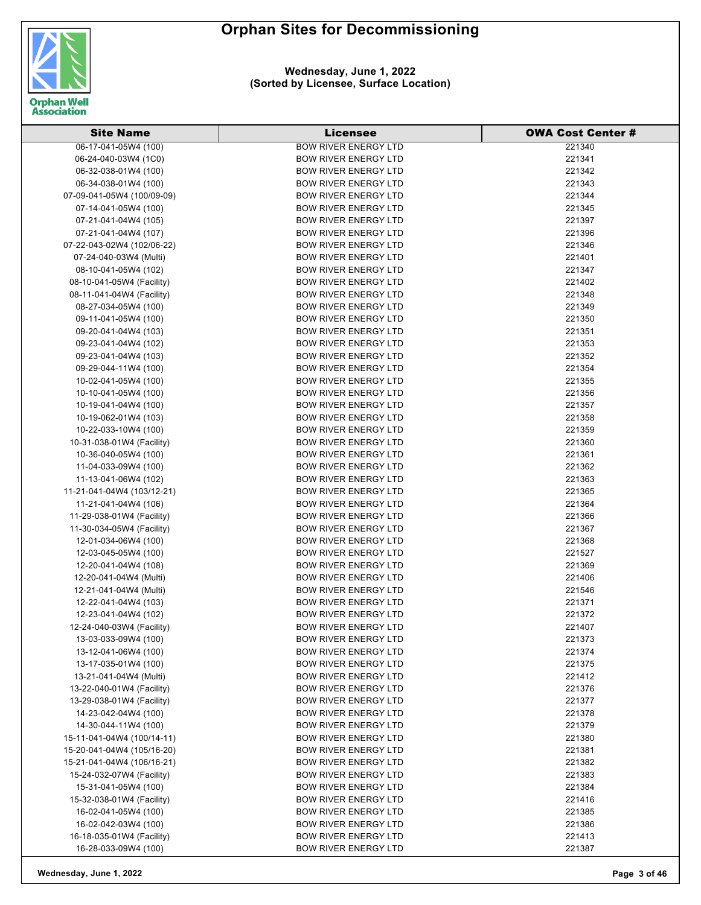# Orphan Sites for Decommissioning

**Wednesday, June 1, 2022**
**(Sorted by Licensee, Surface Location)**

| Site Name | Licensee | OWA Cost Center # |
|---|---|---|
| 06-17-041-05W4 (100) | BOW RIVER ENERGY LTD | 221340 |
| 06-24-040-03W4 (1C0) | BOW RIVER ENERGY LTD | 221341 |
| 06-32-038-01W4 (100) | BOW RIVER ENERGY LTD | 221342 |
| 06-34-038-01W4 (100) | BOW RIVER ENERGY LTD | 221343 |
| 07-09-041-05W4 (100/09-09) | BOW RIVER ENERGY LTD | 221344 |
| 07-14-041-05W4 (100) | BOW RIVER ENERGY LTD | 221345 |
| 07-21-041-04W4 (105) | BOW RIVER ENERGY LTD | 221397 |
| 07-21-041-04W4 (107) | BOW RIVER ENERGY LTD | 221396 |
| 07-22-043-02W4 (102/06-22) | BOW RIVER ENERGY LTD | 221346 |
| 07-24-040-03W4 (Multi) | BOW RIVER ENERGY LTD | 221401 |
| 08-10-041-05W4 (102) | BOW RIVER ENERGY LTD | 221347 |
| 08-10-041-05W4 (Facility) | BOW RIVER ENERGY LTD | 221402 |
| 08-11-041-04W4 (Facility) | BOW RIVER ENERGY LTD | 221348 |
| 08-27-034-05W4 (100) | BOW RIVER ENERGY LTD | 221349 |
| 09-11-041-05W4 (100) | BOW RIVER ENERGY LTD | 221350 |
| 09-20-041-04W4 (103) | BOW RIVER ENERGY LTD | 221351 |
| 09-23-041-04W4 (102) | BOW RIVER ENERGY LTD | 221353 |
| 09-23-041-04W4 (103) | BOW RIVER ENERGY LTD | 221352 |
| 09-29-044-11W4 (100) | BOW RIVER ENERGY LTD | 221354 |
| 10-02-041-05W4 (100) | BOW RIVER ENERGY LTD | 221355 |
| 10-10-041-05W4 (100) | BOW RIVER ENERGY LTD | 221356 |
| 10-19-041-04W4 (100) | BOW RIVER ENERGY LTD | 221357 |
| 10-19-062-01W4 (103) | BOW RIVER ENERGY LTD | 221358 |
| 10-22-033-10W4 (100) | BOW RIVER ENERGY LTD | 221359 |
| 10-31-038-01W4 (Facility) | BOW RIVER ENERGY LTD | 221360 |
| 10-36-040-05W4 (100) | BOW RIVER ENERGY LTD | 221361 |
| 11-04-033-09W4 (100) | BOW RIVER ENERGY LTD | 221362 |
| 11-13-041-06W4 (102) | BOW RIVER ENERGY LTD | 221363 |
| 11-21-041-04W4 (103/12-21) | BOW RIVER ENERGY LTD | 221365 |
| 11-21-041-04W4 (106) | BOW RIVER ENERGY LTD | 221364 |
| 11-29-038-01W4 (Facility) | BOW RIVER ENERGY LTD | 221366 |
| 11-30-034-05W4 (Facility) | BOW RIVER ENERGY LTD | 221367 |
| 12-01-034-06W4 (100) | BOW RIVER ENERGY LTD | 221368 |
| 12-03-045-05W4 (100) | BOW RIVER ENERGY LTD | 221527 |
| 12-20-041-04W4 (108) | BOW RIVER ENERGY LTD | 221369 |
| 12-20-041-04W4 (Multi) | BOW RIVER ENERGY LTD | 221406 |
| 12-21-041-04W4 (Multi) | BOW RIVER ENERGY LTD | 221546 |
| 12-22-041-04W4 (103) | BOW RIVER ENERGY LTD | 221371 |
| 12-23-041-04W4 (102) | BOW RIVER ENERGY LTD | 221372 |
| 12-24-040-03W4 (Facility) | BOW RIVER ENERGY LTD | 221407 |
| 13-03-033-09W4 (100) | BOW RIVER ENERGY LTD | 221373 |
| 13-12-041-06W4 (100) | BOW RIVER ENERGY LTD | 221374 |
| 13-17-035-01W4 (100) | BOW RIVER ENERGY LTD | 221375 |
| 13-21-041-04W4 (Multi) | BOW RIVER ENERGY LTD | 221412 |
| 13-22-040-01W4 (Facility) | BOW RIVER ENERGY LTD | 221376 |
| 13-29-038-01W4 (Facility) | BOW RIVER ENERGY LTD | 221377 |
| 14-23-042-04W4 (100) | BOW RIVER ENERGY LTD | 221378 |
| 14-30-044-11W4 (100) | BOW RIVER ENERGY LTD | 221379 |
| 15-11-041-04W4 (100/14-11) | BOW RIVER ENERGY LTD | 221380 |
| 15-20-041-04W4 (105/16-20) | BOW RIVER ENERGY LTD | 221381 |
| 15-21-041-04W4 (106/16-21) | BOW RIVER ENERGY LTD | 221382 |
| 15-24-032-07W4 (Facility) | BOW RIVER ENERGY LTD | 221383 |
| 15-31-041-05W4 (100) | BOW RIVER ENERGY LTD | 221384 |
| 15-32-038-01W4 (Facility) | BOW RIVER ENERGY LTD | 221416 |
| 16-02-041-05W4 (100) | BOW RIVER ENERGY LTD | 221385 |
| 16-02-042-03W4 (100) | BOW RIVER ENERGY LTD | 221386 |
| 16-18-035-01W4 (Facility) | BOW RIVER ENERGY LTD | 221413 |
| 16-28-033-09W4 (100) | BOW RIVER ENERGY LTD | 221387 |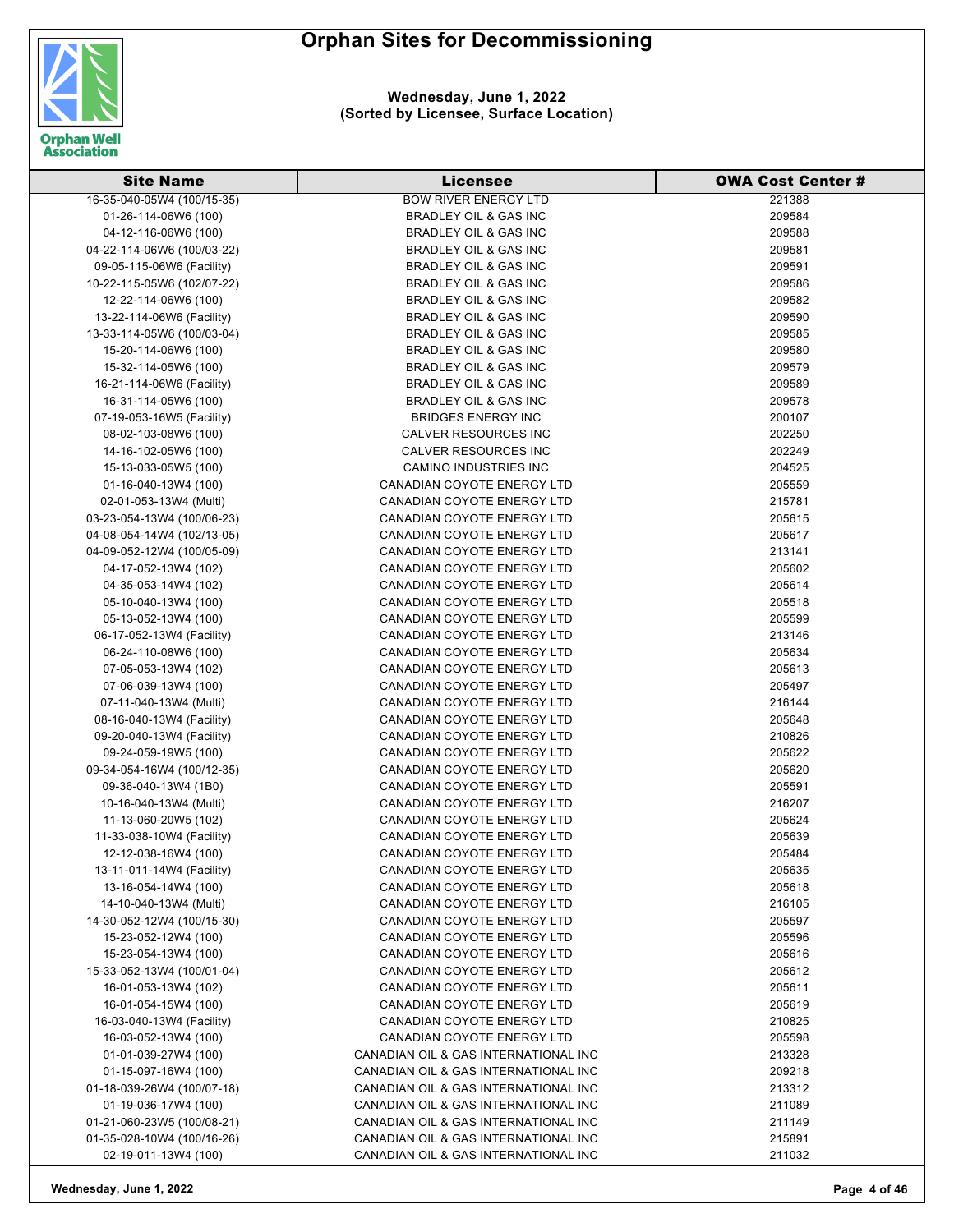# Orphan Sites for Decommissioning

**Wednesday, June 1, 2022**
**(Sorted by Licensee, Surface Location)**

| Site Name | Licensee | OWA Cost Center # |
|---|---|---|
| 16-35-040-05W4 (100/15-35) | BOW RIVER ENERGY LTD | 221388 |
| 01-26-114-06W6 (100) | BRADLEY OIL & GAS INC | 209584 |
| 04-12-116-06W6 (100) | BRADLEY OIL & GAS INC | 209588 |
| 04-22-114-06W6 (100/03-22) | BRADLEY OIL & GAS INC | 209581 |
| 09-05-115-06W6 (Facility) | BRADLEY OIL & GAS INC | 209591 |
| 10-22-115-05W6 (102/07-22) | BRADLEY OIL & GAS INC | 209586 |
| 12-22-114-06W6 (100) | BRADLEY OIL & GAS INC | 209582 |
| 13-22-114-06W6 (Facility) | BRADLEY OIL & GAS INC | 209590 |
| 13-33-114-05W6 (100/03-04) | BRADLEY OIL & GAS INC | 209585 |
| 15-20-114-06W6 (100) | BRADLEY OIL & GAS INC | 209580 |
| 15-32-114-05W6 (100) | BRADLEY OIL & GAS INC | 209579 |
| 16-21-114-06W6 (Facility) | BRADLEY OIL & GAS INC | 209589 |
| 16-31-114-05W6 (100) | BRADLEY OIL & GAS INC | 209578 |
| 07-19-053-16W5 (Facility) | BRIDGES ENERGY INC | 200107 |
| 08-02-103-08W6 (100) | CALVER RESOURCES INC | 202250 |
| 14-16-102-05W6 (100) | CALVER RESOURCES INC | 202249 |
| 15-13-033-05W5 (100) | CAMINO INDUSTRIES INC | 204525 |
| 01-16-040-13W4 (100) | CANADIAN COYOTE ENERGY LTD | 205559 |
| 02-01-053-13W4 (Multi) | CANADIAN COYOTE ENERGY LTD | 215781 |
| 03-23-054-13W4 (100/06-23) | CANADIAN COYOTE ENERGY LTD | 205615 |
| 04-08-054-14W4 (102/13-05) | CANADIAN COYOTE ENERGY LTD | 205617 |
| 04-09-052-12W4 (100/05-09) | CANADIAN COYOTE ENERGY LTD | 213141 |
| 04-17-052-13W4 (102) | CANADIAN COYOTE ENERGY LTD | 205602 |
| 04-35-053-14W4 (102) | CANADIAN COYOTE ENERGY LTD | 205614 |
| 05-10-040-13W4 (100) | CANADIAN COYOTE ENERGY LTD | 205518 |
| 05-13-052-13W4 (100) | CANADIAN COYOTE ENERGY LTD | 205599 |
| 06-17-052-13W4 (Facility) | CANADIAN COYOTE ENERGY LTD | 213146 |
| 06-24-110-08W6 (100) | CANADIAN COYOTE ENERGY LTD | 205634 |
| 07-05-053-13W4 (102) | CANADIAN COYOTE ENERGY LTD | 205613 |
| 07-06-039-13W4 (100) | CANADIAN COYOTE ENERGY LTD | 205497 |
| 07-11-040-13W4 (Multi) | CANADIAN COYOTE ENERGY LTD | 216144 |
| 08-16-040-13W4 (Facility) | CANADIAN COYOTE ENERGY LTD | 205648 |
| 09-20-040-13W4 (Facility) | CANADIAN COYOTE ENERGY LTD | 210826 |
| 09-24-059-19W5 (100) | CANADIAN COYOTE ENERGY LTD | 205622 |
| 09-34-054-16W4 (100/12-35) | CANADIAN COYOTE ENERGY LTD | 205620 |
| 09-36-040-13W4 (1B0) | CANADIAN COYOTE ENERGY LTD | 205591 |
| 10-16-040-13W4 (Multi) | CANADIAN COYOTE ENERGY LTD | 216207 |
| 11-13-060-20W5 (102) | CANADIAN COYOTE ENERGY LTD | 205624 |
| 11-33-038-10W4 (Facility) | CANADIAN COYOTE ENERGY LTD | 205639 |
| 12-12-038-16W4 (100) | CANADIAN COYOTE ENERGY LTD | 205484 |
| 13-11-011-14W4 (Facility) | CANADIAN COYOTE ENERGY LTD | 205635 |
| 13-16-054-14W4 (100) | CANADIAN COYOTE ENERGY LTD | 205618 |
| 14-10-040-13W4 (Multi) | CANADIAN COYOTE ENERGY LTD | 216105 |
| 14-30-052-12W4 (100/15-30) | CANADIAN COYOTE ENERGY LTD | 205597 |
| 15-23-052-12W4 (100) | CANADIAN COYOTE ENERGY LTD | 205596 |
| 15-23-054-13W4 (100) | CANADIAN COYOTE ENERGY LTD | 205616 |
| 15-33-052-13W4 (100/01-04) | CANADIAN COYOTE ENERGY LTD | 205612 |
| 16-01-053-13W4 (102) | CANADIAN COYOTE ENERGY LTD | 205611 |
| 16-01-054-15W4 (100) | CANADIAN COYOTE ENERGY LTD | 205619 |
| 16-03-040-13W4 (Facility) | CANADIAN COYOTE ENERGY LTD | 210825 |
| 16-03-052-13W4 (100) | CANADIAN COYOTE ENERGY LTD | 205598 |
| 01-01-039-27W4 (100) | CANADIAN OIL & GAS INTERNATIONAL INC | 213328 |
| 01-15-097-16W4 (100) | CANADIAN OIL & GAS INTERNATIONAL INC | 209218 |
| 01-18-039-26W4 (100/07-18) | CANADIAN OIL & GAS INTERNATIONAL INC | 213312 |
| 01-19-036-17W4 (100) | CANADIAN OIL & GAS INTERNATIONAL INC | 211089 |
| 01-21-060-23W5 (100/08-21) | CANADIAN OIL & GAS INTERNATIONAL INC | 211149 |
| 01-35-028-10W4 (100/16-26) | CANADIAN OIL & GAS INTERNATIONAL INC | 215891 |
| 02-19-011-13W4 (100) | CANADIAN OIL & GAS INTERNATIONAL INC | 211032 |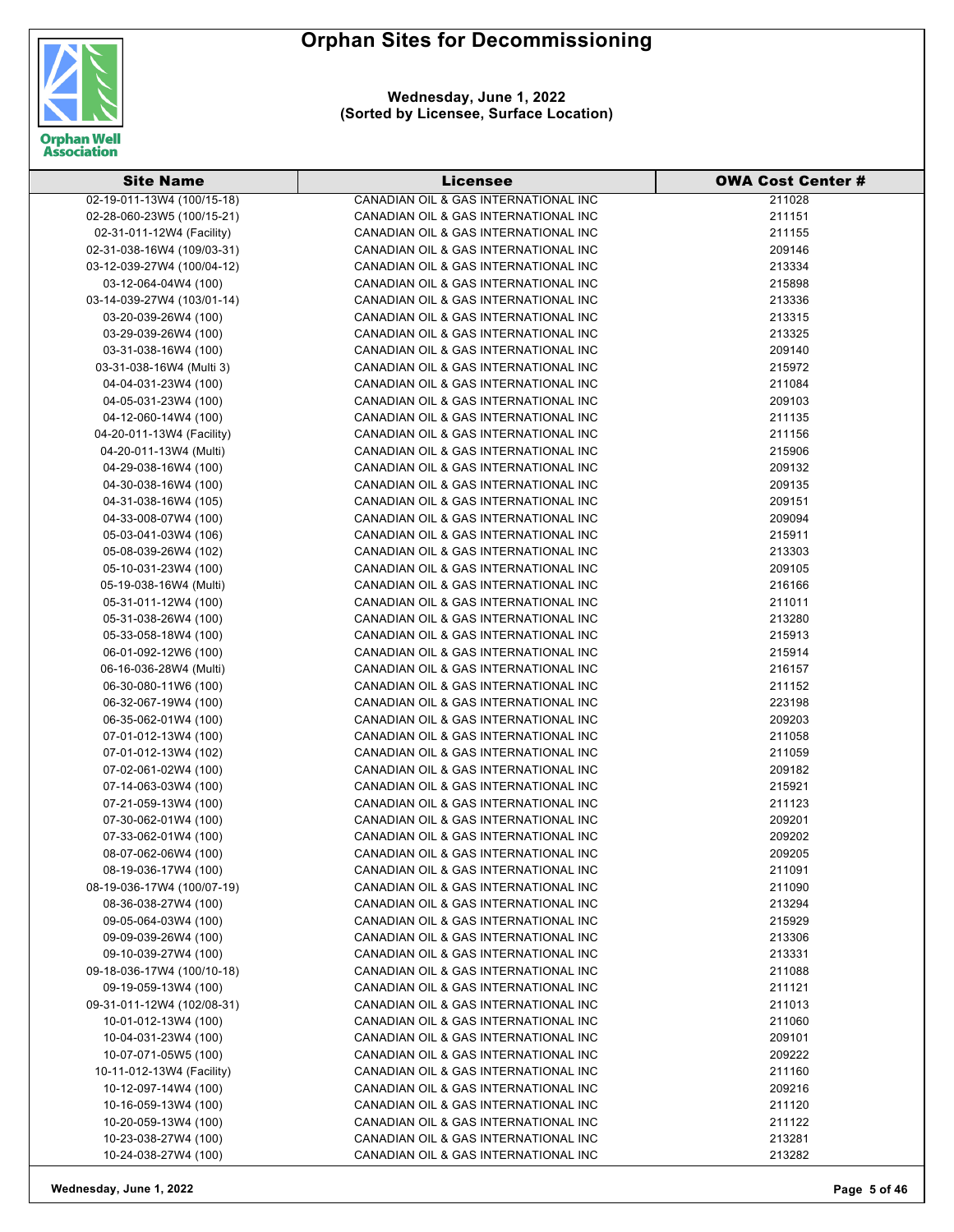# Orphan Sites for Decommissioning

**Wednesday, June 1, 2022**
**(Sorted by Licensee, Surface Location)**

| Site Name | Licensee | OWA Cost Center # |
|---|---|---|
| 02-19-011-13W4 (100/15-18) | CANADIAN OIL & GAS INTERNATIONAL INC | 211028 |
| 02-28-060-23W5 (100/15-21) | CANADIAN OIL & GAS INTERNATIONAL INC | 211151 |
| 02-31-011-12W4 (Facility) | CANADIAN OIL & GAS INTERNATIONAL INC | 211155 |
| 02-31-038-16W4 (109/03-31) | CANADIAN OIL & GAS INTERNATIONAL INC | 209146 |
| 03-12-039-27W4 (100/04-12) | CANADIAN OIL & GAS INTERNATIONAL INC | 213334 |
| 03-12-064-04W4 (100) | CANADIAN OIL & GAS INTERNATIONAL INC | 215898 |
| 03-14-039-27W4 (103/01-14) | CANADIAN OIL & GAS INTERNATIONAL INC | 213336 |
| 03-20-039-26W4 (100) | CANADIAN OIL & GAS INTERNATIONAL INC | 213315 |
| 03-29-039-26W4 (100) | CANADIAN OIL & GAS INTERNATIONAL INC | 213325 |
| 03-31-038-16W4 (100) | CANADIAN OIL & GAS INTERNATIONAL INC | 209140 |
| 03-31-038-16W4 (Multi 3) | CANADIAN OIL & GAS INTERNATIONAL INC | 215972 |
| 04-04-031-23W4 (100) | CANADIAN OIL & GAS INTERNATIONAL INC | 211084 |
| 04-05-031-23W4 (100) | CANADIAN OIL & GAS INTERNATIONAL INC | 209103 |
| 04-12-060-14W4 (100) | CANADIAN OIL & GAS INTERNATIONAL INC | 211135 |
| 04-20-011-13W4 (Facility) | CANADIAN OIL & GAS INTERNATIONAL INC | 211156 |
| 04-20-011-13W4 (Multi) | CANADIAN OIL & GAS INTERNATIONAL INC | 215906 |
| 04-29-038-16W4 (100) | CANADIAN OIL & GAS INTERNATIONAL INC | 209132 |
| 04-30-038-16W4 (100) | CANADIAN OIL & GAS INTERNATIONAL INC | 209135 |
| 04-31-038-16W4 (105) | CANADIAN OIL & GAS INTERNATIONAL INC | 209151 |
| 04-33-008-07W4 (100) | CANADIAN OIL & GAS INTERNATIONAL INC | 209094 |
| 05-03-041-03W4 (106) | CANADIAN OIL & GAS INTERNATIONAL INC | 215911 |
| 05-08-039-26W4 (102) | CANADIAN OIL & GAS INTERNATIONAL INC | 213303 |
| 05-10-031-23W4 (100) | CANADIAN OIL & GAS INTERNATIONAL INC | 209105 |
| 05-19-038-16W4 (Multi) | CANADIAN OIL & GAS INTERNATIONAL INC | 216166 |
| 05-31-011-12W4 (100) | CANADIAN OIL & GAS INTERNATIONAL INC | 211011 |
| 05-31-038-26W4 (100) | CANADIAN OIL & GAS INTERNATIONAL INC | 213280 |
| 05-33-058-18W4 (100) | CANADIAN OIL & GAS INTERNATIONAL INC | 215913 |
| 06-01-092-12W6 (100) | CANADIAN OIL & GAS INTERNATIONAL INC | 215914 |
| 06-16-036-28W4 (Multi) | CANADIAN OIL & GAS INTERNATIONAL INC | 216157 |
| 06-30-080-11W6 (100) | CANADIAN OIL & GAS INTERNATIONAL INC | 211152 |
| 06-32-067-19W4 (100) | CANADIAN OIL & GAS INTERNATIONAL INC | 223198 |
| 06-35-062-01W4 (100) | CANADIAN OIL & GAS INTERNATIONAL INC | 209203 |
| 07-01-012-13W4 (100) | CANADIAN OIL & GAS INTERNATIONAL INC | 211058 |
| 07-01-012-13W4 (102) | CANADIAN OIL & GAS INTERNATIONAL INC | 211059 |
| 07-02-061-02W4 (100) | CANADIAN OIL & GAS INTERNATIONAL INC | 209182 |
| 07-14-063-03W4 (100) | CANADIAN OIL & GAS INTERNATIONAL INC | 215921 |
| 07-21-059-13W4 (100) | CANADIAN OIL & GAS INTERNATIONAL INC | 211123 |
| 07-30-062-01W4 (100) | CANADIAN OIL & GAS INTERNATIONAL INC | 209201 |
| 07-33-062-01W4 (100) | CANADIAN OIL & GAS INTERNATIONAL INC | 209202 |
| 08-07-062-06W4 (100) | CANADIAN OIL & GAS INTERNATIONAL INC | 209205 |
| 08-19-036-17W4 (100) | CANADIAN OIL & GAS INTERNATIONAL INC | 211091 |
| 08-19-036-17W4 (100/07-19) | CANADIAN OIL & GAS INTERNATIONAL INC | 211090 |
| 08-36-038-27W4 (100) | CANADIAN OIL & GAS INTERNATIONAL INC | 213294 |
| 09-05-064-03W4 (100) | CANADIAN OIL & GAS INTERNATIONAL INC | 215929 |
| 09-09-039-26W4 (100) | CANADIAN OIL & GAS INTERNATIONAL INC | 213306 |
| 09-10-039-27W4 (100) | CANADIAN OIL & GAS INTERNATIONAL INC | 213331 |
| 09-18-036-17W4 (100/10-18) | CANADIAN OIL & GAS INTERNATIONAL INC | 211088 |
| 09-19-059-13W4 (100) | CANADIAN OIL & GAS INTERNATIONAL INC | 211121 |
| 09-31-011-12W4 (102/08-31) | CANADIAN OIL & GAS INTERNATIONAL INC | 211013 |
| 10-01-012-13W4 (100) | CANADIAN OIL & GAS INTERNATIONAL INC | 211060 |
| 10-04-031-23W4 (100) | CANADIAN OIL & GAS INTERNATIONAL INC | 209101 |
| 10-07-071-05W5 (100) | CANADIAN OIL & GAS INTERNATIONAL INC | 209222 |
| 10-11-012-13W4 (Facility) | CANADIAN OIL & GAS INTERNATIONAL INC | 211160 |
| 10-12-097-14W4 (100) | CANADIAN OIL & GAS INTERNATIONAL INC | 209216 |
| 10-16-059-13W4 (100) | CANADIAN OIL & GAS INTERNATIONAL INC | 211120 |
| 10-20-059-13W4 (100) | CANADIAN OIL & GAS INTERNATIONAL INC | 211122 |
| 10-23-038-27W4 (100) | CANADIAN OIL & GAS INTERNATIONAL INC | 213281 |
| 10-24-038-27W4 (100) | CANADIAN OIL & GAS INTERNATIONAL INC | 213282 |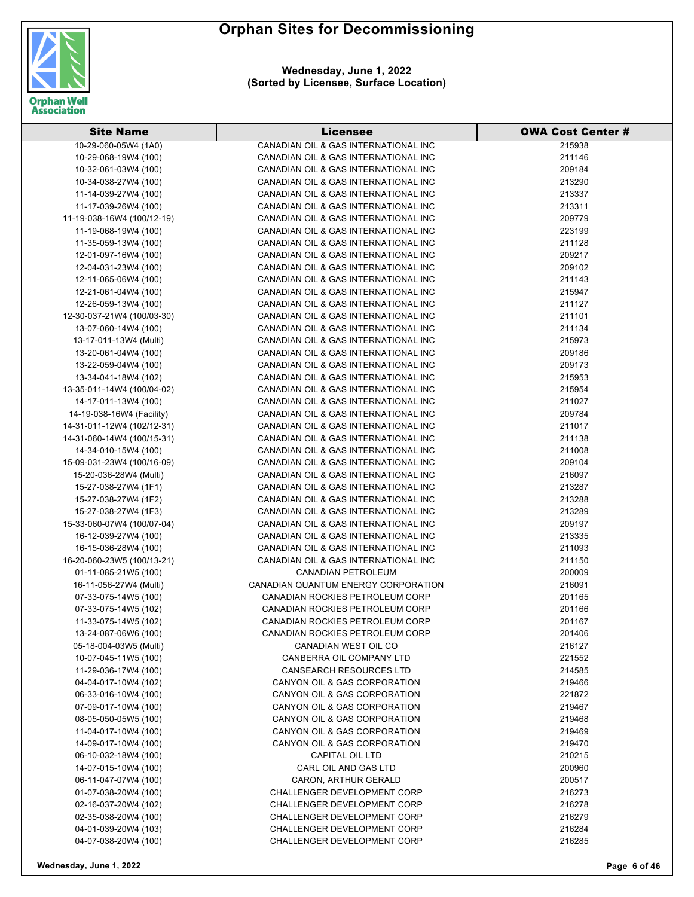# Orphan Sites for Decommissioning

**Wednesday, June 1, 2022**
**(Sorted by Licensee, Surface Location)**

| Site Name | Licensee | OWA Cost Center # |
|---|---|---|
| 10-29-060-05W4 (1A0) | CANADIAN OIL & GAS INTERNATIONAL INC | 215938 |
| 10-29-068-19W4 (100) | CANADIAN OIL & GAS INTERNATIONAL INC | 211146 |
| 10-32-061-03W4 (100) | CANADIAN OIL & GAS INTERNATIONAL INC | 209184 |
| 10-34-038-27W4 (100) | CANADIAN OIL & GAS INTERNATIONAL INC | 213290 |
| 11-14-039-27W4 (100) | CANADIAN OIL & GAS INTERNATIONAL INC | 213337 |
| 11-17-039-26W4 (100) | CANADIAN OIL & GAS INTERNATIONAL INC | 213311 |
| 11-19-038-16W4 (100/12-19) | CANADIAN OIL & GAS INTERNATIONAL INC | 209779 |
| 11-19-068-19W4 (100) | CANADIAN OIL & GAS INTERNATIONAL INC | 223199 |
| 11-35-059-13W4 (100) | CANADIAN OIL & GAS INTERNATIONAL INC | 211128 |
| 12-01-097-16W4 (100) | CANADIAN OIL & GAS INTERNATIONAL INC | 209217 |
| 12-04-031-23W4 (100) | CANADIAN OIL & GAS INTERNATIONAL INC | 209102 |
| 12-11-065-06W4 (100) | CANADIAN OIL & GAS INTERNATIONAL INC | 211143 |
| 12-21-061-04W4 (100) | CANADIAN OIL & GAS INTERNATIONAL INC | 215947 |
| 12-26-059-13W4 (100) | CANADIAN OIL & GAS INTERNATIONAL INC | 211127 |
| 12-30-037-21W4 (100/03-30) | CANADIAN OIL & GAS INTERNATIONAL INC | 211101 |
| 13-07-060-14W4 (100) | CANADIAN OIL & GAS INTERNATIONAL INC | 211134 |
| 13-17-011-13W4 (Multi) | CANADIAN OIL & GAS INTERNATIONAL INC | 215973 |
| 13-20-061-04W4 (100) | CANADIAN OIL & GAS INTERNATIONAL INC | 209186 |
| 13-22-059-04W4 (100) | CANADIAN OIL & GAS INTERNATIONAL INC | 209173 |
| 13-34-041-18W4 (102) | CANADIAN OIL & GAS INTERNATIONAL INC | 215953 |
| 13-35-011-14W4 (100/04-02) | CANADIAN OIL & GAS INTERNATIONAL INC | 215954 |
| 14-17-011-13W4 (100) | CANADIAN OIL & GAS INTERNATIONAL INC | 211027 |
| 14-19-038-16W4 (Facility) | CANADIAN OIL & GAS INTERNATIONAL INC | 209784 |
| 14-31-011-12W4 (102/12-31) | CANADIAN OIL & GAS INTERNATIONAL INC | 211017 |
| 14-31-060-14W4 (100/15-31) | CANADIAN OIL & GAS INTERNATIONAL INC | 211138 |
| 14-34-010-15W4 (100) | CANADIAN OIL & GAS INTERNATIONAL INC | 211008 |
| 15-09-031-23W4 (100/16-09) | CANADIAN OIL & GAS INTERNATIONAL INC | 209104 |
| 15-20-036-28W4 (Multi) | CANADIAN OIL & GAS INTERNATIONAL INC | 216097 |
| 15-27-038-27W4 (1F1) | CANADIAN OIL & GAS INTERNATIONAL INC | 213287 |
| 15-27-038-27W4 (1F2) | CANADIAN OIL & GAS INTERNATIONAL INC | 213288 |
| 15-27-038-27W4 (1F3) | CANADIAN OIL & GAS INTERNATIONAL INC | 213289 |
| 15-33-060-07W4 (100/07-04) | CANADIAN OIL & GAS INTERNATIONAL INC | 209197 |
| 16-12-039-27W4 (100) | CANADIAN OIL & GAS INTERNATIONAL INC | 213335 |
| 16-15-036-28W4 (100) | CANADIAN OIL & GAS INTERNATIONAL INC | 211093 |
| 16-20-060-23W5 (100/13-21) | CANADIAN OIL & GAS INTERNATIONAL INC | 211150 |
| 01-11-085-21W5 (100) | CANADIAN PETROLEUM | 200009 |
| 16-11-056-27W4 (Multi) | CANADIAN QUANTUM ENERGY CORPORATION | 216091 |
| 07-33-075-14W5 (100) | CANADIAN ROCKIES PETROLEUM CORP | 201165 |
| 07-33-075-14W5 (102) | CANADIAN ROCKIES PETROLEUM CORP | 201166 |
| 11-33-075-14W5 (102) | CANADIAN ROCKIES PETROLEUM CORP | 201167 |
| 13-24-087-06W6 (100) | CANADIAN ROCKIES PETROLEUM CORP | 201406 |
| 05-18-004-03W5 (Multi) | CANADIAN WEST OIL CO | 216127 |
| 10-07-045-11W5 (100) | CANBERRA OIL COMPANY LTD | 221552 |
| 11-29-036-17W4 (100) | CANSEARCH RESOURCES LTD | 214585 |
| 04-04-017-10W4 (102) | CANYON OIL & GAS CORPORATION | 219466 |
| 06-33-016-10W4 (100) | CANYON OIL & GAS CORPORATION | 221872 |
| 07-09-017-10W4 (100) | CANYON OIL & GAS CORPORATION | 219467 |
| 08-05-050-05W5 (100) | CANYON OIL & GAS CORPORATION | 219468 |
| 11-04-017-10W4 (100) | CANYON OIL & GAS CORPORATION | 219469 |
| 14-09-017-10W4 (100) | CANYON OIL & GAS CORPORATION | 219470 |
| 06-10-032-18W4 (100) | CAPITAL OIL LTD | 210215 |
| 14-07-015-10W4 (100) | CARL OIL AND GAS LTD | 200960 |
| 06-11-047-07W4 (100) | CARON, ARTHUR GERALD | 200517 |
| 01-07-038-20W4 (100) | CHALLENGER DEVELOPMENT CORP | 216273 |
| 02-16-037-20W4 (102) | CHALLENGER DEVELOPMENT CORP | 216278 |
| 02-35-038-20W4 (100) | CHALLENGER DEVELOPMENT CORP | 216279 |
| 04-01-039-20W4 (103) | CHALLENGER DEVELOPMENT CORP | 216284 |
| 04-07-038-20W4 (100) | CHALLENGER DEVELOPMENT CORP | 216285 |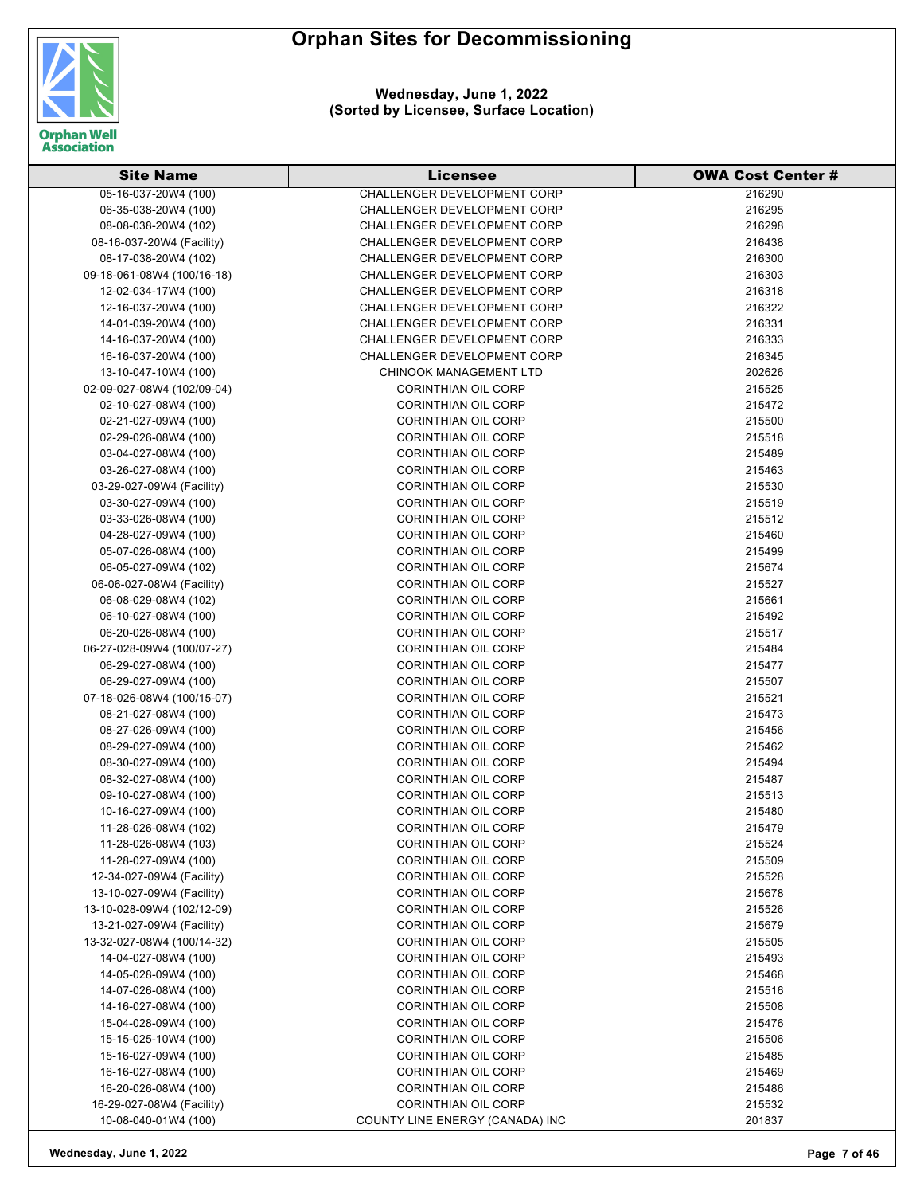# Orphan Sites for Decommissioning

**Wednesday, June 1, 2022**
**(Sorted by Licensee, Surface Location)**

| Site Name | Licensee | OWA Cost Center # |
|---|---|---|
| 05-16-037-20W4 (100) | CHALLENGER DEVELOPMENT CORP | 216290 |
| 06-35-038-20W4 (100) | CHALLENGER DEVELOPMENT CORP | 216295 |
| 08-08-038-20W4 (102) | CHALLENGER DEVELOPMENT CORP | 216298 |
| 08-16-037-20W4 (Facility) | CHALLENGER DEVELOPMENT CORP | 216438 |
| 08-17-038-20W4 (102) | CHALLENGER DEVELOPMENT CORP | 216300 |
| 09-18-061-08W4 (100/16-18) | CHALLENGER DEVELOPMENT CORP | 216303 |
| 12-02-034-17W4 (100) | CHALLENGER DEVELOPMENT CORP | 216318 |
| 12-16-037-20W4 (100) | CHALLENGER DEVELOPMENT CORP | 216322 |
| 14-01-039-20W4 (100) | CHALLENGER DEVELOPMENT CORP | 216331 |
| 14-16-037-20W4 (100) | CHALLENGER DEVELOPMENT CORP | 216333 |
| 16-16-037-20W4 (100) | CHALLENGER DEVELOPMENT CORP | 216345 |
| 13-10-047-10W4 (100) | CHINOOK MANAGEMENT LTD | 202626 |
| 02-09-027-08W4 (102/09-04) | CORINTHIAN OIL CORP | 215525 |
| 02-10-027-08W4 (100) | CORINTHIAN OIL CORP | 215472 |
| 02-21-027-09W4 (100) | CORINTHIAN OIL CORP | 215500 |
| 02-29-026-08W4 (100) | CORINTHIAN OIL CORP | 215518 |
| 03-04-027-08W4 (100) | CORINTHIAN OIL CORP | 215489 |
| 03-26-027-08W4 (100) | CORINTHIAN OIL CORP | 215463 |
| 03-29-027-09W4 (Facility) | CORINTHIAN OIL CORP | 215530 |
| 03-30-027-09W4 (100) | CORINTHIAN OIL CORP | 215519 |
| 03-33-026-08W4 (100) | CORINTHIAN OIL CORP | 215512 |
| 04-28-027-09W4 (100) | CORINTHIAN OIL CORP | 215460 |
| 05-07-026-08W4 (100) | CORINTHIAN OIL CORP | 215499 |
| 06-05-027-09W4 (102) | CORINTHIAN OIL CORP | 215674 |
| 06-06-027-08W4 (Facility) | CORINTHIAN OIL CORP | 215527 |
| 06-08-029-08W4 (102) | CORINTHIAN OIL CORP | 215661 |
| 06-10-027-08W4 (100) | CORINTHIAN OIL CORP | 215492 |
| 06-20-026-08W4 (100) | CORINTHIAN OIL CORP | 215517 |
| 06-27-028-09W4 (100/07-27) | CORINTHIAN OIL CORP | 215484 |
| 06-29-027-08W4 (100) | CORINTHIAN OIL CORP | 215477 |
| 06-29-027-09W4 (100) | CORINTHIAN OIL CORP | 215507 |
| 07-18-026-08W4 (100/15-07) | CORINTHIAN OIL CORP | 215521 |
| 08-21-027-08W4 (100) | CORINTHIAN OIL CORP | 215473 |
| 08-27-026-09W4 (100) | CORINTHIAN OIL CORP | 215456 |
| 08-29-027-09W4 (100) | CORINTHIAN OIL CORP | 215462 |
| 08-30-027-09W4 (100) | CORINTHIAN OIL CORP | 215494 |
| 08-32-027-08W4 (100) | CORINTHIAN OIL CORP | 215487 |
| 09-10-027-08W4 (100) | CORINTHIAN OIL CORP | 215513 |
| 10-16-027-09W4 (100) | CORINTHIAN OIL CORP | 215480 |
| 11-28-026-08W4 (102) | CORINTHIAN OIL CORP | 215479 |
| 11-28-026-08W4 (103) | CORINTHIAN OIL CORP | 215524 |
| 11-28-027-09W4 (100) | CORINTHIAN OIL CORP | 215509 |
| 12-34-027-09W4 (Facility) | CORINTHIAN OIL CORP | 215528 |
| 13-10-027-09W4 (Facility) | CORINTHIAN OIL CORP | 215678 |
| 13-10-028-09W4 (102/12-09) | CORINTHIAN OIL CORP | 215526 |
| 13-21-027-09W4 (Facility) | CORINTHIAN OIL CORP | 215679 |
| 13-32-027-08W4 (100/14-32) | CORINTHIAN OIL CORP | 215505 |
| 14-04-027-08W4 (100) | CORINTHIAN OIL CORP | 215493 |
| 14-05-028-09W4 (100) | CORINTHIAN OIL CORP | 215468 |
| 14-07-026-08W4 (100) | CORINTHIAN OIL CORP | 215516 |
| 14-16-027-08W4 (100) | CORINTHIAN OIL CORP | 215508 |
| 15-04-028-09W4 (100) | CORINTHIAN OIL CORP | 215476 |
| 15-15-025-10W4 (100) | CORINTHIAN OIL CORP | 215506 |
| 15-16-027-09W4 (100) | CORINTHIAN OIL CORP | 215485 |
| 16-16-027-08W4 (100) | CORINTHIAN OIL CORP | 215469 |
| 16-20-026-08W4 (100) | CORINTHIAN OIL CORP | 215486 |
| 16-29-027-08W4 (Facility) | CORINTHIAN OIL CORP | 215532 |
| 10-08-040-01W4 (100) | COUNTY LINE ENERGY (CANADA) INC | 201837 |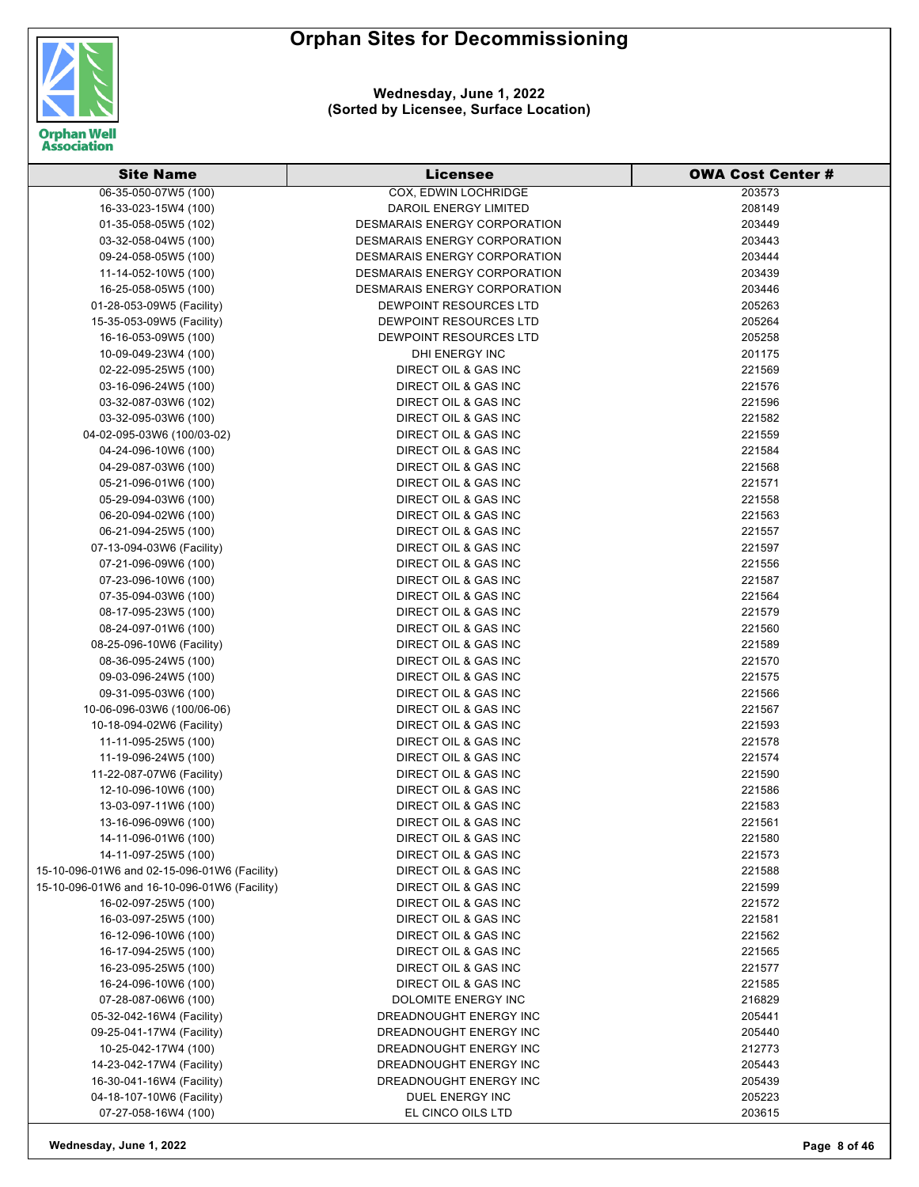# Orphan Sites for Decommissioning

**Wednesday, June 1, 2022**
**(Sorted by Licensee, Surface Location)**

| Site Name | Licensee | OWA Cost Center # |
|---|---|---|
| 06-35-050-07W5 (100) | COX, EDWIN LOCHRIDGE | 203573 |
| 16-33-023-15W4 (100) | DAROIL ENERGY LIMITED | 208149 |
| 01-35-058-05W5 (102) | DESMARAIS ENERGY CORPORATION | 203449 |
| 03-32-058-04W5 (100) | DESMARAIS ENERGY CORPORATION | 203443 |
| 09-24-058-05W5 (100) | DESMARAIS ENERGY CORPORATION | 203444 |
| 11-14-052-10W5 (100) | DESMARAIS ENERGY CORPORATION | 203439 |
| 16-25-058-05W5 (100) | DESMARAIS ENERGY CORPORATION | 203446 |
| 01-28-053-09W5 (Facility) | DEWPOINT RESOURCES LTD | 205263 |
| 15-35-053-09W5 (Facility) | DEWPOINT RESOURCES LTD | 205264 |
| 16-16-053-09W5 (100) | DEWPOINT RESOURCES LTD | 205258 |
| 10-09-049-23W4 (100) | DHI ENERGY INC | 201175 |
| 02-22-095-25W5 (100) | DIRECT OIL & GAS INC | 221569 |
| 03-16-096-24W5 (100) | DIRECT OIL & GAS INC | 221576 |
| 03-32-087-03W6 (102) | DIRECT OIL & GAS INC | 221596 |
| 03-32-095-03W6 (100) | DIRECT OIL & GAS INC | 221582 |
| 04-02-095-03W6 (100/03-02) | DIRECT OIL & GAS INC | 221559 |
| 04-24-096-10W6 (100) | DIRECT OIL & GAS INC | 221584 |
| 04-29-087-03W6 (100) | DIRECT OIL & GAS INC | 221568 |
| 05-21-096-01W6 (100) | DIRECT OIL & GAS INC | 221571 |
| 05-29-094-03W6 (100) | DIRECT OIL & GAS INC | 221558 |
| 06-20-094-02W6 (100) | DIRECT OIL & GAS INC | 221563 |
| 06-21-094-25W5 (100) | DIRECT OIL & GAS INC | 221557 |
| 07-13-094-03W6 (Facility) | DIRECT OIL & GAS INC | 221597 |
| 07-21-096-09W6 (100) | DIRECT OIL & GAS INC | 221556 |
| 07-23-096-10W6 (100) | DIRECT OIL & GAS INC | 221587 |
| 07-35-094-03W6 (100) | DIRECT OIL & GAS INC | 221564 |
| 08-17-095-23W5 (100) | DIRECT OIL & GAS INC | 221579 |
| 08-24-097-01W6 (100) | DIRECT OIL & GAS INC | 221560 |
| 08-25-096-10W6 (Facility) | DIRECT OIL & GAS INC | 221589 |
| 08-36-095-24W5 (100) | DIRECT OIL & GAS INC | 221570 |
| 09-03-096-24W5 (100) | DIRECT OIL & GAS INC | 221575 |
| 09-31-095-03W6 (100) | DIRECT OIL & GAS INC | 221566 |
| 10-06-096-03W6 (100/06-06) | DIRECT OIL & GAS INC | 221567 |
| 10-18-094-02W6 (Facility) | DIRECT OIL & GAS INC | 221593 |
| 11-11-095-25W5 (100) | DIRECT OIL & GAS INC | 221578 |
| 11-19-096-24W5 (100) | DIRECT OIL & GAS INC | 221574 |
| 11-22-087-07W6 (Facility) | DIRECT OIL & GAS INC | 221590 |
| 12-10-096-10W6 (100) | DIRECT OIL & GAS INC | 221586 |
| 13-03-097-11W6 (100) | DIRECT OIL & GAS INC | 221583 |
| 13-16-096-09W6 (100) | DIRECT OIL & GAS INC | 221561 |
| 14-11-096-01W6 (100) | DIRECT OIL & GAS INC | 221580 |
| 14-11-097-25W5 (100) | DIRECT OIL & GAS INC | 221573 |
| 15-10-096-01W6 and 02-15-096-01W6 (Facility) | DIRECT OIL & GAS INC | 221588 |
| 15-10-096-01W6 and 16-10-096-01W6 (Facility) | DIRECT OIL & GAS INC | 221599 |
| 16-02-097-25W5 (100) | DIRECT OIL & GAS INC | 221572 |
| 16-03-097-25W5 (100) | DIRECT OIL & GAS INC | 221581 |
| 16-12-096-10W6 (100) | DIRECT OIL & GAS INC | 221562 |
| 16-17-094-25W5 (100) | DIRECT OIL & GAS INC | 221565 |
| 16-23-095-25W5 (100) | DIRECT OIL & GAS INC | 221577 |
| 16-24-096-10W6 (100) | DIRECT OIL & GAS INC | 221585 |
| 07-28-087-06W6 (100) | DOLOMITE ENERGY INC | 216829 |
| 05-32-042-16W4 (Facility) | DREADNOUGHT ENERGY INC | 205441 |
| 09-25-041-17W4 (Facility) | DREADNOUGHT ENERGY INC | 205440 |
| 10-25-042-17W4 (100) | DREADNOUGHT ENERGY INC | 212773 |
| 14-23-042-17W4 (Facility) | DREADNOUGHT ENERGY INC | 205443 |
| 16-30-041-16W4 (Facility) | DREADNOUGHT ENERGY INC | 205439 |
| 04-18-107-10W6 (Facility) | DUEL ENERGY INC | 205223 |
| 07-27-058-16W4 (100) | EL CINCO OILS LTD | 203615 |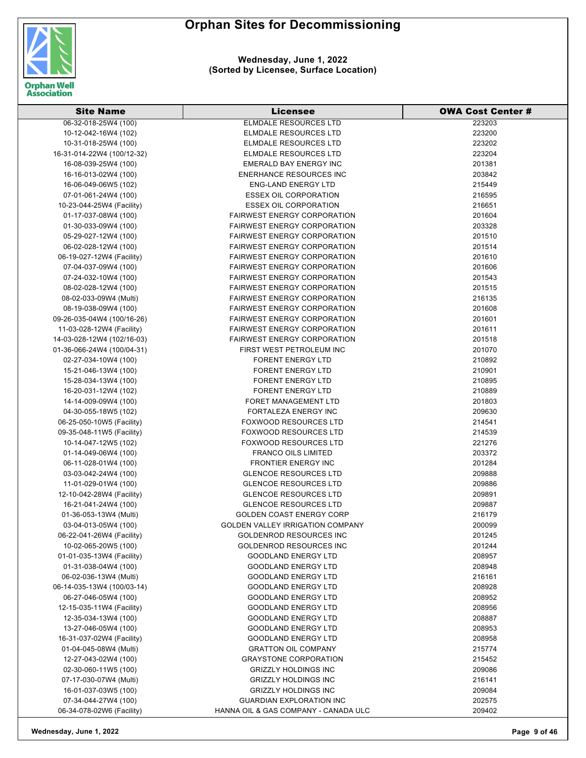# Orphan Sites for Decommissioning

**Wednesday, June 1, 2022**
**(Sorted by Licensee, Surface Location)**

| Site Name | Licensee | OWA Cost Center # |
|---|---|---|
| 06-32-018-25W4 (100) | ELMDALE RESOURCES LTD | 223203 |
| 10-12-042-16W4 (102) | ELMDALE RESOURCES LTD | 223200 |
| 10-31-018-25W4 (100) | ELMDALE RESOURCES LTD | 223202 |
| 16-31-014-22W4 (100/12-32) | ELMDALE RESOURCES LTD | 223204 |
| 16-08-039-25W4 (100) | EMERALD BAY ENERGY INC | 201381 |
| 16-16-013-02W4 (100) | ENERHANCE RESOURCES INC | 203842 |
| 16-06-049-06W5 (102) | ENG-LAND ENERGY LTD | 215449 |
| 07-01-061-24W4 (100) | ESSEX OIL CORPORATION | 216595 |
| 10-23-044-25W4 (Facility) | ESSEX OIL CORPORATION | 216651 |
| 01-17-037-08W4 (100) | FAIRWEST ENERGY CORPORATION | 201604 |
| 01-30-033-09W4 (100) | FAIRWEST ENERGY CORPORATION | 203328 |
| 05-29-027-12W4 (100) | FAIRWEST ENERGY CORPORATION | 201510 |
| 06-02-028-12W4 (100) | FAIRWEST ENERGY CORPORATION | 201514 |
| 06-19-027-12W4 (Facility) | FAIRWEST ENERGY CORPORATION | 201610 |
| 07-04-037-09W4 (100) | FAIRWEST ENERGY CORPORATION | 201606 |
| 07-24-032-10W4 (100) | FAIRWEST ENERGY CORPORATION | 201543 |
| 08-02-028-12W4 (100) | FAIRWEST ENERGY CORPORATION | 201515 |
| 08-02-033-09W4 (Multi) | FAIRWEST ENERGY CORPORATION | 216135 |
| 08-19-038-09W4 (100) | FAIRWEST ENERGY CORPORATION | 201608 |
| 09-26-035-04W4 (100/16-26) | FAIRWEST ENERGY CORPORATION | 201601 |
| 11-03-028-12W4 (Facility) | FAIRWEST ENERGY CORPORATION | 201611 |
| 14-03-028-12W4 (102/16-03) | FAIRWEST ENERGY CORPORATION | 201518 |
| 01-36-066-24W4 (100/04-31) | FIRST WEST PETROLEUM INC | 201070 |
| 02-27-034-10W4 (100) | FORENT ENERGY LTD | 210892 |
| 15-21-046-13W4 (100) | FORENT ENERGY LTD | 210901 |
| 15-28-034-13W4 (100) | FORENT ENERGY LTD | 210895 |
| 16-20-031-12W4 (102) | FORENT ENERGY LTD | 210889 |
| 14-14-009-09W4 (100) | FORET MANAGEMENT LTD | 201803 |
| 04-30-055-18W5 (102) | FORTALEZA ENERGY INC | 209630 |
| 06-25-050-10W5 (Facility) | FOXWOOD RESOURCES LTD | 214541 |
| 09-35-048-11W5 (Facility) | FOXWOOD RESOURCES LTD | 214539 |
| 10-14-047-12W5 (102) | FOXWOOD RESOURCES LTD | 221276 |
| 01-14-049-06W4 (100) | FRANCO OILS LIMITED | 203372 |
| 06-11-028-01W4 (100) | FRONTIER ENERGY INC | 201284 |
| 03-03-042-24W4 (100) | GLENCOE RESOURCES LTD | 209888 |
| 11-01-029-01W4 (100) | GLENCOE RESOURCES LTD | 209886 |
| 12-10-042-28W4 (Facility) | GLENCOE RESOURCES LTD | 209891 |
| 16-21-041-24W4 (100) | GLENCOE RESOURCES LTD | 209887 |
| 01-36-053-13W4 (Multi) | GOLDEN COAST ENERGY CORP | 216179 |
| 03-04-013-05W4 (100) | GOLDEN VALLEY IRRIGATION COMPANY | 200099 |
| 06-22-041-26W4 (Facility) | GOLDENROD RESOURCES INC | 201245 |
| 10-02-065-20W5 (100) | GOLDENROD RESOURCES INC | 201244 |
| 01-01-035-13W4 (Facility) | GOODLAND ENERGY LTD | 208957 |
| 01-31-038-04W4 (100) | GOODLAND ENERGY LTD | 208948 |
| 06-02-036-13W4 (Multi) | GOODLAND ENERGY LTD | 216161 |
| 06-14-035-13W4 (100/03-14) | GOODLAND ENERGY LTD | 208928 |
| 06-27-046-05W4 (100) | GOODLAND ENERGY LTD | 208952 |
| 12-15-035-11W4 (Facility) | GOODLAND ENERGY LTD | 208956 |
| 12-35-034-13W4 (100) | GOODLAND ENERGY LTD | 208887 |
| 13-27-046-05W4 (100) | GOODLAND ENERGY LTD | 208953 |
| 16-31-037-02W4 (Facility) | GOODLAND ENERGY LTD | 208958 |
| 01-04-045-08W4 (Multi) | GRATTON OIL COMPANY | 215774 |
| 12-27-043-02W4 (100) | GRAYSTONE CORPORATION | 215452 |
| 02-30-060-11W5 (100) | GRIZZLY HOLDINGS INC | 209086 |
| 07-17-030-07W4 (Multi) | GRIZZLY HOLDINGS INC | 216141 |
| 16-01-037-03W5 (100) | GRIZZLY HOLDINGS INC | 209084 |
| 07-34-044-27W4 (100) | GUARDIAN EXPLORATION INC | 202575 |
| 06-34-078-02W6 (Facility) | HANNA OIL & GAS COMPANY - CANADA ULC | 209402 |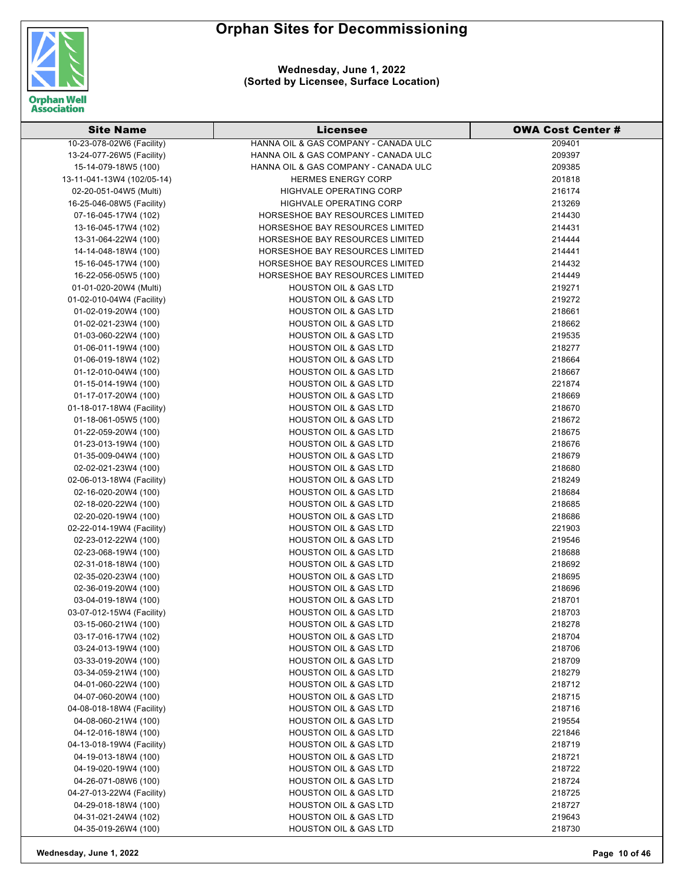# Orphan Sites for Decommissioning

**Wednesday, June 1, 2022**
**(Sorted by Licensee, Surface Location)**

| Site Name | Licensee | OWA Cost Center # |
|---|---|---|
| 10-23-078-02W6 (Facility) | HANNA OIL & GAS COMPANY - CANADA ULC | 209401 |
| 13-24-077-26W5 (Facility) | HANNA OIL & GAS COMPANY - CANADA ULC | 209397 |
| 15-14-079-18W5 (100) | HANNA OIL & GAS COMPANY - CANADA ULC | 209385 |
| 13-11-041-13W4 (102/05-14) | HERMES ENERGY CORP | 201818 |
| 02-20-051-04W5 (Multi) | HIGHVALE OPERATING CORP | 216174 |
| 16-25-046-08W5 (Facility) | HIGHVALE OPERATING CORP | 213269 |
| 07-16-045-17W4 (102) | HORSESHOE BAY RESOURCES LIMITED | 214430 |
| 13-16-045-17W4 (102) | HORSESHOE BAY RESOURCES LIMITED | 214431 |
| 13-31-064-22W4 (100) | HORSESHOE BAY RESOURCES LIMITED | 214444 |
| 14-14-048-18W4 (100) | HORSESHOE BAY RESOURCES LIMITED | 214441 |
| 15-16-045-17W4 (100) | HORSESHOE BAY RESOURCES LIMITED | 214432 |
| 16-22-056-05W5 (100) | HORSESHOE BAY RESOURCES LIMITED | 214449 |
| 01-01-020-20W4 (Multi) | HOUSTON OIL & GAS LTD | 219271 |
| 01-02-010-04W4 (Facility) | HOUSTON OIL & GAS LTD | 219272 |
| 01-02-019-20W4 (100) | HOUSTON OIL & GAS LTD | 218661 |
| 01-02-021-23W4 (100) | HOUSTON OIL & GAS LTD | 218662 |
| 01-03-060-22W4 (100) | HOUSTON OIL & GAS LTD | 219535 |
| 01-06-011-19W4 (100) | HOUSTON OIL & GAS LTD | 218277 |
| 01-06-019-18W4 (102) | HOUSTON OIL & GAS LTD | 218664 |
| 01-12-010-04W4 (100) | HOUSTON OIL & GAS LTD | 218667 |
| 01-15-014-19W4 (100) | HOUSTON OIL & GAS LTD | 221874 |
| 01-17-017-20W4 (100) | HOUSTON OIL & GAS LTD | 218669 |
| 01-18-017-18W4 (Facility) | HOUSTON OIL & GAS LTD | 218670 |
| 01-18-061-05W5 (100) | HOUSTON OIL & GAS LTD | 218672 |
| 01-22-059-20W4 (100) | HOUSTON OIL & GAS LTD | 218675 |
| 01-23-013-19W4 (100) | HOUSTON OIL & GAS LTD | 218676 |
| 01-35-009-04W4 (100) | HOUSTON OIL & GAS LTD | 218679 |
| 02-02-021-23W4 (100) | HOUSTON OIL & GAS LTD | 218680 |
| 02-06-013-18W4 (Facility) | HOUSTON OIL & GAS LTD | 218249 |
| 02-16-020-20W4 (100) | HOUSTON OIL & GAS LTD | 218684 |
| 02-18-020-22W4 (100) | HOUSTON OIL & GAS LTD | 218685 |
| 02-20-020-19W4 (100) | HOUSTON OIL & GAS LTD | 218686 |
| 02-22-014-19W4 (Facility) | HOUSTON OIL & GAS LTD | 221903 |
| 02-23-012-22W4 (100) | HOUSTON OIL & GAS LTD | 219546 |
| 02-23-068-19W4 (100) | HOUSTON OIL & GAS LTD | 218688 |
| 02-31-018-18W4 (100) | HOUSTON OIL & GAS LTD | 218692 |
| 02-35-020-23W4 (100) | HOUSTON OIL & GAS LTD | 218695 |
| 02-36-019-20W4 (100) | HOUSTON OIL & GAS LTD | 218696 |
| 03-04-019-18W4 (100) | HOUSTON OIL & GAS LTD | 218701 |
| 03-07-012-15W4 (Facility) | HOUSTON OIL & GAS LTD | 218703 |
| 03-15-060-21W4 (100) | HOUSTON OIL & GAS LTD | 218278 |
| 03-17-016-17W4 (102) | HOUSTON OIL & GAS LTD | 218704 |
| 03-24-013-19W4 (100) | HOUSTON OIL & GAS LTD | 218706 |
| 03-33-019-20W4 (100) | HOUSTON OIL & GAS LTD | 218709 |
| 03-34-059-21W4 (100) | HOUSTON OIL & GAS LTD | 218279 |
| 04-01-060-22W4 (100) | HOUSTON OIL & GAS LTD | 218712 |
| 04-07-060-20W4 (100) | HOUSTON OIL & GAS LTD | 218715 |
| 04-08-018-18W4 (Facility) | HOUSTON OIL & GAS LTD | 218716 |
| 04-08-060-21W4 (100) | HOUSTON OIL & GAS LTD | 219554 |
| 04-12-016-18W4 (100) | HOUSTON OIL & GAS LTD | 221846 |
| 04-13-018-19W4 (Facility) | HOUSTON OIL & GAS LTD | 218719 |
| 04-19-013-18W4 (100) | HOUSTON OIL & GAS LTD | 218721 |
| 04-19-020-19W4 (100) | HOUSTON OIL & GAS LTD | 218722 |
| 04-26-071-08W6 (100) | HOUSTON OIL & GAS LTD | 218724 |
| 04-27-013-22W4 (Facility) | HOUSTON OIL & GAS LTD | 218725 |
| 04-29-018-18W4 (100) | HOUSTON OIL & GAS LTD | 218727 |
| 04-31-021-24W4 (102) | HOUSTON OIL & GAS LTD | 219643 |
| 04-35-019-26W4 (100) | HOUSTON OIL & GAS LTD | 218730 |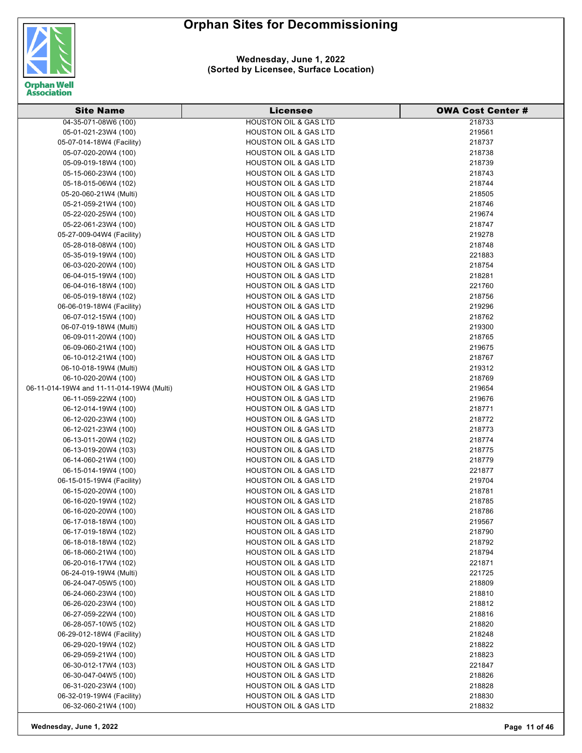# Orphan Sites for Decommissioning

**Wednesday, June 1, 2022**
**(Sorted by Licensee, Surface Location)**

| Site Name | Licensee | OWA Cost Center # |
|---|---|---|
| 04-35-071-08W6 (100) | HOUSTON OIL & GAS LTD | 218733 |
| 05-01-021-23W4 (100) | HOUSTON OIL & GAS LTD | 219561 |
| 05-07-014-18W4 (Facility) | HOUSTON OIL & GAS LTD | 218737 |
| 05-07-020-20W4 (100) | HOUSTON OIL & GAS LTD | 218738 |
| 05-09-019-18W4 (100) | HOUSTON OIL & GAS LTD | 218739 |
| 05-15-060-23W4 (100) | HOUSTON OIL & GAS LTD | 218743 |
| 05-18-015-06W4 (102) | HOUSTON OIL & GAS LTD | 218744 |
| 05-20-060-21W4 (Multi) | HOUSTON OIL & GAS LTD | 218505 |
| 05-21-059-21W4 (100) | HOUSTON OIL & GAS LTD | 218746 |
| 05-22-020-25W4 (100) | HOUSTON OIL & GAS LTD | 219674 |
| 05-22-061-23W4 (100) | HOUSTON OIL & GAS LTD | 218747 |
| 05-27-009-04W4 (Facility) | HOUSTON OIL & GAS LTD | 219278 |
| 05-28-018-08W4 (100) | HOUSTON OIL & GAS LTD | 218748 |
| 05-35-019-19W4 (100) | HOUSTON OIL & GAS LTD | 221883 |
| 06-03-020-20W4 (100) | HOUSTON OIL & GAS LTD | 218754 |
| 06-04-015-19W4 (100) | HOUSTON OIL & GAS LTD | 218281 |
| 06-04-016-18W4 (100) | HOUSTON OIL & GAS LTD | 221760 |
| 06-05-019-18W4 (102) | HOUSTON OIL & GAS LTD | 218756 |
| 06-06-019-18W4 (Facility) | HOUSTON OIL & GAS LTD | 219296 |
| 06-07-012-15W4 (100) | HOUSTON OIL & GAS LTD | 218762 |
| 06-07-019-18W4 (Multi) | HOUSTON OIL & GAS LTD | 219300 |
| 06-09-011-20W4 (100) | HOUSTON OIL & GAS LTD | 218765 |
| 06-09-060-21W4 (100) | HOUSTON OIL & GAS LTD | 219675 |
| 06-10-012-21W4 (100) | HOUSTON OIL & GAS LTD | 218767 |
| 06-10-018-19W4 (Multi) | HOUSTON OIL & GAS LTD | 219312 |
| 06-10-020-20W4 (100) | HOUSTON OIL & GAS LTD | 218769 |
| 06-11-014-19W4 and 11-11-014-19W4 (Multi) | HOUSTON OIL & GAS LTD | 219654 |
| 06-11-059-22W4 (100) | HOUSTON OIL & GAS LTD | 219676 |
| 06-12-014-19W4 (100) | HOUSTON OIL & GAS LTD | 218771 |
| 06-12-020-23W4 (100) | HOUSTON OIL & GAS LTD | 218772 |
| 06-12-021-23W4 (100) | HOUSTON OIL & GAS LTD | 218773 |
| 06-13-011-20W4 (102) | HOUSTON OIL & GAS LTD | 218774 |
| 06-13-019-20W4 (103) | HOUSTON OIL & GAS LTD | 218775 |
| 06-14-060-21W4 (100) | HOUSTON OIL & GAS LTD | 218779 |
| 06-15-014-19W4 (100) | HOUSTON OIL & GAS LTD | 221877 |
| 06-15-015-19W4 (Facility) | HOUSTON OIL & GAS LTD | 219704 |
| 06-15-020-20W4 (100) | HOUSTON OIL & GAS LTD | 218781 |
| 06-16-020-19W4 (102) | HOUSTON OIL & GAS LTD | 218785 |
| 06-16-020-20W4 (100) | HOUSTON OIL & GAS LTD | 218786 |
| 06-17-018-18W4 (100) | HOUSTON OIL & GAS LTD | 219567 |
| 06-17-019-18W4 (102) | HOUSTON OIL & GAS LTD | 218790 |
| 06-18-018-18W4 (102) | HOUSTON OIL & GAS LTD | 218792 |
| 06-18-060-21W4 (100) | HOUSTON OIL & GAS LTD | 218794 |
| 06-20-016-17W4 (102) | HOUSTON OIL & GAS LTD | 221871 |
| 06-24-019-19W4 (Multi) | HOUSTON OIL & GAS LTD | 221725 |
| 06-24-047-05W5 (100) | HOUSTON OIL & GAS LTD | 218809 |
| 06-24-060-23W4 (100) | HOUSTON OIL & GAS LTD | 218810 |
| 06-26-020-23W4 (100) | HOUSTON OIL & GAS LTD | 218812 |
| 06-27-059-22W4 (100) | HOUSTON OIL & GAS LTD | 218816 |
| 06-28-057-10W5 (102) | HOUSTON OIL & GAS LTD | 218820 |
| 06-29-012-18W4 (Facility) | HOUSTON OIL & GAS LTD | 218248 |
| 06-29-020-19W4 (102) | HOUSTON OIL & GAS LTD | 218822 |
| 06-29-059-21W4 (100) | HOUSTON OIL & GAS LTD | 218823 |
| 06-30-012-17W4 (103) | HOUSTON OIL & GAS LTD | 221847 |
| 06-30-047-04W5 (100) | HOUSTON OIL & GAS LTD | 218826 |
| 06-31-020-23W4 (100) | HOUSTON OIL & GAS LTD | 218828 |
| 06-32-019-19W4 (Facility) | HOUSTON OIL & GAS LTD | 218830 |
| 06-32-060-21W4 (100) | HOUSTON OIL & GAS LTD | 218832 |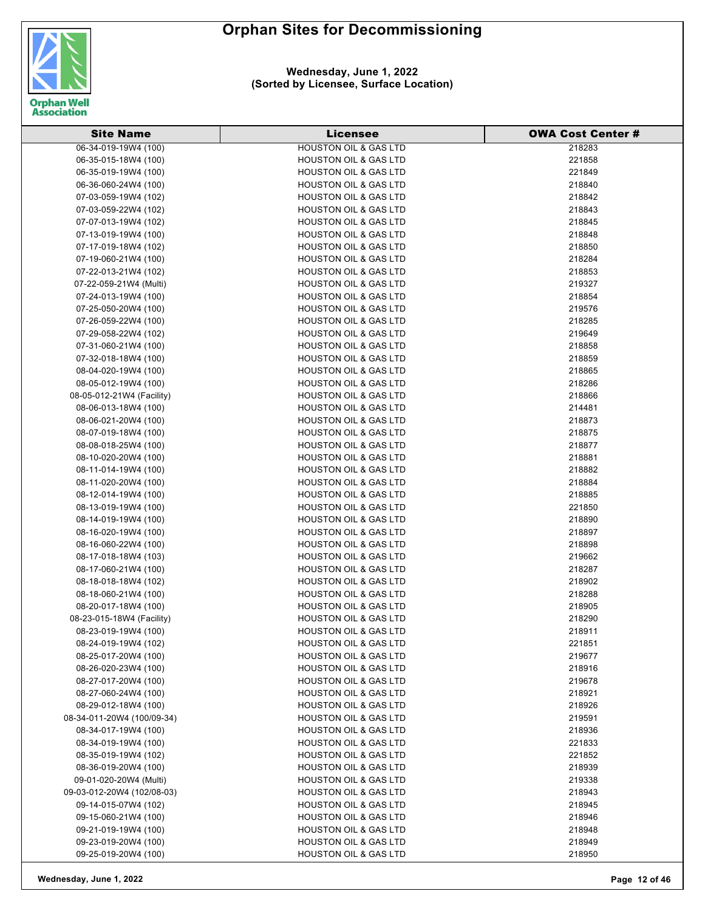# Orphan Sites for Decommissioning

**Wednesday, June 1, 2022**
**(Sorted by Licensee, Surface Location)**

| Site Name | Licensee | OWA Cost Center # |
|---|---|---|
| 06-34-019-19W4 (100) | HOUSTON OIL & GAS LTD | 218283 |
| 06-35-015-18W4 (100) | HOUSTON OIL & GAS LTD | 221858 |
| 06-35-019-19W4 (100) | HOUSTON OIL & GAS LTD | 221849 |
| 06-36-060-24W4 (100) | HOUSTON OIL & GAS LTD | 218840 |
| 07-03-059-19W4 (102) | HOUSTON OIL & GAS LTD | 218842 |
| 07-03-059-22W4 (102) | HOUSTON OIL & GAS LTD | 218843 |
| 07-07-013-19W4 (102) | HOUSTON OIL & GAS LTD | 218845 |
| 07-13-019-19W4 (100) | HOUSTON OIL & GAS LTD | 218848 |
| 07-17-019-18W4 (102) | HOUSTON OIL & GAS LTD | 218850 |
| 07-19-060-21W4 (100) | HOUSTON OIL & GAS LTD | 218284 |
| 07-22-013-21W4 (102) | HOUSTON OIL & GAS LTD | 218853 |
| 07-22-059-21W4 (Multi) | HOUSTON OIL & GAS LTD | 219327 |
| 07-24-013-19W4 (100) | HOUSTON OIL & GAS LTD | 218854 |
| 07-25-050-20W4 (100) | HOUSTON OIL & GAS LTD | 219576 |
| 07-26-059-22W4 (100) | HOUSTON OIL & GAS LTD | 218285 |
| 07-29-058-22W4 (102) | HOUSTON OIL & GAS LTD | 219649 |
| 07-31-060-21W4 (100) | HOUSTON OIL & GAS LTD | 218858 |
| 07-32-018-18W4 (100) | HOUSTON OIL & GAS LTD | 218859 |
| 08-04-020-19W4 (100) | HOUSTON OIL & GAS LTD | 218865 |
| 08-05-012-19W4 (100) | HOUSTON OIL & GAS LTD | 218286 |
| 08-05-012-21W4 (Facility) | HOUSTON OIL & GAS LTD | 218866 |
| 08-06-013-18W4 (100) | HOUSTON OIL & GAS LTD | 214481 |
| 08-06-021-20W4 (100) | HOUSTON OIL & GAS LTD | 218873 |
| 08-07-019-18W4 (100) | HOUSTON OIL & GAS LTD | 218875 |
| 08-08-018-25W4 (100) | HOUSTON OIL & GAS LTD | 218877 |
| 08-10-020-20W4 (100) | HOUSTON OIL & GAS LTD | 218881 |
| 08-11-014-19W4 (100) | HOUSTON OIL & GAS LTD | 218882 |
| 08-11-020-20W4 (100) | HOUSTON OIL & GAS LTD | 218884 |
| 08-12-014-19W4 (100) | HOUSTON OIL & GAS LTD | 218885 |
| 08-13-019-19W4 (100) | HOUSTON OIL & GAS LTD | 221850 |
| 08-14-019-19W4 (100) | HOUSTON OIL & GAS LTD | 218890 |
| 08-16-020-19W4 (100) | HOUSTON OIL & GAS LTD | 218897 |
| 08-16-060-22W4 (100) | HOUSTON OIL & GAS LTD | 218898 |
| 08-17-018-18W4 (103) | HOUSTON OIL & GAS LTD | 219662 |
| 08-17-060-21W4 (100) | HOUSTON OIL & GAS LTD | 218287 |
| 08-18-018-18W4 (102) | HOUSTON OIL & GAS LTD | 218902 |
| 08-18-060-21W4 (100) | HOUSTON OIL & GAS LTD | 218288 |
| 08-20-017-18W4 (100) | HOUSTON OIL & GAS LTD | 218905 |
| 08-23-015-18W4 (Facility) | HOUSTON OIL & GAS LTD | 218290 |
| 08-23-019-19W4 (100) | HOUSTON OIL & GAS LTD | 218911 |
| 08-24-019-19W4 (102) | HOUSTON OIL & GAS LTD | 221851 |
| 08-25-017-20W4 (100) | HOUSTON OIL & GAS LTD | 219677 |
| 08-26-020-23W4 (100) | HOUSTON OIL & GAS LTD | 218916 |
| 08-27-017-20W4 (100) | HOUSTON OIL & GAS LTD | 219678 |
| 08-27-060-24W4 (100) | HOUSTON OIL & GAS LTD | 218921 |
| 08-29-012-18W4 (100) | HOUSTON OIL & GAS LTD | 218926 |
| 08-34-011-20W4 (100/09-34) | HOUSTON OIL & GAS LTD | 219591 |
| 08-34-017-19W4 (100) | HOUSTON OIL & GAS LTD | 218936 |
| 08-34-019-19W4 (100) | HOUSTON OIL & GAS LTD | 221833 |
| 08-35-019-19W4 (102) | HOUSTON OIL & GAS LTD | 221852 |
| 08-36-019-20W4 (100) | HOUSTON OIL & GAS LTD | 218939 |
| 09-01-020-20W4 (Multi) | HOUSTON OIL & GAS LTD | 219338 |
| 09-03-012-20W4 (102/08-03) | HOUSTON OIL & GAS LTD | 218943 |
| 09-14-015-07W4 (102) | HOUSTON OIL & GAS LTD | 218945 |
| 09-15-060-21W4 (100) | HOUSTON OIL & GAS LTD | 218946 |
| 09-21-019-19W4 (100) | HOUSTON OIL & GAS LTD | 218948 |
| 09-23-019-20W4 (100) | HOUSTON OIL & GAS LTD | 218949 |
| 09-25-019-20W4 (100) | HOUSTON OIL & GAS LTD | 218950 |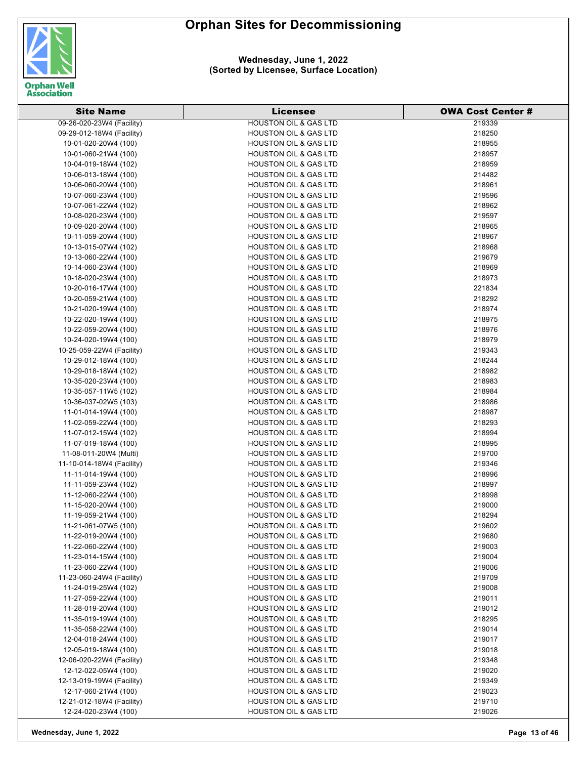# Orphan Sites for Decommissioning

**Wednesday, June 1, 2022**
**(Sorted by Licensee, Surface Location)**

| Site Name | Licensee | OWA Cost Center # |
|---|---|---|
| 09-26-020-23W4 (Facility) | HOUSTON OIL & GAS LTD | 219339 |
| 09-29-012-18W4 (Facility) | HOUSTON OIL & GAS LTD | 218250 |
| 10-01-020-20W4 (100) | HOUSTON OIL & GAS LTD | 218955 |
| 10-01-060-21W4 (100) | HOUSTON OIL & GAS LTD | 218957 |
| 10-04-019-18W4 (102) | HOUSTON OIL & GAS LTD | 218959 |
| 10-06-013-18W4 (100) | HOUSTON OIL & GAS LTD | 214482 |
| 10-06-060-20W4 (100) | HOUSTON OIL & GAS LTD | 218961 |
| 10-07-060-23W4 (100) | HOUSTON OIL & GAS LTD | 219596 |
| 10-07-061-22W4 (102) | HOUSTON OIL & GAS LTD | 218962 |
| 10-08-020-23W4 (100) | HOUSTON OIL & GAS LTD | 219597 |
| 10-09-020-20W4 (100) | HOUSTON OIL & GAS LTD | 218965 |
| 10-11-059-20W4 (100) | HOUSTON OIL & GAS LTD | 218967 |
| 10-13-015-07W4 (102) | HOUSTON OIL & GAS LTD | 218968 |
| 10-13-060-22W4 (100) | HOUSTON OIL & GAS LTD | 219679 |
| 10-14-060-23W4 (100) | HOUSTON OIL & GAS LTD | 218969 |
| 10-18-020-23W4 (100) | HOUSTON OIL & GAS LTD | 218973 |
| 10-20-016-17W4 (100) | HOUSTON OIL & GAS LTD | 221834 |
| 10-20-059-21W4 (100) | HOUSTON OIL & GAS LTD | 218292 |
| 10-21-020-19W4 (100) | HOUSTON OIL & GAS LTD | 218974 |
| 10-22-020-19W4 (100) | HOUSTON OIL & GAS LTD | 218975 |
| 10-22-059-20W4 (100) | HOUSTON OIL & GAS LTD | 218976 |
| 10-24-020-19W4 (100) | HOUSTON OIL & GAS LTD | 218979 |
| 10-25-059-22W4 (Facility) | HOUSTON OIL & GAS LTD | 219343 |
| 10-29-012-18W4 (100) | HOUSTON OIL & GAS LTD | 218244 |
| 10-29-018-18W4 (102) | HOUSTON OIL & GAS LTD | 218982 |
| 10-35-020-23W4 (100) | HOUSTON OIL & GAS LTD | 218983 |
| 10-35-057-11W5 (102) | HOUSTON OIL & GAS LTD | 218984 |
| 10-36-037-02W5 (103) | HOUSTON OIL & GAS LTD | 218986 |
| 11-01-014-19W4 (100) | HOUSTON OIL & GAS LTD | 218987 |
| 11-02-059-22W4 (100) | HOUSTON OIL & GAS LTD | 218293 |
| 11-07-012-15W4 (102) | HOUSTON OIL & GAS LTD | 218994 |
| 11-07-019-18W4 (100) | HOUSTON OIL & GAS LTD | 218995 |
| 11-08-011-20W4 (Multi) | HOUSTON OIL & GAS LTD | 219700 |
| 11-10-014-18W4 (Facility) | HOUSTON OIL & GAS LTD | 219346 |
| 11-11-014-19W4 (100) | HOUSTON OIL & GAS LTD | 218996 |
| 11-11-059-23W4 (102) | HOUSTON OIL & GAS LTD | 218997 |
| 11-12-060-22W4 (100) | HOUSTON OIL & GAS LTD | 218998 |
| 11-15-020-20W4 (100) | HOUSTON OIL & GAS LTD | 219000 |
| 11-19-059-21W4 (100) | HOUSTON OIL & GAS LTD | 218294 |
| 11-21-061-07W5 (100) | HOUSTON OIL & GAS LTD | 219602 |
| 11-22-019-20W4 (100) | HOUSTON OIL & GAS LTD | 219680 |
| 11-22-060-22W4 (100) | HOUSTON OIL & GAS LTD | 219003 |
| 11-23-014-15W4 (100) | HOUSTON OIL & GAS LTD | 219004 |
| 11-23-060-22W4 (100) | HOUSTON OIL & GAS LTD | 219006 |
| 11-23-060-24W4 (Facility) | HOUSTON OIL & GAS LTD | 219709 |
| 11-24-019-25W4 (102) | HOUSTON OIL & GAS LTD | 219008 |
| 11-27-059-22W4 (100) | HOUSTON OIL & GAS LTD | 219011 |
| 11-28-019-20W4 (100) | HOUSTON OIL & GAS LTD | 219012 |
| 11-35-019-19W4 (100) | HOUSTON OIL & GAS LTD | 218295 |
| 11-35-058-22W4 (100) | HOUSTON OIL & GAS LTD | 219014 |
| 12-04-018-24W4 (100) | HOUSTON OIL & GAS LTD | 219017 |
| 12-05-019-18W4 (100) | HOUSTON OIL & GAS LTD | 219018 |
| 12-06-020-22W4 (Facility) | HOUSTON OIL & GAS LTD | 219348 |
| 12-12-022-05W4 (100) | HOUSTON OIL & GAS LTD | 219020 |
| 12-13-019-19W4 (Facility) | HOUSTON OIL & GAS LTD | 219349 |
| 12-17-060-21W4 (100) | HOUSTON OIL & GAS LTD | 219023 |
| 12-21-012-18W4 (Facility) | HOUSTON OIL & GAS LTD | 219710 |
| 12-24-020-23W4 (100) | HOUSTON OIL & GAS LTD | 219026 |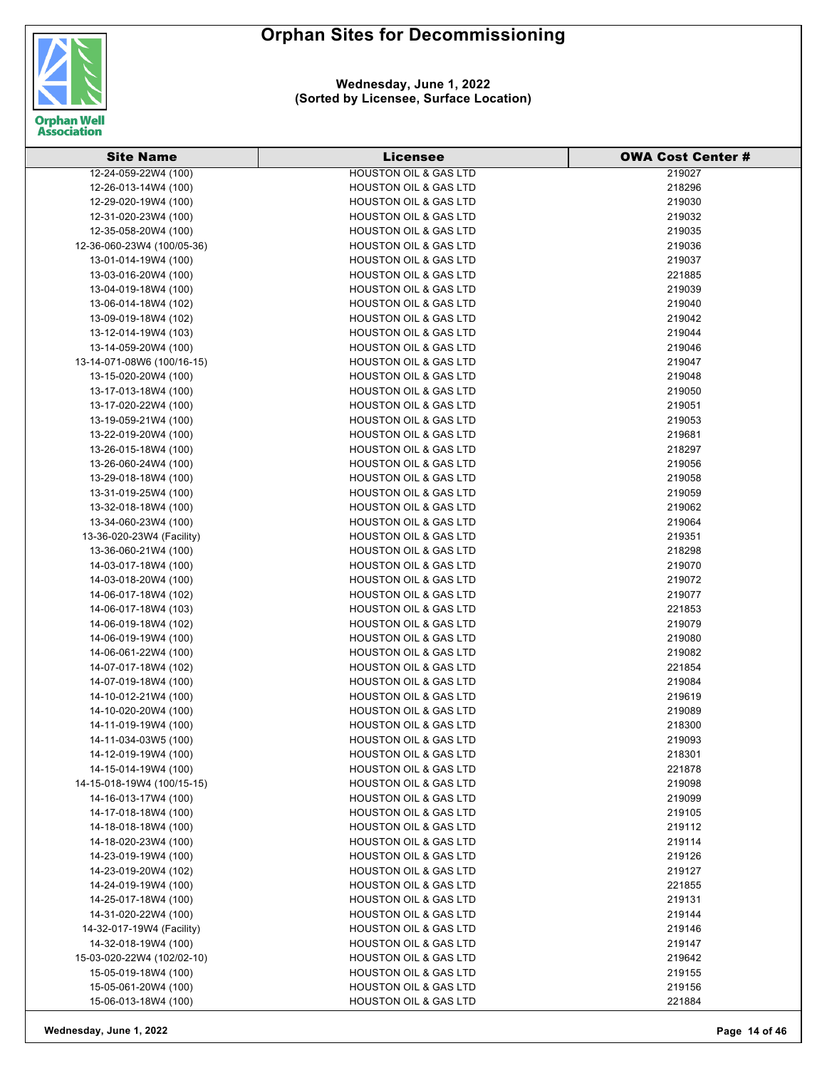# Orphan Sites for Decommissioning

**Wednesday, June 1, 2022**
**(Sorted by Licensee, Surface Location)**

| Site Name | Licensee | OWA Cost Center # |
|---|---|---|
| 12-24-059-22W4 (100) | HOUSTON OIL & GAS LTD | 219027 |
| 12-26-013-14W4 (100) | HOUSTON OIL & GAS LTD | 218296 |
| 12-29-020-19W4 (100) | HOUSTON OIL & GAS LTD | 219030 |
| 12-31-020-23W4 (100) | HOUSTON OIL & GAS LTD | 219032 |
| 12-35-058-20W4 (100) | HOUSTON OIL & GAS LTD | 219035 |
| 12-36-060-23W4 (100/05-36) | HOUSTON OIL & GAS LTD | 219036 |
| 13-01-014-19W4 (100) | HOUSTON OIL & GAS LTD | 219037 |
| 13-03-016-20W4 (100) | HOUSTON OIL & GAS LTD | 221885 |
| 13-04-019-18W4 (100) | HOUSTON OIL & GAS LTD | 219039 |
| 13-06-014-18W4 (102) | HOUSTON OIL & GAS LTD | 219040 |
| 13-09-019-18W4 (102) | HOUSTON OIL & GAS LTD | 219042 |
| 13-12-014-19W4 (103) | HOUSTON OIL & GAS LTD | 219044 |
| 13-14-059-20W4 (100) | HOUSTON OIL & GAS LTD | 219046 |
| 13-14-071-08W6 (100/16-15) | HOUSTON OIL & GAS LTD | 219047 |
| 13-15-020-20W4 (100) | HOUSTON OIL & GAS LTD | 219048 |
| 13-17-013-18W4 (100) | HOUSTON OIL & GAS LTD | 219050 |
| 13-17-020-22W4 (100) | HOUSTON OIL & GAS LTD | 219051 |
| 13-19-059-21W4 (100) | HOUSTON OIL & GAS LTD | 219053 |
| 13-22-019-20W4 (100) | HOUSTON OIL & GAS LTD | 219681 |
| 13-26-015-18W4 (100) | HOUSTON OIL & GAS LTD | 218297 |
| 13-26-060-24W4 (100) | HOUSTON OIL & GAS LTD | 219056 |
| 13-29-018-18W4 (100) | HOUSTON OIL & GAS LTD | 219058 |
| 13-31-019-25W4 (100) | HOUSTON OIL & GAS LTD | 219059 |
| 13-32-018-18W4 (100) | HOUSTON OIL & GAS LTD | 219062 |
| 13-34-060-23W4 (100) | HOUSTON OIL & GAS LTD | 219064 |
| 13-36-020-23W4 (Facility) | HOUSTON OIL & GAS LTD | 219351 |
| 13-36-060-21W4 (100) | HOUSTON OIL & GAS LTD | 218298 |
| 14-03-017-18W4 (100) | HOUSTON OIL & GAS LTD | 219070 |
| 14-03-018-20W4 (100) | HOUSTON OIL & GAS LTD | 219072 |
| 14-06-017-18W4 (102) | HOUSTON OIL & GAS LTD | 219077 |
| 14-06-017-18W4 (103) | HOUSTON OIL & GAS LTD | 221853 |
| 14-06-019-18W4 (102) | HOUSTON OIL & GAS LTD | 219079 |
| 14-06-019-19W4 (100) | HOUSTON OIL & GAS LTD | 219080 |
| 14-06-061-22W4 (100) | HOUSTON OIL & GAS LTD | 219082 |
| 14-07-017-18W4 (102) | HOUSTON OIL & GAS LTD | 221854 |
| 14-07-019-18W4 (100) | HOUSTON OIL & GAS LTD | 219084 |
| 14-10-012-21W4 (100) | HOUSTON OIL & GAS LTD | 219619 |
| 14-10-020-20W4 (100) | HOUSTON OIL & GAS LTD | 219089 |
| 14-11-019-19W4 (100) | HOUSTON OIL & GAS LTD | 218300 |
| 14-11-034-03W5 (100) | HOUSTON OIL & GAS LTD | 219093 |
| 14-12-019-19W4 (100) | HOUSTON OIL & GAS LTD | 218301 |
| 14-15-014-19W4 (100) | HOUSTON OIL & GAS LTD | 221878 |
| 14-15-018-19W4 (100/15-15) | HOUSTON OIL & GAS LTD | 219098 |
| 14-16-013-17W4 (100) | HOUSTON OIL & GAS LTD | 219099 |
| 14-17-018-18W4 (100) | HOUSTON OIL & GAS LTD | 219105 |
| 14-18-018-18W4 (100) | HOUSTON OIL & GAS LTD | 219112 |
| 14-18-020-23W4 (100) | HOUSTON OIL & GAS LTD | 219114 |
| 14-23-019-19W4 (100) | HOUSTON OIL & GAS LTD | 219126 |
| 14-23-019-20W4 (102) | HOUSTON OIL & GAS LTD | 219127 |
| 14-24-019-19W4 (100) | HOUSTON OIL & GAS LTD | 221855 |
| 14-25-017-18W4 (100) | HOUSTON OIL & GAS LTD | 219131 |
| 14-31-020-22W4 (100) | HOUSTON OIL & GAS LTD | 219144 |
| 14-32-017-19W4 (Facility) | HOUSTON OIL & GAS LTD | 219146 |
| 14-32-018-19W4 (100) | HOUSTON OIL & GAS LTD | 219147 |
| 15-03-020-22W4 (102/02-10) | HOUSTON OIL & GAS LTD | 219642 |
| 15-05-019-18W4 (100) | HOUSTON OIL & GAS LTD | 219155 |
| 15-05-061-20W4 (100) | HOUSTON OIL & GAS LTD | 219156 |
| 15-06-013-18W4 (100) | HOUSTON OIL & GAS LTD | 221884 |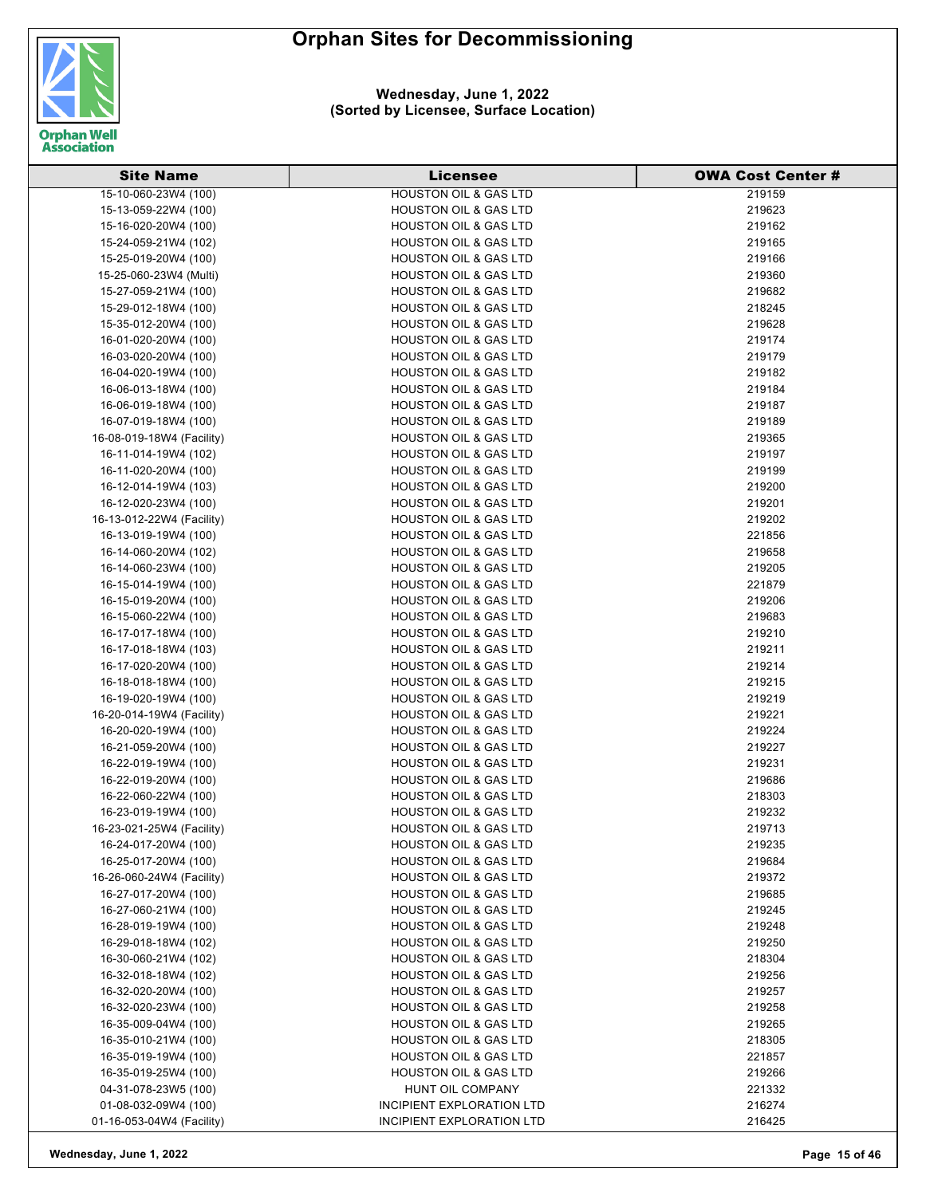# Orphan Sites for Decommissioning

**Wednesday, June 1, 2022**
**(Sorted by Licensee, Surface Location)**

| Site Name | Licensee | OWA Cost Center # |
|---|---|---|
| 15-10-060-23W4 (100) | HOUSTON OIL & GAS LTD | 219159 |
| 15-13-059-22W4 (100) | HOUSTON OIL & GAS LTD | 219623 |
| 15-16-020-20W4 (100) | HOUSTON OIL & GAS LTD | 219162 |
| 15-24-059-21W4 (102) | HOUSTON OIL & GAS LTD | 219165 |
| 15-25-019-20W4 (100) | HOUSTON OIL & GAS LTD | 219166 |
| 15-25-060-23W4 (Multi) | HOUSTON OIL & GAS LTD | 219360 |
| 15-27-059-21W4 (100) | HOUSTON OIL & GAS LTD | 219682 |
| 15-29-012-18W4 (100) | HOUSTON OIL & GAS LTD | 218245 |
| 15-35-012-20W4 (100) | HOUSTON OIL & GAS LTD | 219628 |
| 16-01-020-20W4 (100) | HOUSTON OIL & GAS LTD | 219174 |
| 16-03-020-20W4 (100) | HOUSTON OIL & GAS LTD | 219179 |
| 16-04-020-19W4 (100) | HOUSTON OIL & GAS LTD | 219182 |
| 16-06-013-18W4 (100) | HOUSTON OIL & GAS LTD | 219184 |
| 16-06-019-18W4 (100) | HOUSTON OIL & GAS LTD | 219187 |
| 16-07-019-18W4 (100) | HOUSTON OIL & GAS LTD | 219189 |
| 16-08-019-18W4 (Facility) | HOUSTON OIL & GAS LTD | 219365 |
| 16-11-014-19W4 (102) | HOUSTON OIL & GAS LTD | 219197 |
| 16-11-020-20W4 (100) | HOUSTON OIL & GAS LTD | 219199 |
| 16-12-014-19W4 (103) | HOUSTON OIL & GAS LTD | 219200 |
| 16-12-020-23W4 (100) | HOUSTON OIL & GAS LTD | 219201 |
| 16-13-012-22W4 (Facility) | HOUSTON OIL & GAS LTD | 219202 |
| 16-13-019-19W4 (100) | HOUSTON OIL & GAS LTD | 221856 |
| 16-14-060-20W4 (102) | HOUSTON OIL & GAS LTD | 219658 |
| 16-14-060-23W4 (100) | HOUSTON OIL & GAS LTD | 219205 |
| 16-15-014-19W4 (100) | HOUSTON OIL & GAS LTD | 221879 |
| 16-15-019-20W4 (100) | HOUSTON OIL & GAS LTD | 219206 |
| 16-15-060-22W4 (100) | HOUSTON OIL & GAS LTD | 219683 |
| 16-17-017-18W4 (100) | HOUSTON OIL & GAS LTD | 219210 |
| 16-17-018-18W4 (103) | HOUSTON OIL & GAS LTD | 219211 |
| 16-17-020-20W4 (100) | HOUSTON OIL & GAS LTD | 219214 |
| 16-18-018-18W4 (100) | HOUSTON OIL & GAS LTD | 219215 |
| 16-19-020-19W4 (100) | HOUSTON OIL & GAS LTD | 219219 |
| 16-20-014-19W4 (Facility) | HOUSTON OIL & GAS LTD | 219221 |
| 16-20-020-19W4 (100) | HOUSTON OIL & GAS LTD | 219224 |
| 16-21-059-20W4 (100) | HOUSTON OIL & GAS LTD | 219227 |
| 16-22-019-19W4 (100) | HOUSTON OIL & GAS LTD | 219231 |
| 16-22-019-20W4 (100) | HOUSTON OIL & GAS LTD | 219686 |
| 16-22-060-22W4 (100) | HOUSTON OIL & GAS LTD | 218303 |
| 16-23-019-19W4 (100) | HOUSTON OIL & GAS LTD | 219232 |
| 16-23-021-25W4 (Facility) | HOUSTON OIL & GAS LTD | 219713 |
| 16-24-017-20W4 (100) | HOUSTON OIL & GAS LTD | 219235 |
| 16-25-017-20W4 (100) | HOUSTON OIL & GAS LTD | 219684 |
| 16-26-060-24W4 (Facility) | HOUSTON OIL & GAS LTD | 219372 |
| 16-27-017-20W4 (100) | HOUSTON OIL & GAS LTD | 219685 |
| 16-27-060-21W4 (100) | HOUSTON OIL & GAS LTD | 219245 |
| 16-28-019-19W4 (100) | HOUSTON OIL & GAS LTD | 219248 |
| 16-29-018-18W4 (102) | HOUSTON OIL & GAS LTD | 219250 |
| 16-30-060-21W4 (102) | HOUSTON OIL & GAS LTD | 218304 |
| 16-32-018-18W4 (102) | HOUSTON OIL & GAS LTD | 219256 |
| 16-32-020-20W4 (100) | HOUSTON OIL & GAS LTD | 219257 |
| 16-32-020-23W4 (100) | HOUSTON OIL & GAS LTD | 219258 |
| 16-35-009-04W4 (100) | HOUSTON OIL & GAS LTD | 219265 |
| 16-35-010-21W4 (100) | HOUSTON OIL & GAS LTD | 218305 |
| 16-35-019-19W4 (100) | HOUSTON OIL & GAS LTD | 221857 |
| 16-35-019-25W4 (100) | HOUSTON OIL & GAS LTD | 219266 |
| 04-31-078-23W5 (100) | HUNT OIL COMPANY | 221332 |
| 01-08-032-09W4 (100) | INCIPIENT EXPLORATION LTD | 216274 |
| 01-16-053-04W4 (Facility) | INCIPIENT EXPLORATION LTD | 216425 |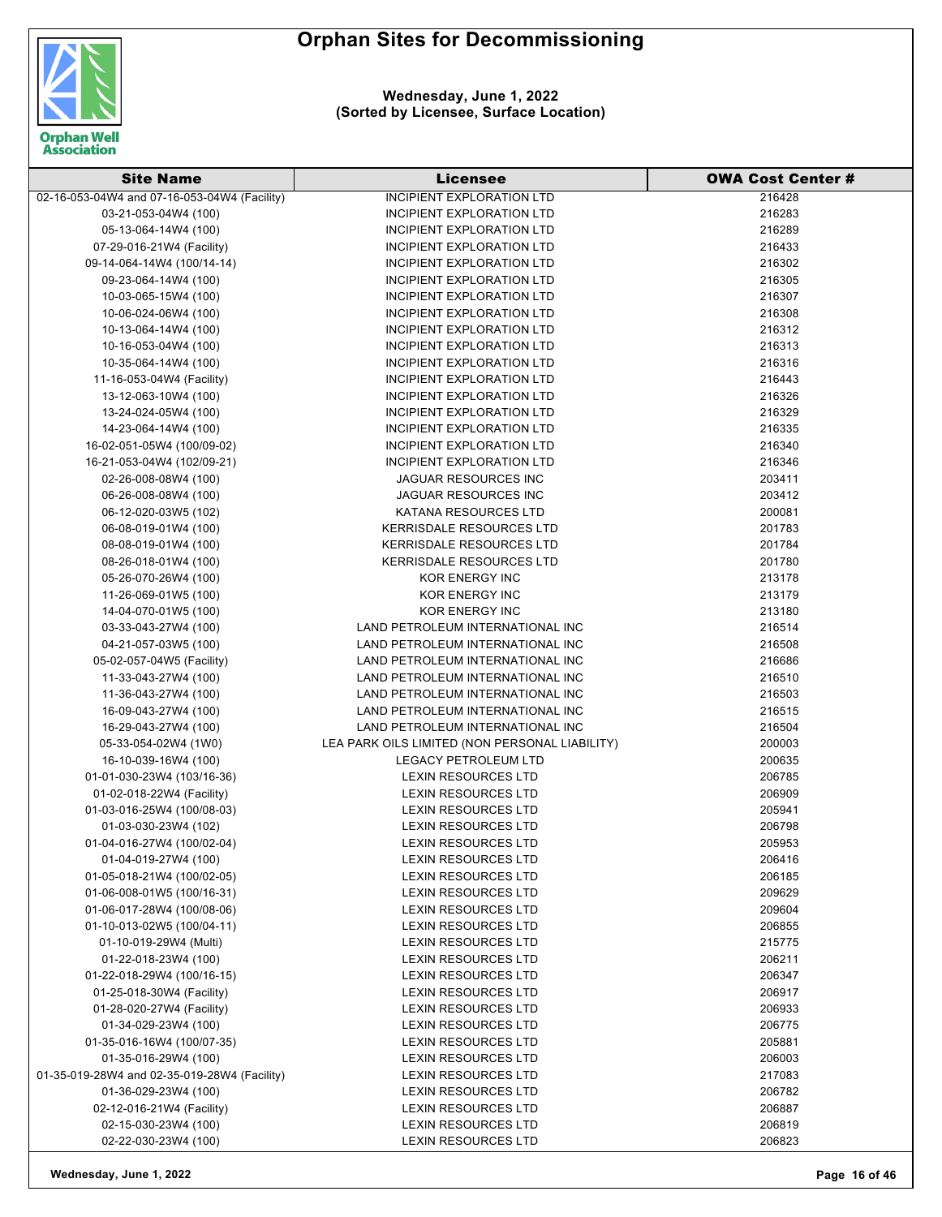# Orphan Sites for Decommissioning

**Wednesday, June 1, 2022**
**(Sorted by Licensee, Surface Location)**

| Site Name | Licensee | OWA Cost Center # |
|---|---|---|
| 02-16-053-04W4 and 07-16-053-04W4 (Facility) | INCIPIENT EXPLORATION LTD | 216428 |
| 03-21-053-04W4 (100) | INCIPIENT EXPLORATION LTD | 216283 |
| 05-13-064-14W4 (100) | INCIPIENT EXPLORATION LTD | 216289 |
| 07-29-016-21W4 (Facility) | INCIPIENT EXPLORATION LTD | 216433 |
| 09-14-064-14W4 (100/14-14) | INCIPIENT EXPLORATION LTD | 216302 |
| 09-23-064-14W4 (100) | INCIPIENT EXPLORATION LTD | 216305 |
| 10-03-065-15W4 (100) | INCIPIENT EXPLORATION LTD | 216307 |
| 10-06-024-06W4 (100) | INCIPIENT EXPLORATION LTD | 216308 |
| 10-13-064-14W4 (100) | INCIPIENT EXPLORATION LTD | 216312 |
| 10-16-053-04W4 (100) | INCIPIENT EXPLORATION LTD | 216313 |
| 10-35-064-14W4 (100) | INCIPIENT EXPLORATION LTD | 216316 |
| 11-16-053-04W4 (Facility) | INCIPIENT EXPLORATION LTD | 216443 |
| 13-12-063-10W4 (100) | INCIPIENT EXPLORATION LTD | 216326 |
| 13-24-024-05W4 (100) | INCIPIENT EXPLORATION LTD | 216329 |
| 14-23-064-14W4 (100) | INCIPIENT EXPLORATION LTD | 216335 |
| 16-02-051-05W4 (100/09-02) | INCIPIENT EXPLORATION LTD | 216340 |
| 16-21-053-04W4 (102/09-21) | INCIPIENT EXPLORATION LTD | 216346 |
| 02-26-008-08W4 (100) | JAGUAR RESOURCES INC | 203411 |
| 06-26-008-08W4 (100) | JAGUAR RESOURCES INC | 203412 |
| 06-12-020-03W5 (102) | KATANA RESOURCES LTD | 200081 |
| 06-08-019-01W4 (100) | KERRISDALE RESOURCES LTD | 201783 |
| 08-08-019-01W4 (100) | KERRISDALE RESOURCES LTD | 201784 |
| 08-26-018-01W4 (100) | KERRISDALE RESOURCES LTD | 201780 |
| 05-26-070-26W4 (100) | KOR ENERGY INC | 213178 |
| 11-26-069-01W5 (100) | KOR ENERGY INC | 213179 |
| 14-04-070-01W5 (100) | KOR ENERGY INC | 213180 |
| 03-33-043-27W4 (100) | LAND PETROLEUM INTERNATIONAL INC | 216514 |
| 04-21-057-03W5 (100) | LAND PETROLEUM INTERNATIONAL INC | 216508 |
| 05-02-057-04W5 (Facility) | LAND PETROLEUM INTERNATIONAL INC | 216686 |
| 11-33-043-27W4 (100) | LAND PETROLEUM INTERNATIONAL INC | 216510 |
| 11-36-043-27W4 (100) | LAND PETROLEUM INTERNATIONAL INC | 216503 |
| 16-09-043-27W4 (100) | LAND PETROLEUM INTERNATIONAL INC | 216515 |
| 16-29-043-27W4 (100) | LAND PETROLEUM INTERNATIONAL INC | 216504 |
| 05-33-054-02W4 (1W0) | LEA PARK OILS LIMITED (NON PERSONAL LIABILITY) | 200003 |
| 16-10-039-16W4 (100) | LEGACY PETROLEUM LTD | 200635 |
| 01-01-030-23W4 (103/16-36) | LEXIN RESOURCES LTD | 206785 |
| 01-02-018-22W4 (Facility) | LEXIN RESOURCES LTD | 206909 |
| 01-03-016-25W4 (100/08-03) | LEXIN RESOURCES LTD | 205941 |
| 01-03-030-23W4 (102) | LEXIN RESOURCES LTD | 206798 |
| 01-04-016-27W4 (100/02-04) | LEXIN RESOURCES LTD | 205953 |
| 01-04-019-27W4 (100) | LEXIN RESOURCES LTD | 206416 |
| 01-05-018-21W4 (100/02-05) | LEXIN RESOURCES LTD | 206185 |
| 01-06-008-01W5 (100/16-31) | LEXIN RESOURCES LTD | 209629 |
| 01-06-017-28W4 (100/08-06) | LEXIN RESOURCES LTD | 209604 |
| 01-10-013-02W5 (100/04-11) | LEXIN RESOURCES LTD | 206855 |
| 01-10-019-29W4 (Multi) | LEXIN RESOURCES LTD | 215775 |
| 01-22-018-23W4 (100) | LEXIN RESOURCES LTD | 206211 |
| 01-22-018-29W4 (100/16-15) | LEXIN RESOURCES LTD | 206347 |
| 01-25-018-30W4 (Facility) | LEXIN RESOURCES LTD | 206917 |
| 01-28-020-27W4 (Facility) | LEXIN RESOURCES LTD | 206933 |
| 01-34-029-23W4 (100) | LEXIN RESOURCES LTD | 206775 |
| 01-35-016-16W4 (100/07-35) | LEXIN RESOURCES LTD | 205881 |
| 01-35-016-29W4 (100) | LEXIN RESOURCES LTD | 206003 |
| 01-35-019-28W4 and 02-35-019-28W4 (Facility) | LEXIN RESOURCES LTD | 217083 |
| 01-36-029-23W4 (100) | LEXIN RESOURCES LTD | 206782 |
| 02-12-016-21W4 (Facility) | LEXIN RESOURCES LTD | 206887 |
| 02-15-030-23W4 (100) | LEXIN RESOURCES LTD | 206819 |
| 02-22-030-23W4 (100) | LEXIN RESOURCES LTD | 206823 |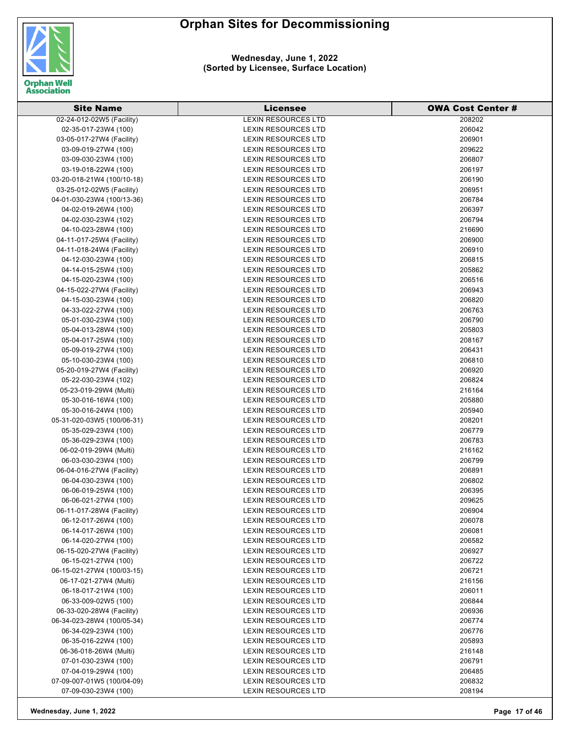# Orphan Sites for Decommissioning

**Wednesday, June 1, 2022**
**(Sorted by Licensee, Surface Location)**

| Site Name | Licensee | OWA Cost Center # |
|---|---|---|
| 02-24-012-02W5 (Facility) | LEXIN RESOURCES LTD | 208202 |
| 02-35-017-23W4 (100) | LEXIN RESOURCES LTD | 206042 |
| 03-05-017-27W4 (Facility) | LEXIN RESOURCES LTD | 206901 |
| 03-09-019-27W4 (100) | LEXIN RESOURCES LTD | 209622 |
| 03-09-030-23W4 (100) | LEXIN RESOURCES LTD | 206807 |
| 03-19-018-22W4 (100) | LEXIN RESOURCES LTD | 206197 |
| 03-20-018-21W4 (100/10-18) | LEXIN RESOURCES LTD | 206190 |
| 03-25-012-02W5 (Facility) | LEXIN RESOURCES LTD | 206951 |
| 04-01-030-23W4 (100/13-36) | LEXIN RESOURCES LTD | 206784 |
| 04-02-019-26W4 (100) | LEXIN RESOURCES LTD | 206397 |
| 04-02-030-23W4 (102) | LEXIN RESOURCES LTD | 206794 |
| 04-10-023-28W4 (100) | LEXIN RESOURCES LTD | 216690 |
| 04-11-017-25W4 (Facility) | LEXIN RESOURCES LTD | 206900 |
| 04-11-018-24W4 (Facility) | LEXIN RESOURCES LTD | 206910 |
| 04-12-030-23W4 (100) | LEXIN RESOURCES LTD | 206815 |
| 04-14-015-25W4 (100) | LEXIN RESOURCES LTD | 205862 |
| 04-15-020-23W4 (100) | LEXIN RESOURCES LTD | 206516 |
| 04-15-022-27W4 (Facility) | LEXIN RESOURCES LTD | 206943 |
| 04-15-030-23W4 (100) | LEXIN RESOURCES LTD | 206820 |
| 04-33-022-27W4 (100) | LEXIN RESOURCES LTD | 206763 |
| 05-01-030-23W4 (100) | LEXIN RESOURCES LTD | 206790 |
| 05-04-013-28W4 (100) | LEXIN RESOURCES LTD | 205803 |
| 05-04-017-25W4 (100) | LEXIN RESOURCES LTD | 208167 |
| 05-09-019-27W4 (100) | LEXIN RESOURCES LTD | 206431 |
| 05-10-030-23W4 (100) | LEXIN RESOURCES LTD | 206810 |
| 05-20-019-27W4 (Facility) | LEXIN RESOURCES LTD | 206920 |
| 05-22-030-23W4 (102) | LEXIN RESOURCES LTD | 206824 |
| 05-23-019-29W4 (Multi) | LEXIN RESOURCES LTD | 216164 |
| 05-30-016-16W4 (100) | LEXIN RESOURCES LTD | 205880 |
| 05-30-016-24W4 (100) | LEXIN RESOURCES LTD | 205940 |
| 05-31-020-03W5 (100/06-31) | LEXIN RESOURCES LTD | 208201 |
| 05-35-029-23W4 (100) | LEXIN RESOURCES LTD | 206779 |
| 05-36-029-23W4 (100) | LEXIN RESOURCES LTD | 206783 |
| 06-02-019-29W4 (Multi) | LEXIN RESOURCES LTD | 216162 |
| 06-03-030-23W4 (100) | LEXIN RESOURCES LTD | 206799 |
| 06-04-016-27W4 (Facility) | LEXIN RESOURCES LTD | 206891 |
| 06-04-030-23W4 (100) | LEXIN RESOURCES LTD | 206802 |
| 06-06-019-25W4 (100) | LEXIN RESOURCES LTD | 206395 |
| 06-06-021-27W4 (100) | LEXIN RESOURCES LTD | 209625 |
| 06-11-017-28W4 (Facility) | LEXIN RESOURCES LTD | 206904 |
| 06-12-017-26W4 (100) | LEXIN RESOURCES LTD | 206078 |
| 06-14-017-26W4 (100) | LEXIN RESOURCES LTD | 206081 |
| 06-14-020-27W4 (100) | LEXIN RESOURCES LTD | 206582 |
| 06-15-020-27W4 (Facility) | LEXIN RESOURCES LTD | 206927 |
| 06-15-021-27W4 (100) | LEXIN RESOURCES LTD | 206722 |
| 06-15-021-27W4 (100/03-15) | LEXIN RESOURCES LTD | 206721 |
| 06-17-021-27W4 (Multi) | LEXIN RESOURCES LTD | 216156 |
| 06-18-017-21W4 (100) | LEXIN RESOURCES LTD | 206011 |
| 06-33-009-02W5 (100) | LEXIN RESOURCES LTD | 206844 |
| 06-33-020-28W4 (Facility) | LEXIN RESOURCES LTD | 206936 |
| 06-34-023-28W4 (100/05-34) | LEXIN RESOURCES LTD | 206774 |
| 06-34-029-23W4 (100) | LEXIN RESOURCES LTD | 206776 |
| 06-35-016-22W4 (100) | LEXIN RESOURCES LTD | 205893 |
| 06-36-018-26W4 (Multi) | LEXIN RESOURCES LTD | 216148 |
| 07-01-030-23W4 (100) | LEXIN RESOURCES LTD | 206791 |
| 07-04-019-29W4 (100) | LEXIN RESOURCES LTD | 206485 |
| 07-09-007-01W5 (100/04-09) | LEXIN RESOURCES LTD | 206832 |
| 07-09-030-23W4 (100) | LEXIN RESOURCES LTD | 208194 |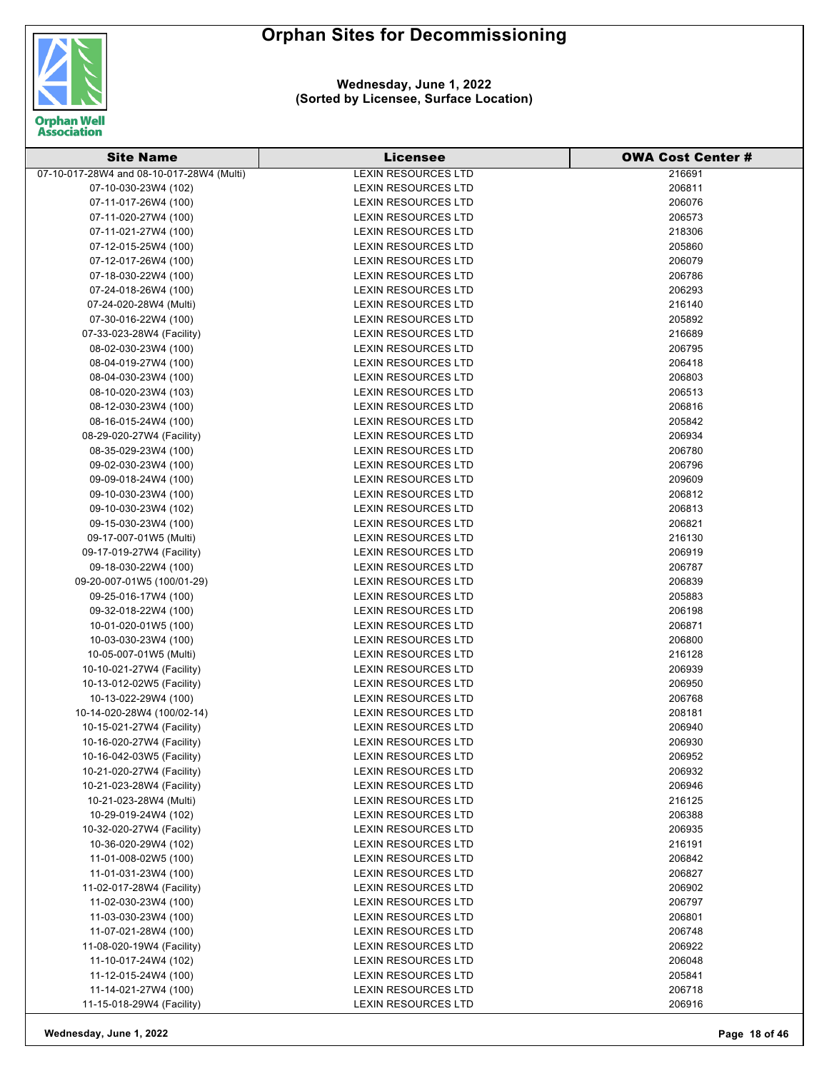# Orphan Sites for Decommissioning

**Wednesday, June 1, 2022**
**(Sorted by Licensee, Surface Location)**

| Site Name | Licensee | OWA Cost Center # |
|---|---|---|
| 07-10-017-28W4 and 08-10-017-28W4 (Multi) | LEXIN RESOURCES LTD | 216691 |
| 07-10-030-23W4 (102) | LEXIN RESOURCES LTD | 206811 |
| 07-11-017-26W4 (100) | LEXIN RESOURCES LTD | 206076 |
| 07-11-020-27W4 (100) | LEXIN RESOURCES LTD | 206573 |
| 07-11-021-27W4 (100) | LEXIN RESOURCES LTD | 218306 |
| 07-12-015-25W4 (100) | LEXIN RESOURCES LTD | 205860 |
| 07-12-017-26W4 (100) | LEXIN RESOURCES LTD | 206079 |
| 07-18-030-22W4 (100) | LEXIN RESOURCES LTD | 206786 |
| 07-24-018-26W4 (100) | LEXIN RESOURCES LTD | 206293 |
| 07-24-020-28W4 (Multi) | LEXIN RESOURCES LTD | 216140 |
| 07-30-016-22W4 (100) | LEXIN RESOURCES LTD | 205892 |
| 07-33-023-28W4 (Facility) | LEXIN RESOURCES LTD | 216689 |
| 08-02-030-23W4 (100) | LEXIN RESOURCES LTD | 206795 |
| 08-04-019-27W4 (100) | LEXIN RESOURCES LTD | 206418 |
| 08-04-030-23W4 (100) | LEXIN RESOURCES LTD | 206803 |
| 08-10-020-23W4 (103) | LEXIN RESOURCES LTD | 206513 |
| 08-12-030-23W4 (100) | LEXIN RESOURCES LTD | 206816 |
| 08-16-015-24W4 (100) | LEXIN RESOURCES LTD | 205842 |
| 08-29-020-27W4 (Facility) | LEXIN RESOURCES LTD | 206934 |
| 08-35-029-23W4 (100) | LEXIN RESOURCES LTD | 206780 |
| 09-02-030-23W4 (100) | LEXIN RESOURCES LTD | 206796 |
| 09-09-018-24W4 (100) | LEXIN RESOURCES LTD | 209609 |
| 09-10-030-23W4 (100) | LEXIN RESOURCES LTD | 206812 |
| 09-10-030-23W4 (102) | LEXIN RESOURCES LTD | 206813 |
| 09-15-030-23W4 (100) | LEXIN RESOURCES LTD | 206821 |
| 09-17-007-01W5 (Multi) | LEXIN RESOURCES LTD | 216130 |
| 09-17-019-27W4 (Facility) | LEXIN RESOURCES LTD | 206919 |
| 09-18-030-22W4 (100) | LEXIN RESOURCES LTD | 206787 |
| 09-20-007-01W5 (100/01-29) | LEXIN RESOURCES LTD | 206839 |
| 09-25-016-17W4 (100) | LEXIN RESOURCES LTD | 205883 |
| 09-32-018-22W4 (100) | LEXIN RESOURCES LTD | 206198 |
| 10-01-020-01W5 (100) | LEXIN RESOURCES LTD | 206871 |
| 10-03-030-23W4 (100) | LEXIN RESOURCES LTD | 206800 |
| 10-05-007-01W5 (Multi) | LEXIN RESOURCES LTD | 216128 |
| 10-10-021-27W4 (Facility) | LEXIN RESOURCES LTD | 206939 |
| 10-13-012-02W5 (Facility) | LEXIN RESOURCES LTD | 206950 |
| 10-13-022-29W4 (100) | LEXIN RESOURCES LTD | 206768 |
| 10-14-020-28W4 (100/02-14) | LEXIN RESOURCES LTD | 208181 |
| 10-15-021-27W4 (Facility) | LEXIN RESOURCES LTD | 206940 |
| 10-16-020-27W4 (Facility) | LEXIN RESOURCES LTD | 206930 |
| 10-16-042-03W5 (Facility) | LEXIN RESOURCES LTD | 206952 |
| 10-21-020-27W4 (Facility) | LEXIN RESOURCES LTD | 206932 |
| 10-21-023-28W4 (Facility) | LEXIN RESOURCES LTD | 206946 |
| 10-21-023-28W4 (Multi) | LEXIN RESOURCES LTD | 216125 |
| 10-29-019-24W4 (102) | LEXIN RESOURCES LTD | 206388 |
| 10-32-020-27W4 (Facility) | LEXIN RESOURCES LTD | 206935 |
| 10-36-020-29W4 (102) | LEXIN RESOURCES LTD | 216191 |
| 11-01-008-02W5 (100) | LEXIN RESOURCES LTD | 206842 |
| 11-01-031-23W4 (100) | LEXIN RESOURCES LTD | 206827 |
| 11-02-017-28W4 (Facility) | LEXIN RESOURCES LTD | 206902 |
| 11-02-030-23W4 (100) | LEXIN RESOURCES LTD | 206797 |
| 11-03-030-23W4 (100) | LEXIN RESOURCES LTD | 206801 |
| 11-07-021-28W4 (100) | LEXIN RESOURCES LTD | 206748 |
| 11-08-020-19W4 (Facility) | LEXIN RESOURCES LTD | 206922 |
| 11-10-017-24W4 (102) | LEXIN RESOURCES LTD | 206048 |
| 11-12-015-24W4 (100) | LEXIN RESOURCES LTD | 205841 |
| 11-14-021-27W4 (100) | LEXIN RESOURCES LTD | 206718 |
| 11-15-018-29W4 (Facility) | LEXIN RESOURCES LTD | 206916 |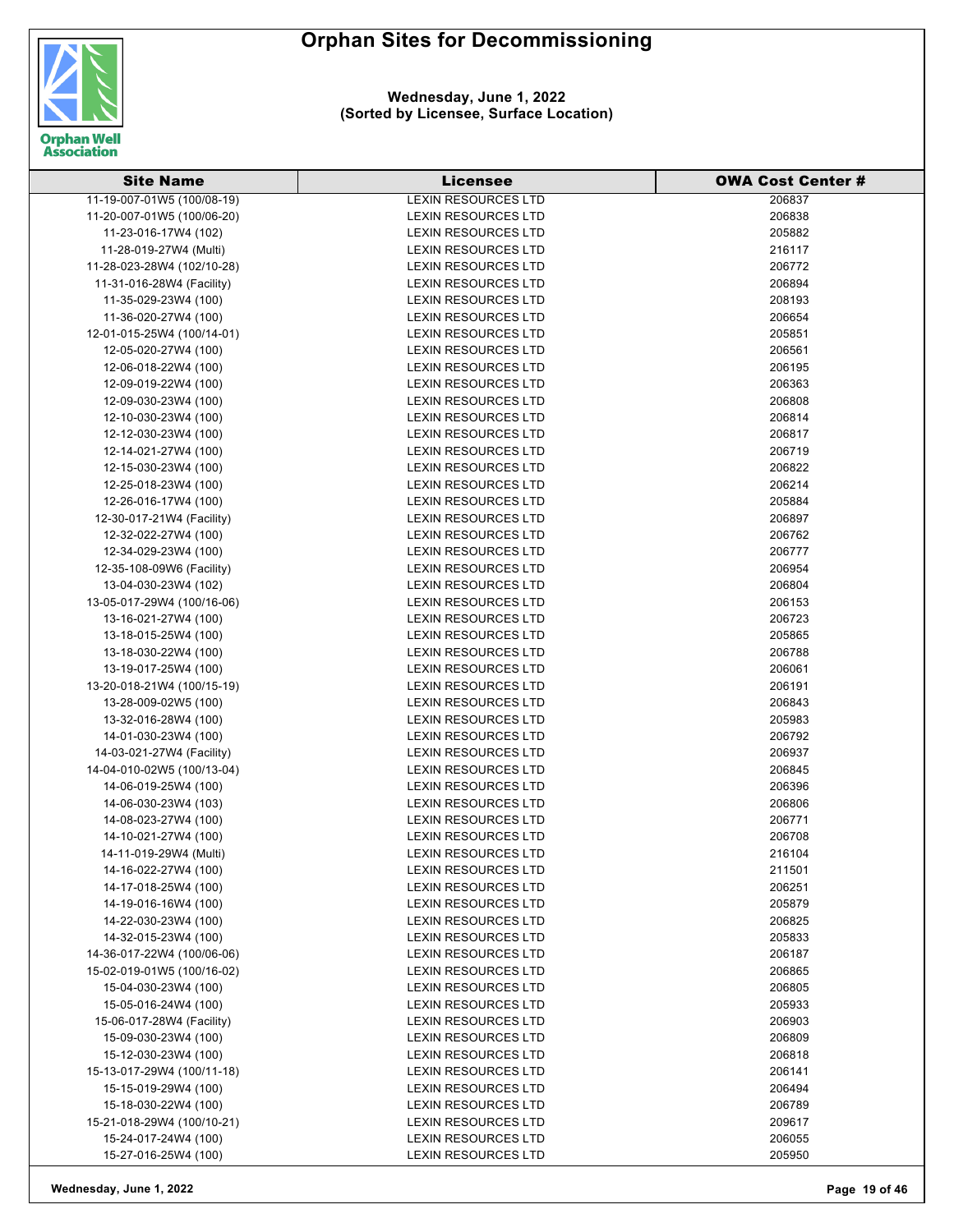# Orphan Sites for Decommissioning

**Wednesday, June 1, 2022**
**(Sorted by Licensee, Surface Location)**

| Site Name | Licensee | OWA Cost Center # |
|---|---|---|
| 11-19-007-01W5 (100/08-19) | LEXIN RESOURCES LTD | 206837 |
| 11-20-007-01W5 (100/06-20) | LEXIN RESOURCES LTD | 206838 |
| 11-23-016-17W4 (102) | LEXIN RESOURCES LTD | 205882 |
| 11-28-019-27W4 (Multi) | LEXIN RESOURCES LTD | 216117 |
| 11-28-023-28W4 (102/10-28) | LEXIN RESOURCES LTD | 206772 |
| 11-31-016-28W4 (Facility) | LEXIN RESOURCES LTD | 206894 |
| 11-35-029-23W4 (100) | LEXIN RESOURCES LTD | 208193 |
| 11-36-020-27W4 (100) | LEXIN RESOURCES LTD | 206654 |
| 12-01-015-25W4 (100/14-01) | LEXIN RESOURCES LTD | 205851 |
| 12-05-020-27W4 (100) | LEXIN RESOURCES LTD | 206561 |
| 12-06-018-22W4 (100) | LEXIN RESOURCES LTD | 206195 |
| 12-09-019-22W4 (100) | LEXIN RESOURCES LTD | 206363 |
| 12-09-030-23W4 (100) | LEXIN RESOURCES LTD | 206808 |
| 12-10-030-23W4 (100) | LEXIN RESOURCES LTD | 206814 |
| 12-12-030-23W4 (100) | LEXIN RESOURCES LTD | 206817 |
| 12-14-021-27W4 (100) | LEXIN RESOURCES LTD | 206719 |
| 12-15-030-23W4 (100) | LEXIN RESOURCES LTD | 206822 |
| 12-25-018-23W4 (100) | LEXIN RESOURCES LTD | 206214 |
| 12-26-016-17W4 (100) | LEXIN RESOURCES LTD | 205884 |
| 12-30-017-21W4 (Facility) | LEXIN RESOURCES LTD | 206897 |
| 12-32-022-27W4 (100) | LEXIN RESOURCES LTD | 206762 |
| 12-34-029-23W4 (100) | LEXIN RESOURCES LTD | 206777 |
| 12-35-108-09W6 (Facility) | LEXIN RESOURCES LTD | 206954 |
| 13-04-030-23W4 (102) | LEXIN RESOURCES LTD | 206804 |
| 13-05-017-29W4 (100/16-06) | LEXIN RESOURCES LTD | 206153 |
| 13-16-021-27W4 (100) | LEXIN RESOURCES LTD | 206723 |
| 13-18-015-25W4 (100) | LEXIN RESOURCES LTD | 205865 |
| 13-18-030-22W4 (100) | LEXIN RESOURCES LTD | 206788 |
| 13-19-017-25W4 (100) | LEXIN RESOURCES LTD | 206061 |
| 13-20-018-21W4 (100/15-19) | LEXIN RESOURCES LTD | 206191 |
| 13-28-009-02W5 (100) | LEXIN RESOURCES LTD | 206843 |
| 13-32-016-28W4 (100) | LEXIN RESOURCES LTD | 205983 |
| 14-01-030-23W4 (100) | LEXIN RESOURCES LTD | 206792 |
| 14-03-021-27W4 (Facility) | LEXIN RESOURCES LTD | 206937 |
| 14-04-010-02W5 (100/13-04) | LEXIN RESOURCES LTD | 206845 |
| 14-06-019-25W4 (100) | LEXIN RESOURCES LTD | 206396 |
| 14-06-030-23W4 (103) | LEXIN RESOURCES LTD | 206806 |
| 14-08-023-27W4 (100) | LEXIN RESOURCES LTD | 206771 |
| 14-10-021-27W4 (100) | LEXIN RESOURCES LTD | 206708 |
| 14-11-019-29W4 (Multi) | LEXIN RESOURCES LTD | 216104 |
| 14-16-022-27W4 (100) | LEXIN RESOURCES LTD | 211501 |
| 14-17-018-25W4 (100) | LEXIN RESOURCES LTD | 206251 |
| 14-19-016-16W4 (100) | LEXIN RESOURCES LTD | 205879 |
| 14-22-030-23W4 (100) | LEXIN RESOURCES LTD | 206825 |
| 14-32-015-23W4 (100) | LEXIN RESOURCES LTD | 205833 |
| 14-36-017-22W4 (100/06-06) | LEXIN RESOURCES LTD | 206187 |
| 15-02-019-01W5 (100/16-02) | LEXIN RESOURCES LTD | 206865 |
| 15-04-030-23W4 (100) | LEXIN RESOURCES LTD | 206805 |
| 15-05-016-24W4 (100) | LEXIN RESOURCES LTD | 205933 |
| 15-06-017-28W4 (Facility) | LEXIN RESOURCES LTD | 206903 |
| 15-09-030-23W4 (100) | LEXIN RESOURCES LTD | 206809 |
| 15-12-030-23W4 (100) | LEXIN RESOURCES LTD | 206818 |
| 15-13-017-29W4 (100/11-18) | LEXIN RESOURCES LTD | 206141 |
| 15-15-019-29W4 (100) | LEXIN RESOURCES LTD | 206494 |
| 15-18-030-22W4 (100) | LEXIN RESOURCES LTD | 206789 |
| 15-21-018-29W4 (100/10-21) | LEXIN RESOURCES LTD | 209617 |
| 15-24-017-24W4 (100) | LEXIN RESOURCES LTD | 206055 |
| 15-27-016-25W4 (100) | LEXIN RESOURCES LTD | 205950 |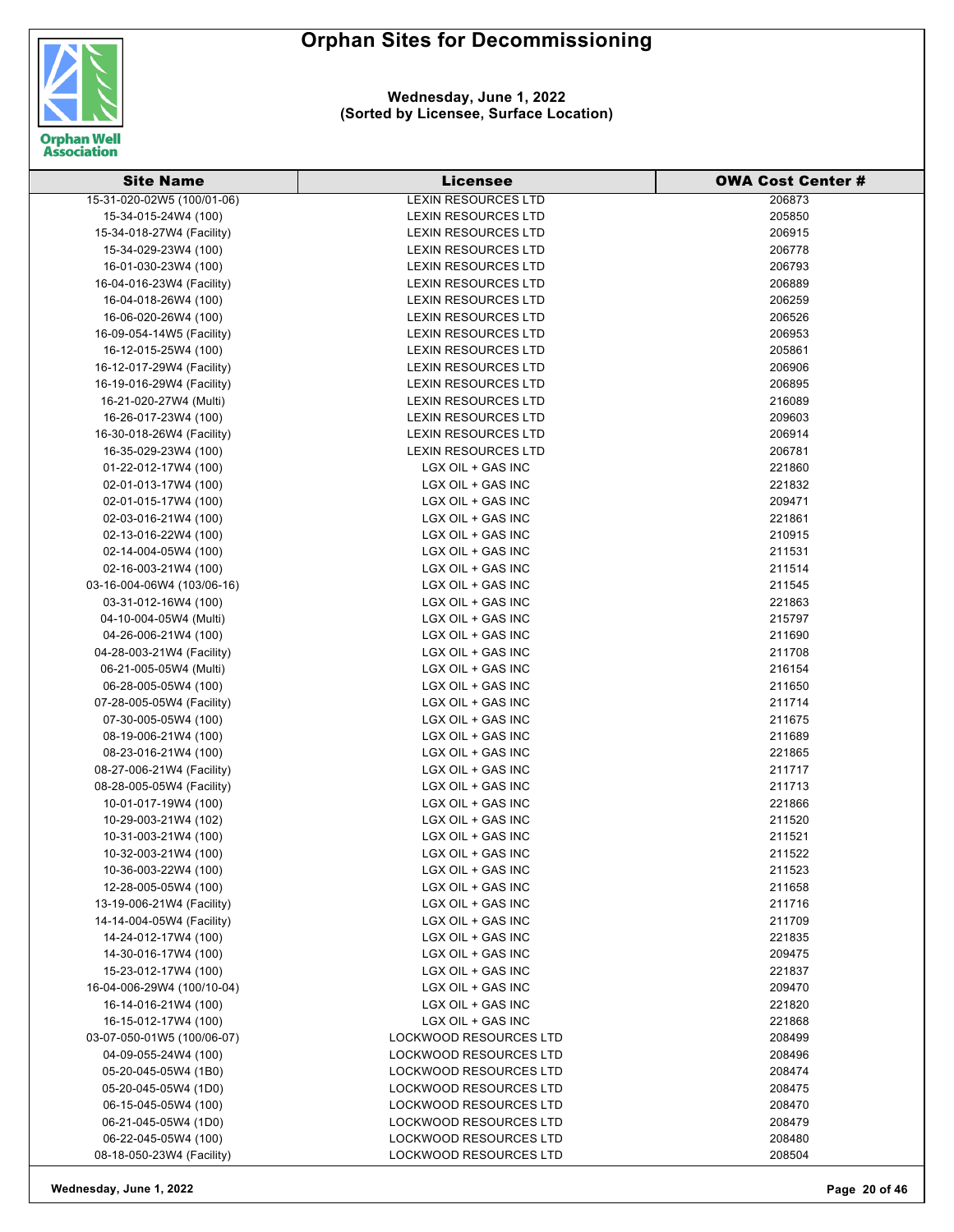# Orphan Sites for Decommissioning

**Wednesday, June 1, 2022**
**(Sorted by Licensee, Surface Location)**

| Site Name | Licensee | OWA Cost Center # |
|---|---|---|
| 15-31-020-02W5 (100/01-06) | LEXIN RESOURCES LTD | 206873 |
| 15-34-015-24W4 (100) | LEXIN RESOURCES LTD | 205850 |
| 15-34-018-27W4 (Facility) | LEXIN RESOURCES LTD | 206915 |
| 15-34-029-23W4 (100) | LEXIN RESOURCES LTD | 206778 |
| 16-01-030-23W4 (100) | LEXIN RESOURCES LTD | 206793 |
| 16-04-016-23W4 (Facility) | LEXIN RESOURCES LTD | 206889 |
| 16-04-018-26W4 (100) | LEXIN RESOURCES LTD | 206259 |
| 16-06-020-26W4 (100) | LEXIN RESOURCES LTD | 206526 |
| 16-09-054-14W5 (Facility) | LEXIN RESOURCES LTD | 206953 |
| 16-12-015-25W4 (100) | LEXIN RESOURCES LTD | 205861 |
| 16-12-017-29W4 (Facility) | LEXIN RESOURCES LTD | 206906 |
| 16-19-016-29W4 (Facility) | LEXIN RESOURCES LTD | 206895 |
| 16-21-020-27W4 (Multi) | LEXIN RESOURCES LTD | 216089 |
| 16-26-017-23W4 (100) | LEXIN RESOURCES LTD | 209603 |
| 16-30-018-26W4 (Facility) | LEXIN RESOURCES LTD | 206914 |
| 16-35-029-23W4 (100) | LEXIN RESOURCES LTD | 206781 |
| 01-22-012-17W4 (100) | LGX OIL + GAS INC | 221860 |
| 02-01-013-17W4 (100) | LGX OIL + GAS INC | 221832 |
| 02-01-015-17W4 (100) | LGX OIL + GAS INC | 209471 |
| 02-03-016-21W4 (100) | LGX OIL + GAS INC | 221861 |
| 02-13-016-22W4 (100) | LGX OIL + GAS INC | 210915 |
| 02-14-004-05W4 (100) | LGX OIL + GAS INC | 211531 |
| 02-16-003-21W4 (100) | LGX OIL + GAS INC | 211514 |
| 03-16-004-06W4 (103/06-16) | LGX OIL + GAS INC | 211545 |
| 03-31-012-16W4 (100) | LGX OIL + GAS INC | 221863 |
| 04-10-004-05W4 (Multi) | LGX OIL + GAS INC | 215797 |
| 04-26-006-21W4 (100) | LGX OIL + GAS INC | 211690 |
| 04-28-003-21W4 (Facility) | LGX OIL + GAS INC | 211708 |
| 06-21-005-05W4 (Multi) | LGX OIL + GAS INC | 216154 |
| 06-28-005-05W4 (100) | LGX OIL + GAS INC | 211650 |
| 07-28-005-05W4 (Facility) | LGX OIL + GAS INC | 211714 |
| 07-30-005-05W4 (100) | LGX OIL + GAS INC | 211675 |
| 08-19-006-21W4 (100) | LGX OIL + GAS INC | 211689 |
| 08-23-016-21W4 (100) | LGX OIL + GAS INC | 221865 |
| 08-27-006-21W4 (Facility) | LGX OIL + GAS INC | 211717 |
| 08-28-005-05W4 (Facility) | LGX OIL + GAS INC | 211713 |
| 10-01-017-19W4 (100) | LGX OIL + GAS INC | 221866 |
| 10-29-003-21W4 (102) | LGX OIL + GAS INC | 211520 |
| 10-31-003-21W4 (100) | LGX OIL + GAS INC | 211521 |
| 10-32-003-21W4 (100) | LGX OIL + GAS INC | 211522 |
| 10-36-003-22W4 (100) | LGX OIL + GAS INC | 211523 |
| 12-28-005-05W4 (100) | LGX OIL + GAS INC | 211658 |
| 13-19-006-21W4 (Facility) | LGX OIL + GAS INC | 211716 |
| 14-14-004-05W4 (Facility) | LGX OIL + GAS INC | 211709 |
| 14-24-012-17W4 (100) | LGX OIL + GAS INC | 221835 |
| 14-30-016-17W4 (100) | LGX OIL + GAS INC | 209475 |
| 15-23-012-17W4 (100) | LGX OIL + GAS INC | 221837 |
| 16-04-006-29W4 (100/10-04) | LGX OIL + GAS INC | 209470 |
| 16-14-016-21W4 (100) | LGX OIL + GAS INC | 221820 |
| 16-15-012-17W4 (100) | LGX OIL + GAS INC | 221868 |
| 03-07-050-01W5 (100/06-07) | LOCKWOOD RESOURCES LTD | 208499 |
| 04-09-055-24W4 (100) | LOCKWOOD RESOURCES LTD | 208496 |
| 05-20-045-05W4 (1B0) | LOCKWOOD RESOURCES LTD | 208474 |
| 05-20-045-05W4 (1D0) | LOCKWOOD RESOURCES LTD | 208475 |
| 06-15-045-05W4 (100) | LOCKWOOD RESOURCES LTD | 208470 |
| 06-21-045-05W4 (1D0) | LOCKWOOD RESOURCES LTD | 208479 |
| 06-22-045-05W4 (100) | LOCKWOOD RESOURCES LTD | 208480 |
| 08-18-050-23W4 (Facility) | LOCKWOOD RESOURCES LTD | 208504 |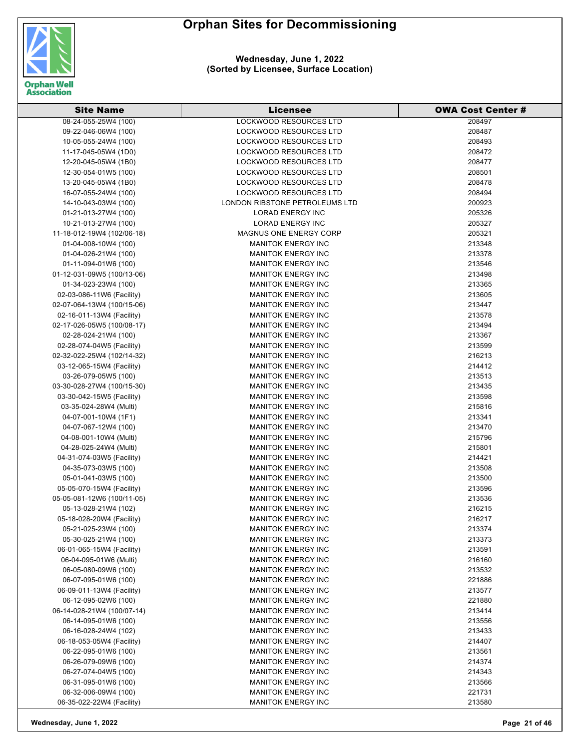# Orphan Sites for Decommissioning

**Wednesday, June 1, 2022**
**(Sorted by Licensee, Surface Location)**

| Site Name | Licensee | OWA Cost Center # |
|---|---|---|
| 08-24-055-25W4 (100) | LOCKWOOD RESOURCES LTD | 208497 |
| 09-22-046-06W4 (100) | LOCKWOOD RESOURCES LTD | 208487 |
| 10-05-055-24W4 (100) | LOCKWOOD RESOURCES LTD | 208493 |
| 11-17-045-05W4 (1D0) | LOCKWOOD RESOURCES LTD | 208472 |
| 12-20-045-05W4 (1B0) | LOCKWOOD RESOURCES LTD | 208477 |
| 12-30-054-01W5 (100) | LOCKWOOD RESOURCES LTD | 208501 |
| 13-20-045-05W4 (1B0) | LOCKWOOD RESOURCES LTD | 208478 |
| 16-07-055-24W4 (100) | LOCKWOOD RESOURCES LTD | 208494 |
| 14-10-043-03W4 (100) | LONDON RIBSTONE PETROLEUMS LTD | 200923 |
| 01-21-013-27W4 (100) | LORAD ENERGY INC | 205326 |
| 10-21-013-27W4 (100) | LORAD ENERGY INC | 205327 |
| 11-18-012-19W4 (102/06-18) | MAGNUS ONE ENERGY CORP | 205321 |
| 01-04-008-10W4 (100) | MANITOK ENERGY INC | 213348 |
| 01-04-026-21W4 (100) | MANITOK ENERGY INC | 213378 |
| 01-11-094-01W6 (100) | MANITOK ENERGY INC | 213546 |
| 01-12-031-09W5 (100/13-06) | MANITOK ENERGY INC | 213498 |
| 01-34-023-23W4 (100) | MANITOK ENERGY INC | 213365 |
| 02-03-086-11W6 (Facility) | MANITOK ENERGY INC | 213605 |
| 02-07-064-13W4 (100/15-06) | MANITOK ENERGY INC | 213447 |
| 02-16-011-13W4 (Facility) | MANITOK ENERGY INC | 213578 |
| 02-17-026-05W5 (100/08-17) | MANITOK ENERGY INC | 213494 |
| 02-28-024-21W4 (100) | MANITOK ENERGY INC | 213367 |
| 02-28-074-04W5 (Facility) | MANITOK ENERGY INC | 213599 |
| 02-32-022-25W4 (102/14-32) | MANITOK ENERGY INC | 216213 |
| 03-12-065-15W4 (Facility) | MANITOK ENERGY INC | 214412 |
| 03-26-079-05W5 (100) | MANITOK ENERGY INC | 213513 |
| 03-30-028-27W4 (100/15-30) | MANITOK ENERGY INC | 213435 |
| 03-30-042-15W5 (Facility) | MANITOK ENERGY INC | 213598 |
| 03-35-024-28W4 (Multi) | MANITOK ENERGY INC | 215816 |
| 04-07-001-10W4 (1F1) | MANITOK ENERGY INC | 213341 |
| 04-07-067-12W4 (100) | MANITOK ENERGY INC | 213470 |
| 04-08-001-10W4 (Multi) | MANITOK ENERGY INC | 215796 |
| 04-28-025-24W4 (Multi) | MANITOK ENERGY INC | 215801 |
| 04-31-074-03W5 (Facility) | MANITOK ENERGY INC | 214421 |
| 04-35-073-03W5 (100) | MANITOK ENERGY INC | 213508 |
| 05-01-041-03W5 (100) | MANITOK ENERGY INC | 213500 |
| 05-05-070-15W4 (Facility) | MANITOK ENERGY INC | 213596 |
| 05-05-081-12W6 (100/11-05) | MANITOK ENERGY INC | 213536 |
| 05-13-028-21W4 (102) | MANITOK ENERGY INC | 216215 |
| 05-18-028-20W4 (Facility) | MANITOK ENERGY INC | 216217 |
| 05-21-025-23W4 (100) | MANITOK ENERGY INC | 213374 |
| 05-30-025-21W4 (100) | MANITOK ENERGY INC | 213373 |
| 06-01-065-15W4 (Facility) | MANITOK ENERGY INC | 213591 |
| 06-04-095-01W6 (Multi) | MANITOK ENERGY INC | 216160 |
| 06-05-080-09W6 (100) | MANITOK ENERGY INC | 213532 |
| 06-07-095-01W6 (100) | MANITOK ENERGY INC | 221886 |
| 06-09-011-13W4 (Facility) | MANITOK ENERGY INC | 213577 |
| 06-12-095-02W6 (100) | MANITOK ENERGY INC | 221880 |
| 06-14-028-21W4 (100/07-14) | MANITOK ENERGY INC | 213414 |
| 06-14-095-01W6 (100) | MANITOK ENERGY INC | 213556 |
| 06-16-028-24W4 (102) | MANITOK ENERGY INC | 213433 |
| 06-18-053-05W4 (Facility) | MANITOK ENERGY INC | 214407 |
| 06-22-095-01W6 (100) | MANITOK ENERGY INC | 213561 |
| 06-26-079-09W6 (100) | MANITOK ENERGY INC | 214374 |
| 06-27-074-04W5 (100) | MANITOK ENERGY INC | 214343 |
| 06-31-095-01W6 (100) | MANITOK ENERGY INC | 213566 |
| 06-32-006-09W4 (100) | MANITOK ENERGY INC | 221731 |
| 06-35-022-22W4 (Facility) | MANITOK ENERGY INC | 213580 |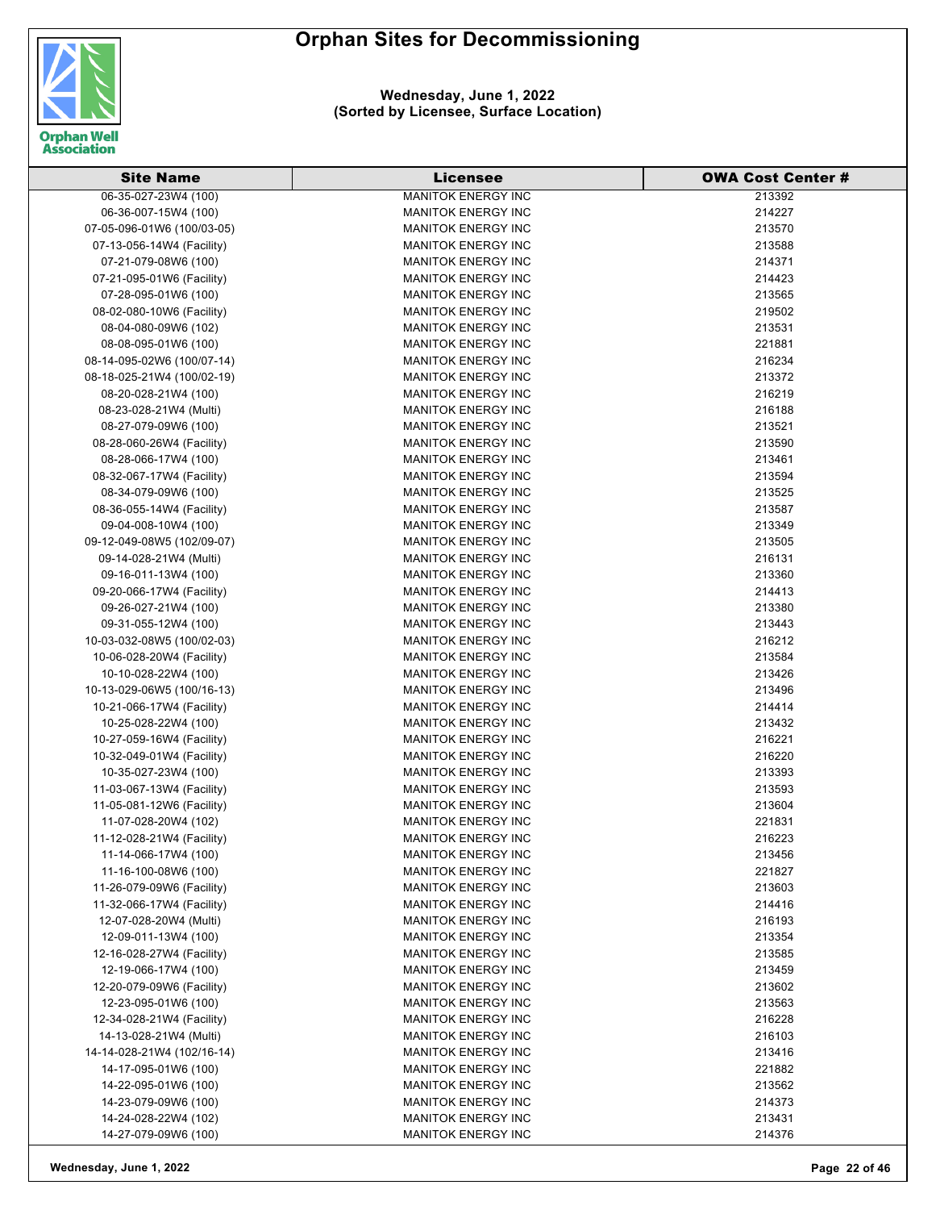# Orphan Sites for Decommissioning

**Wednesday, June 1, 2022**
**(Sorted by Licensee, Surface Location)**

| Site Name | Licensee | OWA Cost Center # |
|---|---|---|
| 06-35-027-23W4 (100) | MANITOK ENERGY INC | 213392 |
| 06-36-007-15W4 (100) | MANITOK ENERGY INC | 214227 |
| 07-05-096-01W6 (100/03-05) | MANITOK ENERGY INC | 213570 |
| 07-13-056-14W4 (Facility) | MANITOK ENERGY INC | 213588 |
| 07-21-079-08W6 (100) | MANITOK ENERGY INC | 214371 |
| 07-21-095-01W6 (Facility) | MANITOK ENERGY INC | 214423 |
| 07-28-095-01W6 (100) | MANITOK ENERGY INC | 213565 |
| 08-02-080-10W6 (Facility) | MANITOK ENERGY INC | 219502 |
| 08-04-080-09W6 (102) | MANITOK ENERGY INC | 213531 |
| 08-08-095-01W6 (100) | MANITOK ENERGY INC | 221881 |
| 08-14-095-02W6 (100/07-14) | MANITOK ENERGY INC | 216234 |
| 08-18-025-21W4 (100/02-19) | MANITOK ENERGY INC | 213372 |
| 08-20-028-21W4 (100) | MANITOK ENERGY INC | 216219 |
| 08-23-028-21W4 (Multi) | MANITOK ENERGY INC | 216188 |
| 08-27-079-09W6 (100) | MANITOK ENERGY INC | 213521 |
| 08-28-060-26W4 (Facility) | MANITOK ENERGY INC | 213590 |
| 08-28-066-17W4 (100) | MANITOK ENERGY INC | 213461 |
| 08-32-067-17W4 (Facility) | MANITOK ENERGY INC | 213594 |
| 08-34-079-09W6 (100) | MANITOK ENERGY INC | 213525 |
| 08-36-055-14W4 (Facility) | MANITOK ENERGY INC | 213587 |
| 09-04-008-10W4 (100) | MANITOK ENERGY INC | 213349 |
| 09-12-049-08W5 (102/09-07) | MANITOK ENERGY INC | 213505 |
| 09-14-028-21W4 (Multi) | MANITOK ENERGY INC | 216131 |
| 09-16-011-13W4 (100) | MANITOK ENERGY INC | 213360 |
| 09-20-066-17W4 (Facility) | MANITOK ENERGY INC | 214413 |
| 09-26-027-21W4 (100) | MANITOK ENERGY INC | 213380 |
| 09-31-055-12W4 (100) | MANITOK ENERGY INC | 213443 |
| 10-03-032-08W5 (100/02-03) | MANITOK ENERGY INC | 216212 |
| 10-06-028-20W4 (Facility) | MANITOK ENERGY INC | 213584 |
| 10-10-028-22W4 (100) | MANITOK ENERGY INC | 213426 |
| 10-13-029-06W5 (100/16-13) | MANITOK ENERGY INC | 213496 |
| 10-21-066-17W4 (Facility) | MANITOK ENERGY INC | 214414 |
| 10-25-028-22W4 (100) | MANITOK ENERGY INC | 213432 |
| 10-27-059-16W4 (Facility) | MANITOK ENERGY INC | 216221 |
| 10-32-049-01W4 (Facility) | MANITOK ENERGY INC | 216220 |
| 10-35-027-23W4 (100) | MANITOK ENERGY INC | 213393 |
| 11-03-067-13W4 (Facility) | MANITOK ENERGY INC | 213593 |
| 11-05-081-12W6 (Facility) | MANITOK ENERGY INC | 213604 |
| 11-07-028-20W4 (102) | MANITOK ENERGY INC | 221831 |
| 11-12-028-21W4 (Facility) | MANITOK ENERGY INC | 216223 |
| 11-14-066-17W4 (100) | MANITOK ENERGY INC | 213456 |
| 11-16-100-08W6 (100) | MANITOK ENERGY INC | 221827 |
| 11-26-079-09W6 (Facility) | MANITOK ENERGY INC | 213603 |
| 11-32-066-17W4 (Facility) | MANITOK ENERGY INC | 214416 |
| 12-07-028-20W4 (Multi) | MANITOK ENERGY INC | 216193 |
| 12-09-011-13W4 (100) | MANITOK ENERGY INC | 213354 |
| 12-16-028-27W4 (Facility) | MANITOK ENERGY INC | 213585 |
| 12-19-066-17W4 (100) | MANITOK ENERGY INC | 213459 |
| 12-20-079-09W6 (Facility) | MANITOK ENERGY INC | 213602 |
| 12-23-095-01W6 (100) | MANITOK ENERGY INC | 213563 |
| 12-34-028-21W4 (Facility) | MANITOK ENERGY INC | 216228 |
| 14-13-028-21W4 (Multi) | MANITOK ENERGY INC | 216103 |
| 14-14-028-21W4 (102/16-14) | MANITOK ENERGY INC | 213416 |
| 14-17-095-01W6 (100) | MANITOK ENERGY INC | 221882 |
| 14-22-095-01W6 (100) | MANITOK ENERGY INC | 213562 |
| 14-23-079-09W6 (100) | MANITOK ENERGY INC | 214373 |
| 14-24-028-22W4 (102) | MANITOK ENERGY INC | 213431 |
| 14-27-079-09W6 (100) | MANITOK ENERGY INC | 214376 |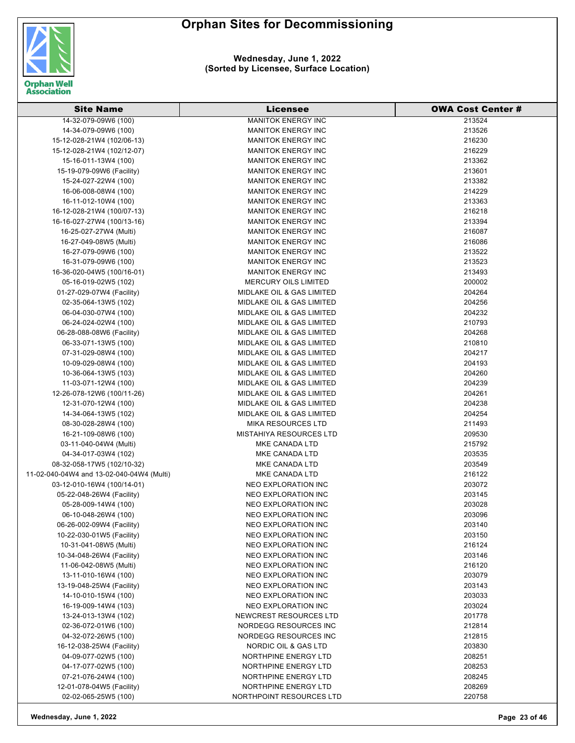# Orphan Sites for Decommissioning

**Wednesday, June 1, 2022**
**(Sorted by Licensee, Surface Location)**

| Site Name | Licensee | OWA Cost Center # |
|---|---|---|
| 14-32-079-09W6 (100) | MANITOK ENERGY INC | 213524 |
| 14-34-079-09W6 (100) | MANITOK ENERGY INC | 213526 |
| 15-12-028-21W4 (102/06-13) | MANITOK ENERGY INC | 216230 |
| 15-12-028-21W4 (102/12-07) | MANITOK ENERGY INC | 216229 |
| 15-16-011-13W4 (100) | MANITOK ENERGY INC | 213362 |
| 15-19-079-09W6 (Facility) | MANITOK ENERGY INC | 213601 |
| 15-24-027-22W4 (100) | MANITOK ENERGY INC | 213382 |
| 16-06-008-08W4 (100) | MANITOK ENERGY INC | 214229 |
| 16-11-012-10W4 (100) | MANITOK ENERGY INC | 213363 |
| 16-12-028-21W4 (100/07-13) | MANITOK ENERGY INC | 216218 |
| 16-16-027-27W4 (100/13-16) | MANITOK ENERGY INC | 213394 |
| 16-25-027-27W4 (Multi) | MANITOK ENERGY INC | 216087 |
| 16-27-049-08W5 (Multi) | MANITOK ENERGY INC | 216086 |
| 16-27-079-09W6 (100) | MANITOK ENERGY INC | 213522 |
| 16-31-079-09W6 (100) | MANITOK ENERGY INC | 213523 |
| 16-36-020-04W5 (100/16-01) | MANITOK ENERGY INC | 213493 |
| 05-16-019-02W5 (102) | MERCURY OILS LIMITED | 200002 |
| 01-27-029-07W4 (Facility) | MIDLAKE OIL & GAS LIMITED | 204264 |
| 02-35-064-13W5 (102) | MIDLAKE OIL & GAS LIMITED | 204256 |
| 06-04-030-07W4 (100) | MIDLAKE OIL & GAS LIMITED | 204232 |
| 06-24-024-02W4 (100) | MIDLAKE OIL & GAS LIMITED | 210793 |
| 06-28-088-08W6 (Facility) | MIDLAKE OIL & GAS LIMITED | 204268 |
| 06-33-071-13W5 (100) | MIDLAKE OIL & GAS LIMITED | 210810 |
| 07-31-029-08W4 (100) | MIDLAKE OIL & GAS LIMITED | 204217 |
| 10-09-029-08W4 (100) | MIDLAKE OIL & GAS LIMITED | 204193 |
| 10-36-064-13W5 (103) | MIDLAKE OIL & GAS LIMITED | 204260 |
| 11-03-071-12W4 (100) | MIDLAKE OIL & GAS LIMITED | 204239 |
| 12-26-078-12W6 (100/11-26) | MIDLAKE OIL & GAS LIMITED | 204261 |
| 12-31-070-12W4 (100) | MIDLAKE OIL & GAS LIMITED | 204238 |
| 14-34-064-13W5 (102) | MIDLAKE OIL & GAS LIMITED | 204254 |
| 08-30-028-28W4 (100) | MIKA RESOURCES LTD | 211493 |
| 16-21-109-08W6 (100) | MISTAHIYA RESOURCES LTD | 209530 |
| 03-11-040-04W4 (Multi) | MKE CANADA LTD | 215792 |
| 04-34-017-03W4 (102) | MKE CANADA LTD | 203535 |
| 08-32-058-17W5 (102/10-32) | MKE CANADA LTD | 203549 |
| 11-02-040-04W4 and 13-02-040-04W4 (Multi) | MKE CANADA LTD | 216122 |
| 03-12-010-16W4 (100/14-01) | NEO EXPLORATION INC | 203072 |
| 05-22-048-26W4 (Facility) | NEO EXPLORATION INC | 203145 |
| 05-28-009-14W4 (100) | NEO EXPLORATION INC | 203028 |
| 06-10-048-26W4 (100) | NEO EXPLORATION INC | 203096 |
| 06-26-002-09W4 (Facility) | NEO EXPLORATION INC | 203140 |
| 10-22-030-01W5 (Facility) | NEO EXPLORATION INC | 203150 |
| 10-31-041-08W5 (Multi) | NEO EXPLORATION INC | 216124 |
| 10-34-048-26W4 (Facility) | NEO EXPLORATION INC | 203146 |
| 11-06-042-08W5 (Multi) | NEO EXPLORATION INC | 216120 |
| 13-11-010-16W4 (100) | NEO EXPLORATION INC | 203079 |
| 13-19-048-25W4 (Facility) | NEO EXPLORATION INC | 203143 |
| 14-10-010-15W4 (100) | NEO EXPLORATION INC | 203033 |
| 16-19-009-14W4 (103) | NEO EXPLORATION INC | 203024 |
| 13-24-013-13W4 (102) | NEWCREST RESOURCES LTD | 201778 |
| 02-36-072-01W6 (100) | NORDEGG RESOURCES INC | 212814 |
| 04-32-072-26W5 (100) | NORDEGG RESOURCES INC | 212815 |
| 16-12-038-25W4 (Facility) | NORDIC OIL & GAS LTD | 203830 |
| 04-09-077-02W5 (100) | NORTHPINE ENERGY LTD | 208251 |
| 04-17-077-02W5 (100) | NORTHPINE ENERGY LTD | 208253 |
| 07-21-076-24W4 (100) | NORTHPINE ENERGY LTD | 208245 |
| 12-01-078-04W5 (Facility) | NORTHPINE ENERGY LTD | 208269 |
| 02-02-065-25W5 (100) | NORTHPOINT RESOURCES LTD | 220758 |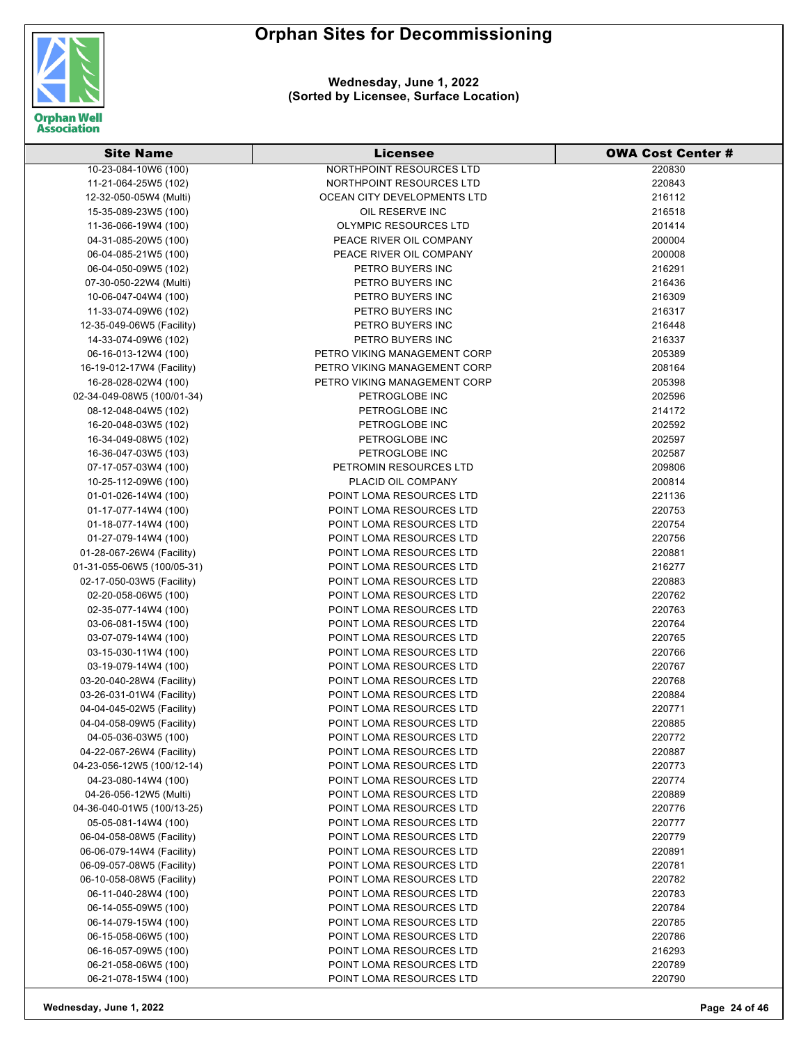# Orphan Sites for Decommissioning

**Wednesday, June 1, 2022**
**(Sorted by Licensee, Surface Location)**

| Site Name | Licensee | OWA Cost Center # |
|---|---|---|
| 10-23-084-10W6 (100) | NORTHPOINT RESOURCES LTD | 220830 |
| 11-21-064-25W5 (102) | NORTHPOINT RESOURCES LTD | 220843 |
| 12-32-050-05W4 (Multi) | OCEAN CITY DEVELOPMENTS LTD | 216112 |
| 15-35-089-23W5 (100) | OIL RESERVE INC | 216518 |
| 11-36-066-19W4 (100) | OLYMPIC RESOURCES LTD | 201414 |
| 04-31-085-20W5 (100) | PEACE RIVER OIL COMPANY | 200004 |
| 06-04-085-21W5 (100) | PEACE RIVER OIL COMPANY | 200008 |
| 06-04-050-09W5 (102) | PETRO BUYERS INC | 216291 |
| 07-30-050-22W4 (Multi) | PETRO BUYERS INC | 216436 |
| 10-06-047-04W4 (100) | PETRO BUYERS INC | 216309 |
| 11-33-074-09W6 (102) | PETRO BUYERS INC | 216317 |
| 12-35-049-06W5 (Facility) | PETRO BUYERS INC | 216448 |
| 14-33-074-09W6 (102) | PETRO BUYERS INC | 216337 |
| 06-16-013-12W4 (100) | PETRO VIKING MANAGEMENT CORP | 205389 |
| 16-19-012-17W4 (Facility) | PETRO VIKING MANAGEMENT CORP | 208164 |
| 16-28-028-02W4 (100) | PETRO VIKING MANAGEMENT CORP | 205398 |
| 02-34-049-08W5 (100/01-34) | PETROGLOBE INC | 202596 |
| 08-12-048-04W5 (102) | PETROGLOBE INC | 214172 |
| 16-20-048-03W5 (102) | PETROGLOBE INC | 202592 |
| 16-34-049-08W5 (102) | PETROGLOBE INC | 202597 |
| 16-36-047-03W5 (103) | PETROGLOBE INC | 202587 |
| 07-17-057-03W4 (100) | PETROMIN RESOURCES LTD | 209806 |
| 10-25-112-09W6 (100) | PLACID OIL COMPANY | 200814 |
| 01-01-026-14W4 (100) | POINT LOMA RESOURCES LTD | 221136 |
| 01-17-077-14W4 (100) | POINT LOMA RESOURCES LTD | 220753 |
| 01-18-077-14W4 (100) | POINT LOMA RESOURCES LTD | 220754 |
| 01-27-079-14W4 (100) | POINT LOMA RESOURCES LTD | 220756 |
| 01-28-067-26W4 (Facility) | POINT LOMA RESOURCES LTD | 220881 |
| 01-31-055-06W5 (100/05-31) | POINT LOMA RESOURCES LTD | 216277 |
| 02-17-050-03W5 (Facility) | POINT LOMA RESOURCES LTD | 220883 |
| 02-20-058-06W5 (100) | POINT LOMA RESOURCES LTD | 220762 |
| 02-35-077-14W4 (100) | POINT LOMA RESOURCES LTD | 220763 |
| 03-06-081-15W4 (100) | POINT LOMA RESOURCES LTD | 220764 |
| 03-07-079-14W4 (100) | POINT LOMA RESOURCES LTD | 220765 |
| 03-15-030-11W4 (100) | POINT LOMA RESOURCES LTD | 220766 |
| 03-19-079-14W4 (100) | POINT LOMA RESOURCES LTD | 220767 |
| 03-20-040-28W4 (Facility) | POINT LOMA RESOURCES LTD | 220768 |
| 03-26-031-01W4 (Facility) | POINT LOMA RESOURCES LTD | 220884 |
| 04-04-045-02W5 (Facility) | POINT LOMA RESOURCES LTD | 220771 |
| 04-04-058-09W5 (Facility) | POINT LOMA RESOURCES LTD | 220885 |
| 04-05-036-03W5 (100) | POINT LOMA RESOURCES LTD | 220772 |
| 04-22-067-26W4 (Facility) | POINT LOMA RESOURCES LTD | 220887 |
| 04-23-056-12W5 (100/12-14) | POINT LOMA RESOURCES LTD | 220773 |
| 04-23-080-14W4 (100) | POINT LOMA RESOURCES LTD | 220774 |
| 04-26-056-12W5 (Multi) | POINT LOMA RESOURCES LTD | 220889 |
| 04-36-040-01W5 (100/13-25) | POINT LOMA RESOURCES LTD | 220776 |
| 05-05-081-14W4 (100) | POINT LOMA RESOURCES LTD | 220777 |
| 06-04-058-08W5 (Facility) | POINT LOMA RESOURCES LTD | 220779 |
| 06-06-079-14W4 (Facility) | POINT LOMA RESOURCES LTD | 220891 |
| 06-09-057-08W5 (Facility) | POINT LOMA RESOURCES LTD | 220781 |
| 06-10-058-08W5 (Facility) | POINT LOMA RESOURCES LTD | 220782 |
| 06-11-040-28W4 (100) | POINT LOMA RESOURCES LTD | 220783 |
| 06-14-055-09W5 (100) | POINT LOMA RESOURCES LTD | 220784 |
| 06-14-079-15W4 (100) | POINT LOMA RESOURCES LTD | 220785 |
| 06-15-058-06W5 (100) | POINT LOMA RESOURCES LTD | 220786 |
| 06-16-057-09W5 (100) | POINT LOMA RESOURCES LTD | 216293 |
| 06-21-058-06W5 (100) | POINT LOMA RESOURCES LTD | 220789 |
| 06-21-078-15W4 (100) | POINT LOMA RESOURCES LTD | 220790 |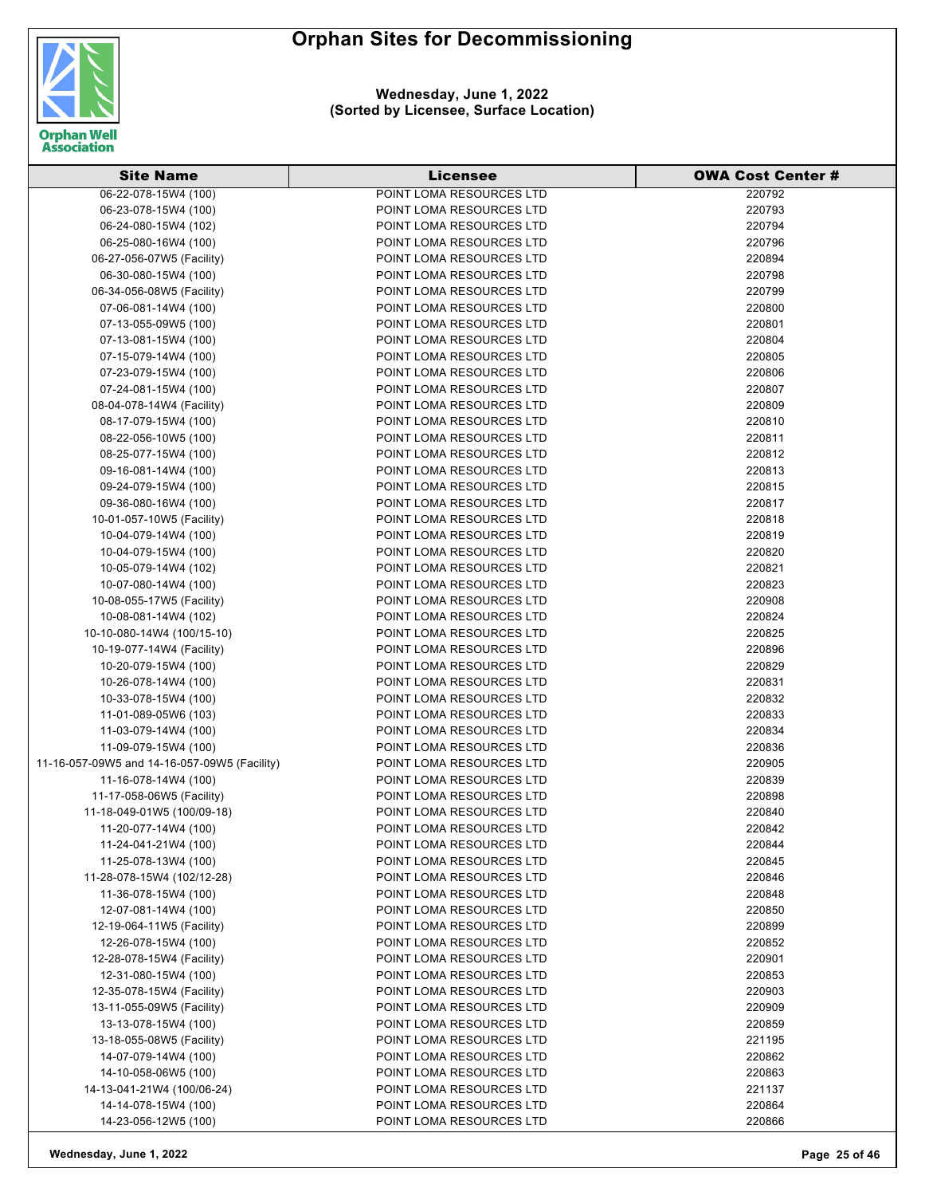# Orphan Sites for Decommissioning

**Wednesday, June 1, 2022**
**(Sorted by Licensee, Surface Location)**

| Site Name | Licensee | OWA Cost Center # |
|---|---|---|
| 06-22-078-15W4 (100) | POINT LOMA RESOURCES LTD | 220792 |
| 06-23-078-15W4 (100) | POINT LOMA RESOURCES LTD | 220793 |
| 06-24-080-15W4 (102) | POINT LOMA RESOURCES LTD | 220794 |
| 06-25-080-16W4 (100) | POINT LOMA RESOURCES LTD | 220796 |
| 06-27-056-07W5 (Facility) | POINT LOMA RESOURCES LTD | 220894 |
| 06-30-080-15W4 (100) | POINT LOMA RESOURCES LTD | 220798 |
| 06-34-056-08W5 (Facility) | POINT LOMA RESOURCES LTD | 220799 |
| 07-06-081-14W4 (100) | POINT LOMA RESOURCES LTD | 220800 |
| 07-13-055-09W5 (100) | POINT LOMA RESOURCES LTD | 220801 |
| 07-13-081-15W4 (100) | POINT LOMA RESOURCES LTD | 220804 |
| 07-15-079-14W4 (100) | POINT LOMA RESOURCES LTD | 220805 |
| 07-23-079-15W4 (100) | POINT LOMA RESOURCES LTD | 220806 |
| 07-24-081-15W4 (100) | POINT LOMA RESOURCES LTD | 220807 |
| 08-04-078-14W4 (Facility) | POINT LOMA RESOURCES LTD | 220809 |
| 08-17-079-15W4 (100) | POINT LOMA RESOURCES LTD | 220810 |
| 08-22-056-10W5 (100) | POINT LOMA RESOURCES LTD | 220811 |
| 08-25-077-15W4 (100) | POINT LOMA RESOURCES LTD | 220812 |
| 09-16-081-14W4 (100) | POINT LOMA RESOURCES LTD | 220813 |
| 09-24-079-15W4 (100) | POINT LOMA RESOURCES LTD | 220815 |
| 09-36-080-16W4 (100) | POINT LOMA RESOURCES LTD | 220817 |
| 10-01-057-10W5 (Facility) | POINT LOMA RESOURCES LTD | 220818 |
| 10-04-079-14W4 (100) | POINT LOMA RESOURCES LTD | 220819 |
| 10-04-079-15W4 (100) | POINT LOMA RESOURCES LTD | 220820 |
| 10-05-079-14W4 (102) | POINT LOMA RESOURCES LTD | 220821 |
| 10-07-080-14W4 (100) | POINT LOMA RESOURCES LTD | 220823 |
| 10-08-055-17W5 (Facility) | POINT LOMA RESOURCES LTD | 220908 |
| 10-08-081-14W4 (102) | POINT LOMA RESOURCES LTD | 220824 |
| 10-10-080-14W4 (100/15-10) | POINT LOMA RESOURCES LTD | 220825 |
| 10-19-077-14W4 (Facility) | POINT LOMA RESOURCES LTD | 220896 |
| 10-20-079-15W4 (100) | POINT LOMA RESOURCES LTD | 220829 |
| 10-26-078-14W4 (100) | POINT LOMA RESOURCES LTD | 220831 |
| 10-33-078-15W4 (100) | POINT LOMA RESOURCES LTD | 220832 |
| 11-01-089-05W6 (103) | POINT LOMA RESOURCES LTD | 220833 |
| 11-03-079-14W4 (100) | POINT LOMA RESOURCES LTD | 220834 |
| 11-09-079-15W4 (100) | POINT LOMA RESOURCES LTD | 220836 |
| 11-16-057-09W5 and 14-16-057-09W5 (Facility) | POINT LOMA RESOURCES LTD | 220905 |
| 11-16-078-14W4 (100) | POINT LOMA RESOURCES LTD | 220839 |
| 11-17-058-06W5 (Facility) | POINT LOMA RESOURCES LTD | 220898 |
| 11-18-049-01W5 (100/09-18) | POINT LOMA RESOURCES LTD | 220840 |
| 11-20-077-14W4 (100) | POINT LOMA RESOURCES LTD | 220842 |
| 11-24-041-21W4 (100) | POINT LOMA RESOURCES LTD | 220844 |
| 11-25-078-13W4 (100) | POINT LOMA RESOURCES LTD | 220845 |
| 11-28-078-15W4 (102/12-28) | POINT LOMA RESOURCES LTD | 220846 |
| 11-36-078-15W4 (100) | POINT LOMA RESOURCES LTD | 220848 |
| 12-07-081-14W4 (100) | POINT LOMA RESOURCES LTD | 220850 |
| 12-19-064-11W5 (Facility) | POINT LOMA RESOURCES LTD | 220899 |
| 12-26-078-15W4 (100) | POINT LOMA RESOURCES LTD | 220852 |
| 12-28-078-15W4 (Facility) | POINT LOMA RESOURCES LTD | 220901 |
| 12-31-080-15W4 (100) | POINT LOMA RESOURCES LTD | 220853 |
| 12-35-078-15W4 (Facility) | POINT LOMA RESOURCES LTD | 220903 |
| 13-11-055-09W5 (Facility) | POINT LOMA RESOURCES LTD | 220909 |
| 13-13-078-15W4 (100) | POINT LOMA RESOURCES LTD | 220859 |
| 13-18-055-08W5 (Facility) | POINT LOMA RESOURCES LTD | 221195 |
| 14-07-079-14W4 (100) | POINT LOMA RESOURCES LTD | 220862 |
| 14-10-058-06W5 (100) | POINT LOMA RESOURCES LTD | 220863 |
| 14-13-041-21W4 (100/06-24) | POINT LOMA RESOURCES LTD | 221137 |
| 14-14-078-15W4 (100) | POINT LOMA RESOURCES LTD | 220864 |
| 14-23-056-12W5 (100) | POINT LOMA RESOURCES LTD | 220866 |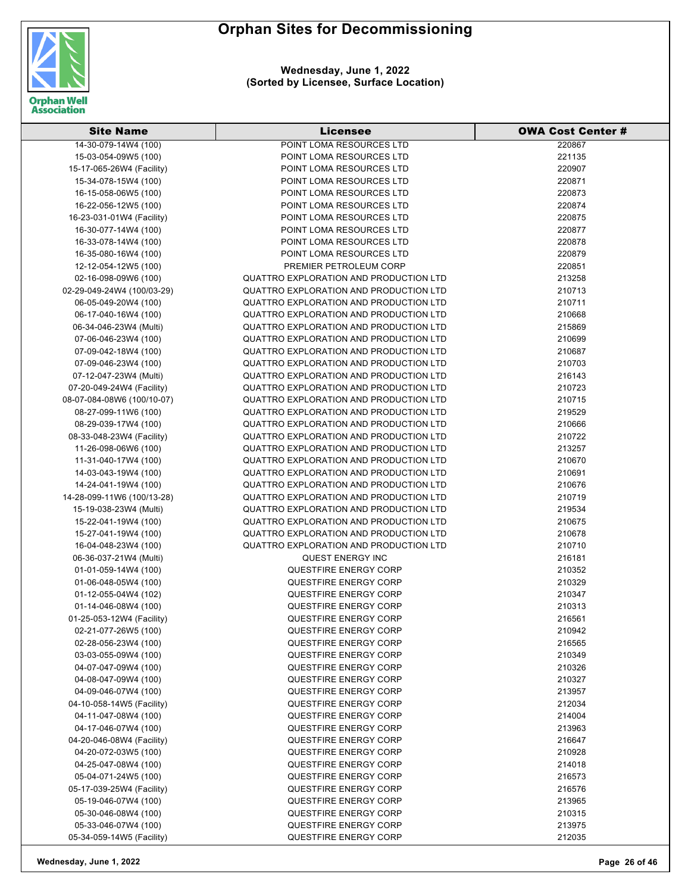# Orphan Sites for Decommissioning

**Wednesday, June 1, 2022**
**(Sorted by Licensee, Surface Location)**

| Site Name | Licensee | OWA Cost Center # |
|---|---|---|
| 14-30-079-14W4 (100) | POINT LOMA RESOURCES LTD | 220867 |
| 15-03-054-09W5 (100) | POINT LOMA RESOURCES LTD | 221135 |
| 15-17-065-26W4 (Facility) | POINT LOMA RESOURCES LTD | 220907 |
| 15-34-078-15W4 (100) | POINT LOMA RESOURCES LTD | 220871 |
| 16-15-058-06W5 (100) | POINT LOMA RESOURCES LTD | 220873 |
| 16-22-056-12W5 (100) | POINT LOMA RESOURCES LTD | 220874 |
| 16-23-031-01W4 (Facility) | POINT LOMA RESOURCES LTD | 220875 |
| 16-30-077-14W4 (100) | POINT LOMA RESOURCES LTD | 220877 |
| 16-33-078-14W4 (100) | POINT LOMA RESOURCES LTD | 220878 |
| 16-35-080-16W4 (100) | POINT LOMA RESOURCES LTD | 220879 |
| 12-12-054-12W5 (100) | PREMIER PETROLEUM CORP | 220851 |
| 02-16-098-09W6 (100) | QUATTRO EXPLORATION AND PRODUCTION LTD | 213258 |
| 02-29-049-24W4 (100/03-29) | QUATTRO EXPLORATION AND PRODUCTION LTD | 210713 |
| 06-05-049-20W4 (100) | QUATTRO EXPLORATION AND PRODUCTION LTD | 210711 |
| 06-17-040-16W4 (100) | QUATTRO EXPLORATION AND PRODUCTION LTD | 210668 |
| 06-34-046-23W4 (Multi) | QUATTRO EXPLORATION AND PRODUCTION LTD | 215869 |
| 07-06-046-23W4 (100) | QUATTRO EXPLORATION AND PRODUCTION LTD | 210699 |
| 07-09-042-18W4 (100) | QUATTRO EXPLORATION AND PRODUCTION LTD | 210687 |
| 07-09-046-23W4 (100) | QUATTRO EXPLORATION AND PRODUCTION LTD | 210703 |
| 07-12-047-23W4 (Multi) | QUATTRO EXPLORATION AND PRODUCTION LTD | 216143 |
| 07-20-049-24W4 (Facility) | QUATTRO EXPLORATION AND PRODUCTION LTD | 210723 |
| 08-07-084-08W6 (100/10-07) | QUATTRO EXPLORATION AND PRODUCTION LTD | 210715 |
| 08-27-099-11W6 (100) | QUATTRO EXPLORATION AND PRODUCTION LTD | 219529 |
| 08-29-039-17W4 (100) | QUATTRO EXPLORATION AND PRODUCTION LTD | 210666 |
| 08-33-048-23W4 (Facility) | QUATTRO EXPLORATION AND PRODUCTION LTD | 210722 |
| 11-26-098-06W6 (100) | QUATTRO EXPLORATION AND PRODUCTION LTD | 213257 |
| 11-31-040-17W4 (100) | QUATTRO EXPLORATION AND PRODUCTION LTD | 210670 |
| 14-03-043-19W4 (100) | QUATTRO EXPLORATION AND PRODUCTION LTD | 210691 |
| 14-24-041-19W4 (100) | QUATTRO EXPLORATION AND PRODUCTION LTD | 210676 |
| 14-28-099-11W6 (100/13-28) | QUATTRO EXPLORATION AND PRODUCTION LTD | 210719 |
| 15-19-038-23W4 (Multi) | QUATTRO EXPLORATION AND PRODUCTION LTD | 219534 |
| 15-22-041-19W4 (100) | QUATTRO EXPLORATION AND PRODUCTION LTD | 210675 |
| 15-27-041-19W4 (100) | QUATTRO EXPLORATION AND PRODUCTION LTD | 210678 |
| 16-04-048-23W4 (100) | QUATTRO EXPLORATION AND PRODUCTION LTD | 210710 |
| 06-36-037-21W4 (Multi) | QUEST ENERGY INC | 216181 |
| 01-01-059-14W4 (100) | QUESTFIRE ENERGY CORP | 210352 |
| 01-06-048-05W4 (100) | QUESTFIRE ENERGY CORP | 210329 |
| 01-12-055-04W4 (102) | QUESTFIRE ENERGY CORP | 210347 |
| 01-14-046-08W4 (100) | QUESTFIRE ENERGY CORP | 210313 |
| 01-25-053-12W4 (Facility) | QUESTFIRE ENERGY CORP | 216561 |
| 02-21-077-26W5 (100) | QUESTFIRE ENERGY CORP | 210942 |
| 02-28-056-23W4 (100) | QUESTFIRE ENERGY CORP | 216565 |
| 03-03-055-09W4 (100) | QUESTFIRE ENERGY CORP | 210349 |
| 04-07-047-09W4 (100) | QUESTFIRE ENERGY CORP | 210326 |
| 04-08-047-09W4 (100) | QUESTFIRE ENERGY CORP | 210327 |
| 04-09-046-07W4 (100) | QUESTFIRE ENERGY CORP | 213957 |
| 04-10-058-14W5 (Facility) | QUESTFIRE ENERGY CORP | 212034 |
| 04-11-047-08W4 (100) | QUESTFIRE ENERGY CORP | 214004 |
| 04-17-046-07W4 (100) | QUESTFIRE ENERGY CORP | 213963 |
| 04-20-046-08W4 (Facility) | QUESTFIRE ENERGY CORP | 216647 |
| 04-20-072-03W5 (100) | QUESTFIRE ENERGY CORP | 210928 |
| 04-25-047-08W4 (100) | QUESTFIRE ENERGY CORP | 214018 |
| 05-04-071-24W5 (100) | QUESTFIRE ENERGY CORP | 216573 |
| 05-17-039-25W4 (Facility) | QUESTFIRE ENERGY CORP | 216576 |
| 05-19-046-07W4 (100) | QUESTFIRE ENERGY CORP | 213965 |
| 05-30-046-08W4 (100) | QUESTFIRE ENERGY CORP | 210315 |
| 05-33-046-07W4 (100) | QUESTFIRE ENERGY CORP | 213975 |
| 05-34-059-14W5 (Facility) | QUESTFIRE ENERGY CORP | 212035 |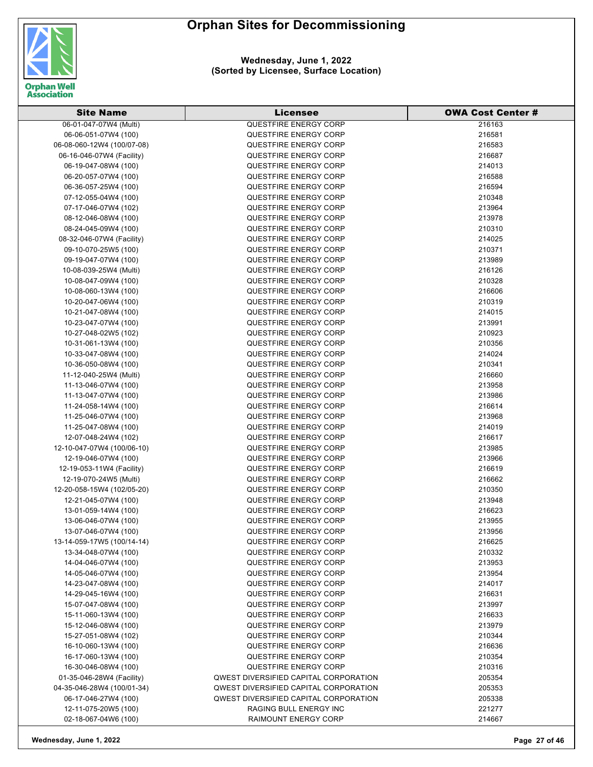# Orphan Sites for Decommissioning

**Wednesday, June 1, 2022**
**(Sorted by Licensee, Surface Location)**

| Site Name | Licensee | OWA Cost Center # |
|---|---|---|
| 06-01-047-07W4 (Multi) | QUESTFIRE ENERGY CORP | 216163 |
| 06-06-051-07W4 (100) | QUESTFIRE ENERGY CORP | 216581 |
| 06-08-060-12W4 (100/07-08) | QUESTFIRE ENERGY CORP | 216583 |
| 06-16-046-07W4 (Facility) | QUESTFIRE ENERGY CORP | 216687 |
| 06-19-047-08W4 (100) | QUESTFIRE ENERGY CORP | 214013 |
| 06-20-057-07W4 (100) | QUESTFIRE ENERGY CORP | 216588 |
| 06-36-057-25W4 (100) | QUESTFIRE ENERGY CORP | 216594 |
| 07-12-055-04W4 (100) | QUESTFIRE ENERGY CORP | 210348 |
| 07-17-046-07W4 (102) | QUESTFIRE ENERGY CORP | 213964 |
| 08-12-046-08W4 (100) | QUESTFIRE ENERGY CORP | 213978 |
| 08-24-045-09W4 (100) | QUESTFIRE ENERGY CORP | 210310 |
| 08-32-046-07W4 (Facility) | QUESTFIRE ENERGY CORP | 214025 |
| 09-10-070-25W5 (100) | QUESTFIRE ENERGY CORP | 210371 |
| 09-19-047-07W4 (100) | QUESTFIRE ENERGY CORP | 213989 |
| 10-08-039-25W4 (Multi) | QUESTFIRE ENERGY CORP | 216126 |
| 10-08-047-09W4 (100) | QUESTFIRE ENERGY CORP | 210328 |
| 10-08-060-13W4 (100) | QUESTFIRE ENERGY CORP | 216606 |
| 10-20-047-06W4 (100) | QUESTFIRE ENERGY CORP | 210319 |
| 10-21-047-08W4 (100) | QUESTFIRE ENERGY CORP | 214015 |
| 10-23-047-07W4 (100) | QUESTFIRE ENERGY CORP | 213991 |
| 10-27-048-02W5 (102) | QUESTFIRE ENERGY CORP | 210923 |
| 10-31-061-13W4 (100) | QUESTFIRE ENERGY CORP | 210356 |
| 10-33-047-08W4 (100) | QUESTFIRE ENERGY CORP | 214024 |
| 10-36-050-08W4 (100) | QUESTFIRE ENERGY CORP | 210341 |
| 11-12-040-25W4 (Multi) | QUESTFIRE ENERGY CORP | 216660 |
| 11-13-046-07W4 (100) | QUESTFIRE ENERGY CORP | 213958 |
| 11-13-047-07W4 (100) | QUESTFIRE ENERGY CORP | 213986 |
| 11-24-058-14W4 (100) | QUESTFIRE ENERGY CORP | 216614 |
| 11-25-046-07W4 (100) | QUESTFIRE ENERGY CORP | 213968 |
| 11-25-047-08W4 (100) | QUESTFIRE ENERGY CORP | 214019 |
| 12-07-048-24W4 (102) | QUESTFIRE ENERGY CORP | 216617 |
| 12-10-047-07W4 (100/06-10) | QUESTFIRE ENERGY CORP | 213985 |
| 12-19-046-07W4 (100) | QUESTFIRE ENERGY CORP | 213966 |
| 12-19-053-11W4 (Facility) | QUESTFIRE ENERGY CORP | 216619 |
| 12-19-070-24W5 (Multi) | QUESTFIRE ENERGY CORP | 216662 |
| 12-20-058-15W4 (102/05-20) | QUESTFIRE ENERGY CORP | 210350 |
| 12-21-045-07W4 (100) | QUESTFIRE ENERGY CORP | 213948 |
| 13-01-059-14W4 (100) | QUESTFIRE ENERGY CORP | 216623 |
| 13-06-046-07W4 (100) | QUESTFIRE ENERGY CORP | 213955 |
| 13-07-046-07W4 (100) | QUESTFIRE ENERGY CORP | 213956 |
| 13-14-059-17W5 (100/14-14) | QUESTFIRE ENERGY CORP | 216625 |
| 13-34-048-07W4 (100) | QUESTFIRE ENERGY CORP | 210332 |
| 14-04-046-07W4 (100) | QUESTFIRE ENERGY CORP | 213953 |
| 14-05-046-07W4 (100) | QUESTFIRE ENERGY CORP | 213954 |
| 14-23-047-08W4 (100) | QUESTFIRE ENERGY CORP | 214017 |
| 14-29-045-16W4 (100) | QUESTFIRE ENERGY CORP | 216631 |
| 15-07-047-08W4 (100) | QUESTFIRE ENERGY CORP | 213997 |
| 15-11-060-13W4 (100) | QUESTFIRE ENERGY CORP | 216633 |
| 15-12-046-08W4 (100) | QUESTFIRE ENERGY CORP | 213979 |
| 15-27-051-08W4 (102) | QUESTFIRE ENERGY CORP | 210344 |
| 16-10-060-13W4 (100) | QUESTFIRE ENERGY CORP | 216636 |
| 16-17-060-13W4 (100) | QUESTFIRE ENERGY CORP | 210354 |
| 16-30-046-08W4 (100) | QUESTFIRE ENERGY CORP | 210316 |
| 01-35-046-28W4 (Facility) | QWEST DIVERSIFIED CAPITAL CORPORATION | 205354 |
| 04-35-046-28W4 (100/01-34) | QWEST DIVERSIFIED CAPITAL CORPORATION | 205353 |
| 06-17-046-27W4 (100) | QWEST DIVERSIFIED CAPITAL CORPORATION | 205338 |
| 12-11-075-20W5 (100) | RAGING BULL ENERGY INC | 221277 |
| 02-18-067-04W6 (100) | RAIMOUNT ENERGY CORP | 214667 |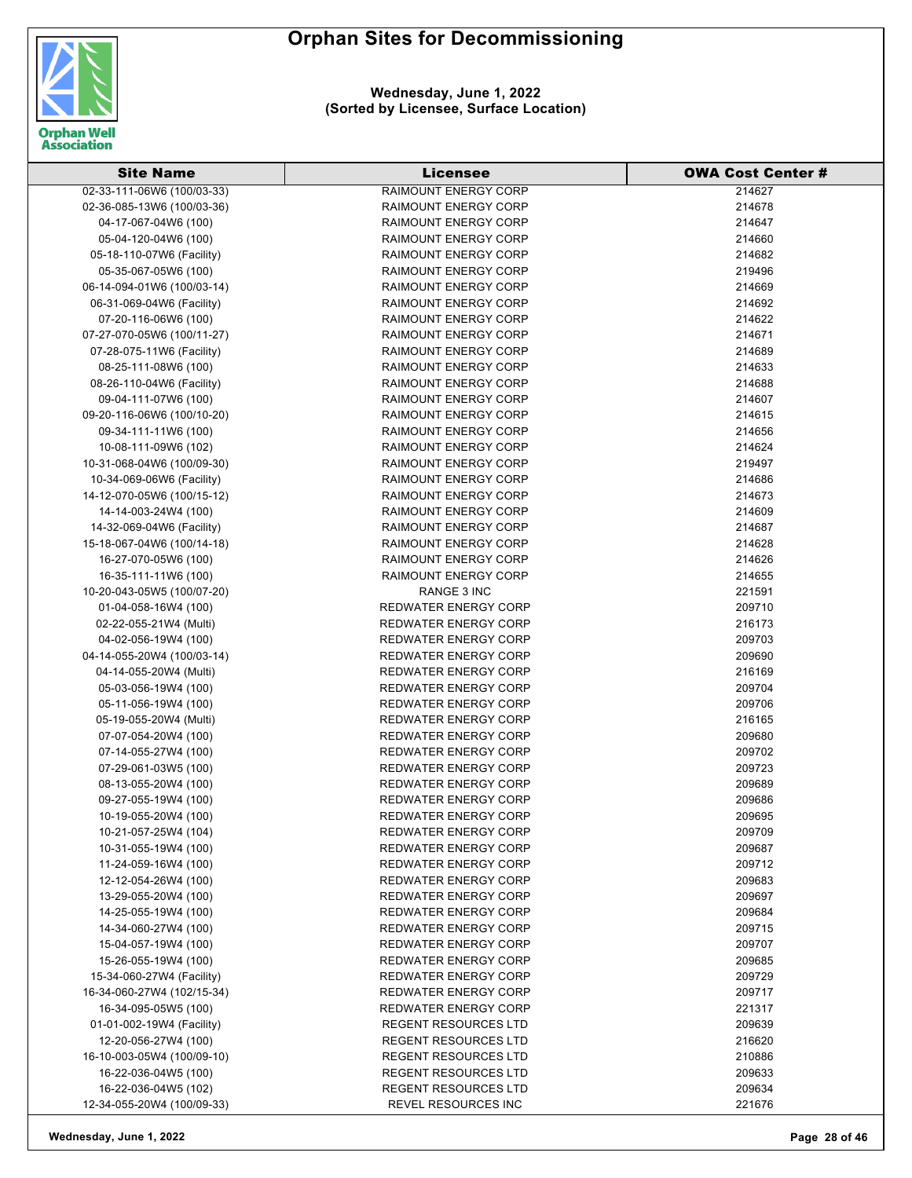# Orphan Sites for Decommissioning

**Wednesday, June 1, 2022**
**(Sorted by Licensee, Surface Location)**

| Site Name | Licensee | OWA Cost Center # |
|---|---|---|
| 02-33-111-06W6 (100/03-33) | RAIMOUNT ENERGY CORP | 214627 |
| 02-36-085-13W6 (100/03-36) | RAIMOUNT ENERGY CORP | 214678 |
| 04-17-067-04W6 (100) | RAIMOUNT ENERGY CORP | 214647 |
| 05-04-120-04W6 (100) | RAIMOUNT ENERGY CORP | 214660 |
| 05-18-110-07W6 (Facility) | RAIMOUNT ENERGY CORP | 214682 |
| 05-35-067-05W6 (100) | RAIMOUNT ENERGY CORP | 219496 |
| 06-14-094-01W6 (100/03-14) | RAIMOUNT ENERGY CORP | 214669 |
| 06-31-069-04W6 (Facility) | RAIMOUNT ENERGY CORP | 214692 |
| 07-20-116-06W6 (100) | RAIMOUNT ENERGY CORP | 214622 |
| 07-27-070-05W6 (100/11-27) | RAIMOUNT ENERGY CORP | 214671 |
| 07-28-075-11W6 (Facility) | RAIMOUNT ENERGY CORP | 214689 |
| 08-25-111-08W6 (100) | RAIMOUNT ENERGY CORP | 214633 |
| 08-26-110-04W6 (Facility) | RAIMOUNT ENERGY CORP | 214688 |
| 09-04-111-07W6 (100) | RAIMOUNT ENERGY CORP | 214607 |
| 09-20-116-06W6 (100/10-20) | RAIMOUNT ENERGY CORP | 214615 |
| 09-34-111-11W6 (100) | RAIMOUNT ENERGY CORP | 214656 |
| 10-08-111-09W6 (102) | RAIMOUNT ENERGY CORP | 214624 |
| 10-31-068-04W6 (100/09-30) | RAIMOUNT ENERGY CORP | 219497 |
| 10-34-069-06W6 (Facility) | RAIMOUNT ENERGY CORP | 214686 |
| 14-12-070-05W6 (100/15-12) | RAIMOUNT ENERGY CORP | 214673 |
| 14-14-003-24W4 (100) | RAIMOUNT ENERGY CORP | 214609 |
| 14-32-069-04W6 (Facility) | RAIMOUNT ENERGY CORP | 214687 |
| 15-18-067-04W6 (100/14-18) | RAIMOUNT ENERGY CORP | 214628 |
| 16-27-070-05W6 (100) | RAIMOUNT ENERGY CORP | 214626 |
| 16-35-111-11W6 (100) | RAIMOUNT ENERGY CORP | 214655 |
| 10-20-043-05W5 (100/07-20) | RANGE 3 INC | 221591 |
| 01-04-058-16W4 (100) | REDWATER ENERGY CORP | 209710 |
| 02-22-055-21W4 (Multi) | REDWATER ENERGY CORP | 216173 |
| 04-02-056-19W4 (100) | REDWATER ENERGY CORP | 209703 |
| 04-14-055-20W4 (100/03-14) | REDWATER ENERGY CORP | 209690 |
| 04-14-055-20W4 (Multi) | REDWATER ENERGY CORP | 216169 |
| 05-03-056-19W4 (100) | REDWATER ENERGY CORP | 209704 |
| 05-11-056-19W4 (100) | REDWATER ENERGY CORP | 209706 |
| 05-19-055-20W4 (Multi) | REDWATER ENERGY CORP | 216165 |
| 07-07-054-20W4 (100) | REDWATER ENERGY CORP | 209680 |
| 07-14-055-27W4 (100) | REDWATER ENERGY CORP | 209702 |
| 07-29-061-03W5 (100) | REDWATER ENERGY CORP | 209723 |
| 08-13-055-20W4 (100) | REDWATER ENERGY CORP | 209689 |
| 09-27-055-19W4 (100) | REDWATER ENERGY CORP | 209686 |
| 10-19-055-20W4 (100) | REDWATER ENERGY CORP | 209695 |
| 10-21-057-25W4 (104) | REDWATER ENERGY CORP | 209709 |
| 10-31-055-19W4 (100) | REDWATER ENERGY CORP | 209687 |
| 11-24-059-16W4 (100) | REDWATER ENERGY CORP | 209712 |
| 12-12-054-26W4 (100) | REDWATER ENERGY CORP | 209683 |
| 13-29-055-20W4 (100) | REDWATER ENERGY CORP | 209697 |
| 14-25-055-19W4 (100) | REDWATER ENERGY CORP | 209684 |
| 14-34-060-27W4 (100) | REDWATER ENERGY CORP | 209715 |
| 15-04-057-19W4 (100) | REDWATER ENERGY CORP | 209707 |
| 15-26-055-19W4 (100) | REDWATER ENERGY CORP | 209685 |
| 15-34-060-27W4 (Facility) | REDWATER ENERGY CORP | 209729 |
| 16-34-060-27W4 (102/15-34) | REDWATER ENERGY CORP | 209717 |
| 16-34-095-05W5 (100) | REDWATER ENERGY CORP | 221317 |
| 01-01-002-19W4 (Facility) | REGENT RESOURCES LTD | 209639 |
| 12-20-056-27W4 (100) | REGENT RESOURCES LTD | 216620 |
| 16-10-003-05W4 (100/09-10) | REGENT RESOURCES LTD | 210886 |
| 16-22-036-04W5 (100) | REGENT RESOURCES LTD | 209633 |
| 16-22-036-04W5 (102) | REGENT RESOURCES LTD | 209634 |
| 12-34-055-20W4 (100/09-33) | REVEL RESOURCES INC | 221676 |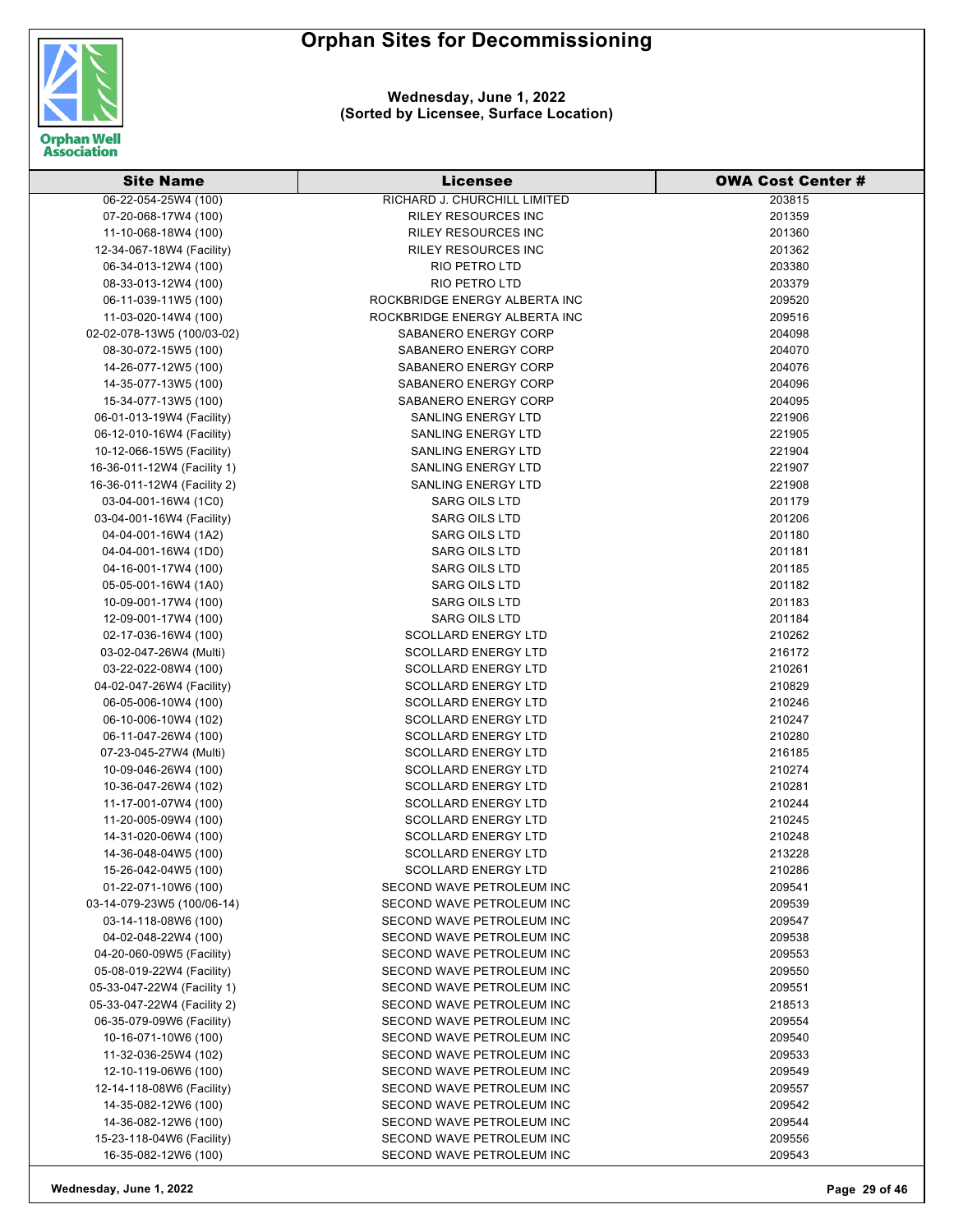# Orphan Sites for Decommissioning

**Wednesday, June 1, 2022**
**(Sorted by Licensee, Surface Location)**

| Site Name | Licensee | OWA Cost Center # |
|---|---|---|
| 06-22-054-25W4 (100) | RICHARD J. CHURCHILL LIMITED | 203815 |
| 07-20-068-17W4 (100) | RILEY RESOURCES INC | 201359 |
| 11-10-068-18W4 (100) | RILEY RESOURCES INC | 201360 |
| 12-34-067-18W4 (Facility) | RILEY RESOURCES INC | 201362 |
| 06-34-013-12W4 (100) | RIO PETRO LTD | 203380 |
| 08-33-013-12W4 (100) | RIO PETRO LTD | 203379 |
| 06-11-039-11W5 (100) | ROCKBRIDGE ENERGY ALBERTA INC | 209520 |
| 11-03-020-14W4 (100) | ROCKBRIDGE ENERGY ALBERTA INC | 209516 |
| 02-02-078-13W5 (100/03-02) | SABANERO ENERGY CORP | 204098 |
| 08-30-072-15W5 (100) | SABANERO ENERGY CORP | 204070 |
| 14-26-077-12W5 (100) | SABANERO ENERGY CORP | 204076 |
| 14-35-077-13W5 (100) | SABANERO ENERGY CORP | 204096 |
| 15-34-077-13W5 (100) | SABANERO ENERGY CORP | 204095 |
| 06-01-013-19W4 (Facility) | SANLING ENERGY LTD | 221906 |
| 06-12-010-16W4 (Facility) | SANLING ENERGY LTD | 221905 |
| 10-12-066-15W5 (Facility) | SANLING ENERGY LTD | 221904 |
| 16-36-011-12W4 (Facility 1) | SANLING ENERGY LTD | 221907 |
| 16-36-011-12W4 (Facility 2) | SANLING ENERGY LTD | 221908 |
| 03-04-001-16W4 (1C0) | SARG OILS LTD | 201179 |
| 03-04-001-16W4 (Facility) | SARG OILS LTD | 201206 |
| 04-04-001-16W4 (1A2) | SARG OILS LTD | 201180 |
| 04-04-001-16W4 (1D0) | SARG OILS LTD | 201181 |
| 04-16-001-17W4 (100) | SARG OILS LTD | 201185 |
| 05-05-001-16W4 (1A0) | SARG OILS LTD | 201182 |
| 10-09-001-17W4 (100) | SARG OILS LTD | 201183 |
| 12-09-001-17W4 (100) | SARG OILS LTD | 201184 |
| 02-17-036-16W4 (100) | SCOLLARD ENERGY LTD | 210262 |
| 03-02-047-26W4 (Multi) | SCOLLARD ENERGY LTD | 216172 |
| 03-22-022-08W4 (100) | SCOLLARD ENERGY LTD | 210261 |
| 04-02-047-26W4 (Facility) | SCOLLARD ENERGY LTD | 210829 |
| 06-05-006-10W4 (100) | SCOLLARD ENERGY LTD | 210246 |
| 06-10-006-10W4 (102) | SCOLLARD ENERGY LTD | 210247 |
| 06-11-047-26W4 (100) | SCOLLARD ENERGY LTD | 210280 |
| 07-23-045-27W4 (Multi) | SCOLLARD ENERGY LTD | 216185 |
| 10-09-046-26W4 (100) | SCOLLARD ENERGY LTD | 210274 |
| 10-36-047-26W4 (102) | SCOLLARD ENERGY LTD | 210281 |
| 11-17-001-07W4 (100) | SCOLLARD ENERGY LTD | 210244 |
| 11-20-005-09W4 (100) | SCOLLARD ENERGY LTD | 210245 |
| 14-31-020-06W4 (100) | SCOLLARD ENERGY LTD | 210248 |
| 14-36-048-04W5 (100) | SCOLLARD ENERGY LTD | 213228 |
| 15-26-042-04W5 (100) | SCOLLARD ENERGY LTD | 210286 |
| 01-22-071-10W6 (100) | SECOND WAVE PETROLEUM INC | 209541 |
| 03-14-079-23W5 (100/06-14) | SECOND WAVE PETROLEUM INC | 209539 |
| 03-14-118-08W6 (100) | SECOND WAVE PETROLEUM INC | 209547 |
| 04-02-048-22W4 (100) | SECOND WAVE PETROLEUM INC | 209538 |
| 04-20-060-09W5 (Facility) | SECOND WAVE PETROLEUM INC | 209553 |
| 05-08-019-22W4 (Facility) | SECOND WAVE PETROLEUM INC | 209550 |
| 05-33-047-22W4 (Facility 1) | SECOND WAVE PETROLEUM INC | 209551 |
| 05-33-047-22W4 (Facility 2) | SECOND WAVE PETROLEUM INC | 218513 |
| 06-35-079-09W6 (Facility) | SECOND WAVE PETROLEUM INC | 209554 |
| 10-16-071-10W6 (100) | SECOND WAVE PETROLEUM INC | 209540 |
| 11-32-036-25W4 (102) | SECOND WAVE PETROLEUM INC | 209533 |
| 12-10-119-06W6 (100) | SECOND WAVE PETROLEUM INC | 209549 |
| 12-14-118-08W6 (Facility) | SECOND WAVE PETROLEUM INC | 209557 |
| 14-35-082-12W6 (100) | SECOND WAVE PETROLEUM INC | 209542 |
| 14-36-082-12W6 (100) | SECOND WAVE PETROLEUM INC | 209544 |
| 15-23-118-04W6 (Facility) | SECOND WAVE PETROLEUM INC | 209556 |
| 16-35-082-12W6 (100) | SECOND WAVE PETROLEUM INC | 209543 |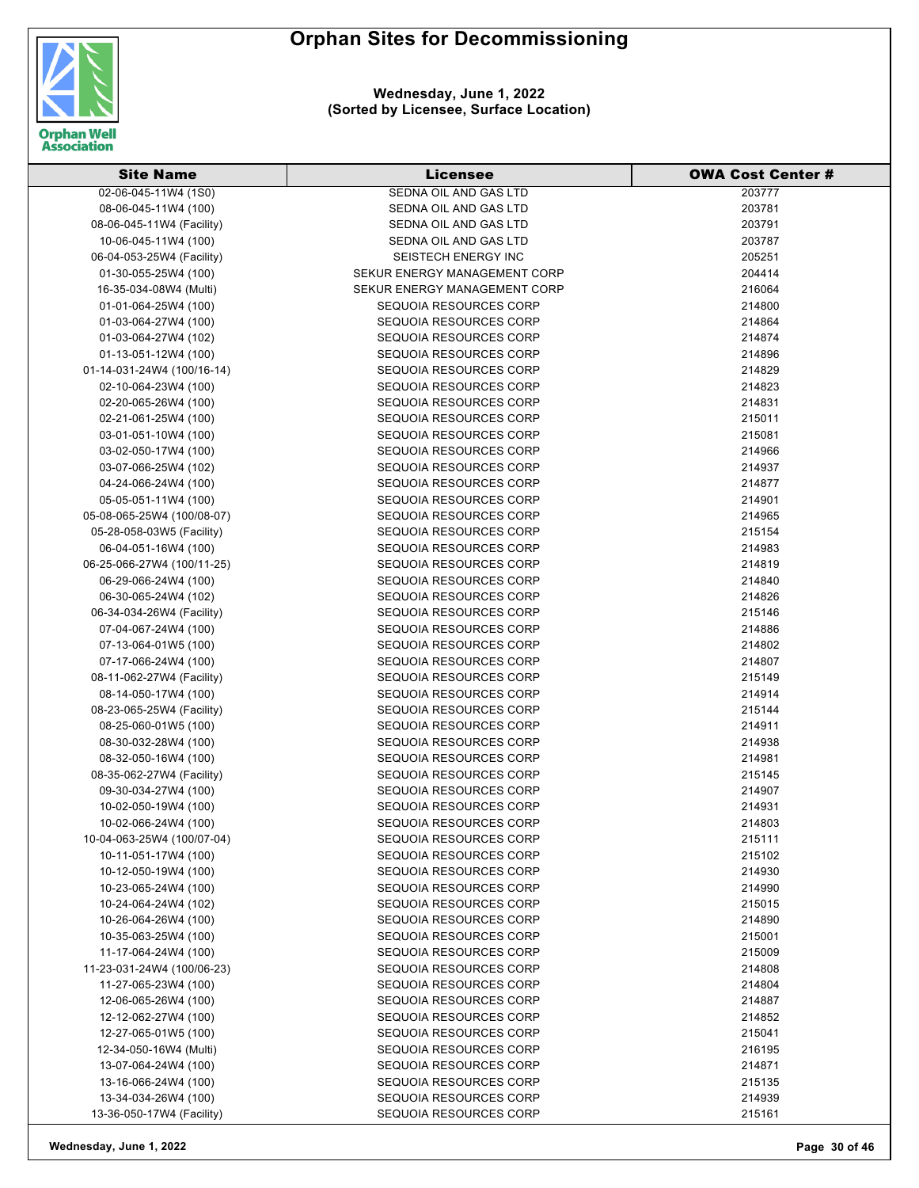# Orphan Sites for Decommissioning

**Wednesday, June 1, 2022**
**(Sorted by Licensee, Surface Location)**

| Site Name | Licensee | OWA Cost Center # |
|---|---|---|
| 02-06-045-11W4 (1S0) | SEDNA OIL AND GAS LTD | 203777 |
| 08-06-045-11W4 (100) | SEDNA OIL AND GAS LTD | 203781 |
| 08-06-045-11W4 (Facility) | SEDNA OIL AND GAS LTD | 203791 |
| 10-06-045-11W4 (100) | SEDNA OIL AND GAS LTD | 203787 |
| 06-04-053-25W4 (Facility) | SEISTECH ENERGY INC | 205251 |
| 01-30-055-25W4 (100) | SEKUR ENERGY MANAGEMENT CORP | 204414 |
| 16-35-034-08W4 (Multi) | SEKUR ENERGY MANAGEMENT CORP | 216064 |
| 01-01-064-25W4 (100) | SEQUOIA RESOURCES CORP | 214800 |
| 01-03-064-27W4 (100) | SEQUOIA RESOURCES CORP | 214864 |
| 01-03-064-27W4 (102) | SEQUOIA RESOURCES CORP | 214874 |
| 01-13-051-12W4 (100) | SEQUOIA RESOURCES CORP | 214896 |
| 01-14-031-24W4 (100/16-14) | SEQUOIA RESOURCES CORP | 214829 |
| 02-10-064-23W4 (100) | SEQUOIA RESOURCES CORP | 214823 |
| 02-20-065-26W4 (100) | SEQUOIA RESOURCES CORP | 214831 |
| 02-21-061-25W4 (100) | SEQUOIA RESOURCES CORP | 215011 |
| 03-01-051-10W4 (100) | SEQUOIA RESOURCES CORP | 215081 |
| 03-02-050-17W4 (100) | SEQUOIA RESOURCES CORP | 214966 |
| 03-07-066-25W4 (102) | SEQUOIA RESOURCES CORP | 214937 |
| 04-24-066-24W4 (100) | SEQUOIA RESOURCES CORP | 214877 |
| 05-05-051-11W4 (100) | SEQUOIA RESOURCES CORP | 214901 |
| 05-08-065-25W4 (100/08-07) | SEQUOIA RESOURCES CORP | 214965 |
| 05-28-058-03W5 (Facility) | SEQUOIA RESOURCES CORP | 215154 |
| 06-04-051-16W4 (100) | SEQUOIA RESOURCES CORP | 214983 |
| 06-25-066-27W4 (100/11-25) | SEQUOIA RESOURCES CORP | 214819 |
| 06-29-066-24W4 (100) | SEQUOIA RESOURCES CORP | 214840 |
| 06-30-065-24W4 (102) | SEQUOIA RESOURCES CORP | 214826 |
| 06-34-034-26W4 (Facility) | SEQUOIA RESOURCES CORP | 215146 |
| 07-04-067-24W4 (100) | SEQUOIA RESOURCES CORP | 214886 |
| 07-13-064-01W5 (100) | SEQUOIA RESOURCES CORP | 214802 |
| 07-17-066-24W4 (100) | SEQUOIA RESOURCES CORP | 214807 |
| 08-11-062-27W4 (Facility) | SEQUOIA RESOURCES CORP | 215149 |
| 08-14-050-17W4 (100) | SEQUOIA RESOURCES CORP | 214914 |
| 08-23-065-25W4 (Facility) | SEQUOIA RESOURCES CORP | 215144 |
| 08-25-060-01W5 (100) | SEQUOIA RESOURCES CORP | 214911 |
| 08-30-032-28W4 (100) | SEQUOIA RESOURCES CORP | 214938 |
| 08-32-050-16W4 (100) | SEQUOIA RESOURCES CORP | 214981 |
| 08-35-062-27W4 (Facility) | SEQUOIA RESOURCES CORP | 215145 |
| 09-30-034-27W4 (100) | SEQUOIA RESOURCES CORP | 214907 |
| 10-02-050-19W4 (100) | SEQUOIA RESOURCES CORP | 214931 |
| 10-02-066-24W4 (100) | SEQUOIA RESOURCES CORP | 214803 |
| 10-04-063-25W4 (100/07-04) | SEQUOIA RESOURCES CORP | 215111 |
| 10-11-051-17W4 (100) | SEQUOIA RESOURCES CORP | 215102 |
| 10-12-050-19W4 (100) | SEQUOIA RESOURCES CORP | 214930 |
| 10-23-065-24W4 (100) | SEQUOIA RESOURCES CORP | 214990 |
| 10-24-064-24W4 (102) | SEQUOIA RESOURCES CORP | 215015 |
| 10-26-064-26W4 (100) | SEQUOIA RESOURCES CORP | 214890 |
| 10-35-063-25W4 (100) | SEQUOIA RESOURCES CORP | 215001 |
| 11-17-064-24W4 (100) | SEQUOIA RESOURCES CORP | 215009 |
| 11-23-031-24W4 (100/06-23) | SEQUOIA RESOURCES CORP | 214808 |
| 11-27-065-23W4 (100) | SEQUOIA RESOURCES CORP | 214804 |
| 12-06-065-26W4 (100) | SEQUOIA RESOURCES CORP | 214887 |
| 12-12-062-27W4 (100) | SEQUOIA RESOURCES CORP | 214852 |
| 12-27-065-01W5 (100) | SEQUOIA RESOURCES CORP | 215041 |
| 12-34-050-16W4 (Multi) | SEQUOIA RESOURCES CORP | 216195 |
| 13-07-064-24W4 (100) | SEQUOIA RESOURCES CORP | 214871 |
| 13-16-066-24W4 (100) | SEQUOIA RESOURCES CORP | 215135 |
| 13-34-034-26W4 (100) | SEQUOIA RESOURCES CORP | 214939 |
| 13-36-050-17W4 (Facility) | SEQUOIA RESOURCES CORP | 215161 |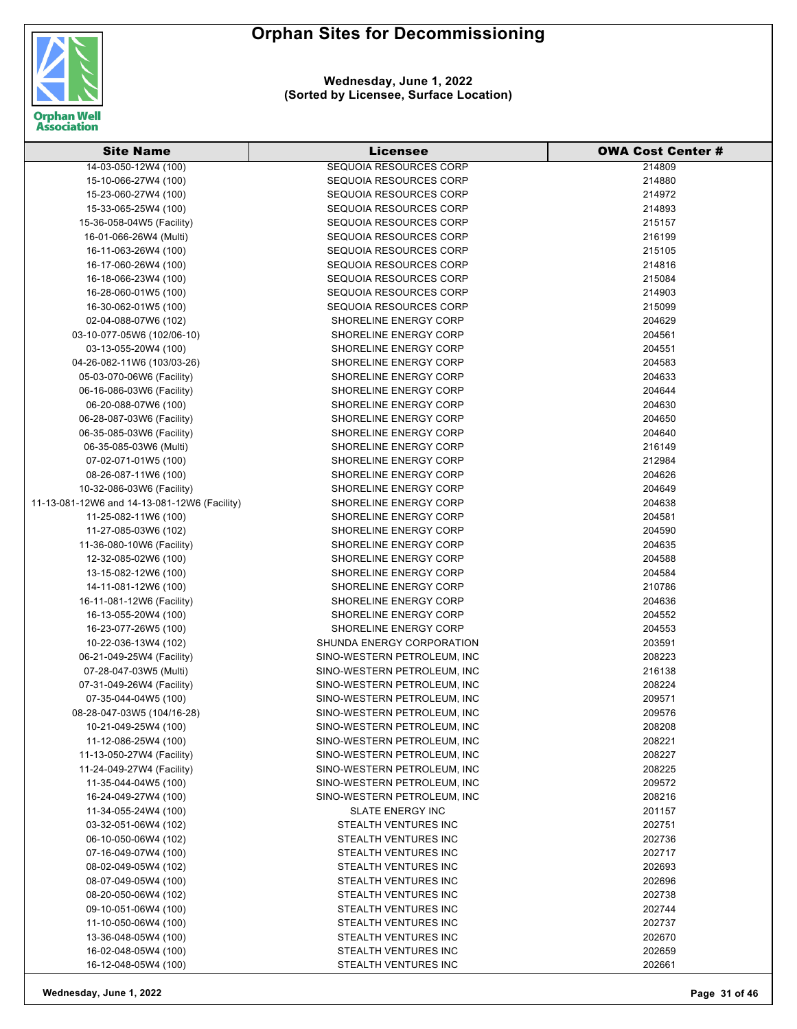# Orphan Sites for Decommissioning

**Wednesday, June 1, 2022**
**(Sorted by Licensee, Surface Location)**

| Site Name | Licensee | OWA Cost Center # |
|---|---|---|
| 14-03-050-12W4 (100) | SEQUOIA RESOURCES CORP | 214809 |
| 15-10-066-27W4 (100) | SEQUOIA RESOURCES CORP | 214880 |
| 15-23-060-27W4 (100) | SEQUOIA RESOURCES CORP | 214972 |
| 15-33-065-25W4 (100) | SEQUOIA RESOURCES CORP | 214893 |
| 15-36-058-04W5 (Facility) | SEQUOIA RESOURCES CORP | 215157 |
| 16-01-066-26W4 (Multi) | SEQUOIA RESOURCES CORP | 216199 |
| 16-11-063-26W4 (100) | SEQUOIA RESOURCES CORP | 215105 |
| 16-17-060-26W4 (100) | SEQUOIA RESOURCES CORP | 214816 |
| 16-18-066-23W4 (100) | SEQUOIA RESOURCES CORP | 215084 |
| 16-28-060-01W5 (100) | SEQUOIA RESOURCES CORP | 214903 |
| 16-30-062-01W5 (100) | SEQUOIA RESOURCES CORP | 215099 |
| 02-04-088-07W6 (102) | SHORELINE ENERGY CORP | 204629 |
| 03-10-077-05W6 (102/06-10) | SHORELINE ENERGY CORP | 204561 |
| 03-13-055-20W4 (100) | SHORELINE ENERGY CORP | 204551 |
| 04-26-082-11W6 (103/03-26) | SHORELINE ENERGY CORP | 204583 |
| 05-03-070-06W6 (Facility) | SHORELINE ENERGY CORP | 204633 |
| 06-16-086-03W6 (Facility) | SHORELINE ENERGY CORP | 204644 |
| 06-20-088-07W6 (100) | SHORELINE ENERGY CORP | 204630 |
| 06-28-087-03W6 (Facility) | SHORELINE ENERGY CORP | 204650 |
| 06-35-085-03W6 (Facility) | SHORELINE ENERGY CORP | 204640 |
| 06-35-085-03W6 (Multi) | SHORELINE ENERGY CORP | 216149 |
| 07-02-071-01W5 (100) | SHORELINE ENERGY CORP | 212984 |
| 08-26-087-11W6 (100) | SHORELINE ENERGY CORP | 204626 |
| 10-32-086-03W6 (Facility) | SHORELINE ENERGY CORP | 204649 |
| 11-13-081-12W6 and 14-13-081-12W6 (Facility) | SHORELINE ENERGY CORP | 204638 |
| 11-25-082-11W6 (100) | SHORELINE ENERGY CORP | 204581 |
| 11-27-085-03W6 (102) | SHORELINE ENERGY CORP | 204590 |
| 11-36-080-10W6 (Facility) | SHORELINE ENERGY CORP | 204635 |
| 12-32-085-02W6 (100) | SHORELINE ENERGY CORP | 204588 |
| 13-15-082-12W6 (100) | SHORELINE ENERGY CORP | 204584 |
| 14-11-081-12W6 (100) | SHORELINE ENERGY CORP | 210786 |
| 16-11-081-12W6 (Facility) | SHORELINE ENERGY CORP | 204636 |
| 16-13-055-20W4 (100) | SHORELINE ENERGY CORP | 204552 |
| 16-23-077-26W5 (100) | SHORELINE ENERGY CORP | 204553 |
| 10-22-036-13W4 (102) | SHUNDA ENERGY CORPORATION | 203591 |
| 06-21-049-25W4 (Facility) | SINO-WESTERN PETROLEUM, INC | 208223 |
| 07-28-047-03W5 (Multi) | SINO-WESTERN PETROLEUM, INC | 216138 |
| 07-31-049-26W4 (Facility) | SINO-WESTERN PETROLEUM, INC | 208224 |
| 07-35-044-04W5 (100) | SINO-WESTERN PETROLEUM, INC | 209571 |
| 08-28-047-03W5 (104/16-28) | SINO-WESTERN PETROLEUM, INC | 209576 |
| 10-21-049-25W4 (100) | SINO-WESTERN PETROLEUM, INC | 208208 |
| 11-12-086-25W4 (100) | SINO-WESTERN PETROLEUM, INC | 208221 |
| 11-13-050-27W4 (Facility) | SINO-WESTERN PETROLEUM, INC | 208227 |
| 11-24-049-27W4 (Facility) | SINO-WESTERN PETROLEUM, INC | 208225 |
| 11-35-044-04W5 (100) | SINO-WESTERN PETROLEUM, INC | 209572 |
| 16-24-049-27W4 (100) | SINO-WESTERN PETROLEUM, INC | 208216 |
| 11-34-055-24W4 (100) | SLATE ENERGY INC | 201157 |
| 03-32-051-06W4 (102) | STEALTH VENTURES INC | 202751 |
| 06-10-050-06W4 (102) | STEALTH VENTURES INC | 202736 |
| 07-16-049-07W4 (100) | STEALTH VENTURES INC | 202717 |
| 08-02-049-05W4 (102) | STEALTH VENTURES INC | 202693 |
| 08-07-049-05W4 (100) | STEALTH VENTURES INC | 202696 |
| 08-20-050-06W4 (102) | STEALTH VENTURES INC | 202738 |
| 09-10-051-06W4 (100) | STEALTH VENTURES INC | 202744 |
| 11-10-050-06W4 (100) | STEALTH VENTURES INC | 202737 |
| 13-36-048-05W4 (100) | STEALTH VENTURES INC | 202670 |
| 16-02-048-05W4 (100) | STEALTH VENTURES INC | 202659 |
| 16-12-048-05W4 (100) | STEALTH VENTURES INC | 202661 |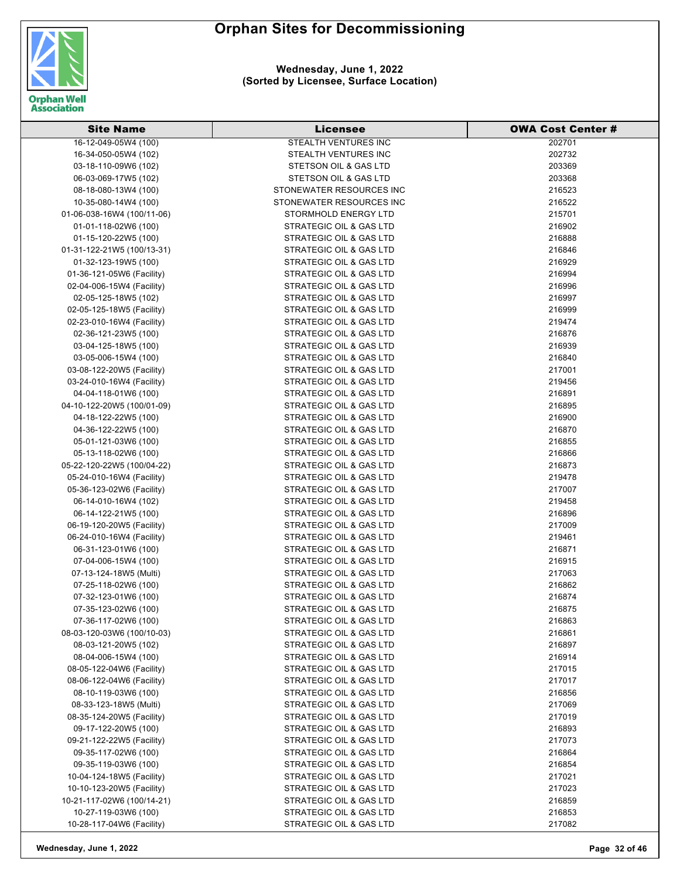# Orphan Sites for Decommissioning

**Wednesday, June 1, 2022**
**(Sorted by Licensee, Surface Location)**

| Site Name | Licensee | OWA Cost Center # |
|---|---|---|
| 16-12-049-05W4 (100) | STEALTH VENTURES INC | 202701 |
| 16-34-050-05W4 (102) | STEALTH VENTURES INC | 202732 |
| 03-18-110-09W6 (102) | STETSON OIL & GAS LTD | 203369 |
| 06-03-069-17W5 (102) | STETSON OIL & GAS LTD | 203368 |
| 08-18-080-13W4 (100) | STONEWATER RESOURCES INC | 216523 |
| 10-35-080-14W4 (100) | STONEWATER RESOURCES INC | 216522 |
| 01-06-038-16W4 (100/11-06) | STORMHOLD ENERGY LTD | 215701 |
| 01-01-118-02W6 (100) | STRATEGIC OIL & GAS LTD | 216902 |
| 01-15-120-22W5 (100) | STRATEGIC OIL & GAS LTD | 216888 |
| 01-31-122-21W5 (100/13-31) | STRATEGIC OIL & GAS LTD | 216846 |
| 01-32-123-19W5 (100) | STRATEGIC OIL & GAS LTD | 216929 |
| 01-36-121-05W6 (Facility) | STRATEGIC OIL & GAS LTD | 216994 |
| 02-04-006-15W4 (Facility) | STRATEGIC OIL & GAS LTD | 216996 |
| 02-05-125-18W5 (102) | STRATEGIC OIL & GAS LTD | 216997 |
| 02-05-125-18W5 (Facility) | STRATEGIC OIL & GAS LTD | 216999 |
| 02-23-010-16W4 (Facility) | STRATEGIC OIL & GAS LTD | 219474 |
| 02-36-121-23W5 (100) | STRATEGIC OIL & GAS LTD | 216876 |
| 03-04-125-18W5 (100) | STRATEGIC OIL & GAS LTD | 216939 |
| 03-05-006-15W4 (100) | STRATEGIC OIL & GAS LTD | 216840 |
| 03-08-122-20W5 (Facility) | STRATEGIC OIL & GAS LTD | 217001 |
| 03-24-010-16W4 (Facility) | STRATEGIC OIL & GAS LTD | 219456 |
| 04-04-118-01W6 (100) | STRATEGIC OIL & GAS LTD | 216891 |
| 04-10-122-20W5 (100/01-09) | STRATEGIC OIL & GAS LTD | 216895 |
| 04-18-122-22W5 (100) | STRATEGIC OIL & GAS LTD | 216900 |
| 04-36-122-22W5 (100) | STRATEGIC OIL & GAS LTD | 216870 |
| 05-01-121-03W6 (100) | STRATEGIC OIL & GAS LTD | 216855 |
| 05-13-118-02W6 (100) | STRATEGIC OIL & GAS LTD | 216866 |
| 05-22-120-22W5 (100/04-22) | STRATEGIC OIL & GAS LTD | 216873 |
| 05-24-010-16W4 (Facility) | STRATEGIC OIL & GAS LTD | 219478 |
| 05-36-123-02W6 (Facility) | STRATEGIC OIL & GAS LTD | 217007 |
| 06-14-010-16W4 (102) | STRATEGIC OIL & GAS LTD | 219458 |
| 06-14-122-21W5 (100) | STRATEGIC OIL & GAS LTD | 216896 |
| 06-19-120-20W5 (Facility) | STRATEGIC OIL & GAS LTD | 217009 |
| 06-24-010-16W4 (Facility) | STRATEGIC OIL & GAS LTD | 219461 |
| 06-31-123-01W6 (100) | STRATEGIC OIL & GAS LTD | 216871 |
| 07-04-006-15W4 (100) | STRATEGIC OIL & GAS LTD | 216915 |
| 07-13-124-18W5 (Multi) | STRATEGIC OIL & GAS LTD | 217063 |
| 07-25-118-02W6 (100) | STRATEGIC OIL & GAS LTD | 216862 |
| 07-32-123-01W6 (100) | STRATEGIC OIL & GAS LTD | 216874 |
| 07-35-123-02W6 (100) | STRATEGIC OIL & GAS LTD | 216875 |
| 07-36-117-02W6 (100) | STRATEGIC OIL & GAS LTD | 216863 |
| 08-03-120-03W6 (100/10-03) | STRATEGIC OIL & GAS LTD | 216861 |
| 08-03-121-20W5 (102) | STRATEGIC OIL & GAS LTD | 216897 |
| 08-04-006-15W4 (100) | STRATEGIC OIL & GAS LTD | 216914 |
| 08-05-122-04W6 (Facility) | STRATEGIC OIL & GAS LTD | 217015 |
| 08-06-122-04W6 (Facility) | STRATEGIC OIL & GAS LTD | 217017 |
| 08-10-119-03W6 (100) | STRATEGIC OIL & GAS LTD | 216856 |
| 08-33-123-18W5 (Multi) | STRATEGIC OIL & GAS LTD | 217069 |
| 08-35-124-20W5 (Facility) | STRATEGIC OIL & GAS LTD | 217019 |
| 09-17-122-20W5 (100) | STRATEGIC OIL & GAS LTD | 216893 |
| 09-21-122-22W5 (Facility) | STRATEGIC OIL & GAS LTD | 217073 |
| 09-35-117-02W6 (100) | STRATEGIC OIL & GAS LTD | 216864 |
| 09-35-119-03W6 (100) | STRATEGIC OIL & GAS LTD | 216854 |
| 10-04-124-18W5 (Facility) | STRATEGIC OIL & GAS LTD | 217021 |
| 10-10-123-20W5 (Facility) | STRATEGIC OIL & GAS LTD | 217023 |
| 10-21-117-02W6 (100/14-21) | STRATEGIC OIL & GAS LTD | 216859 |
| 10-27-119-03W6 (100) | STRATEGIC OIL & GAS LTD | 216853 |
| 10-28-117-04W6 (Facility) | STRATEGIC OIL & GAS LTD | 217082 |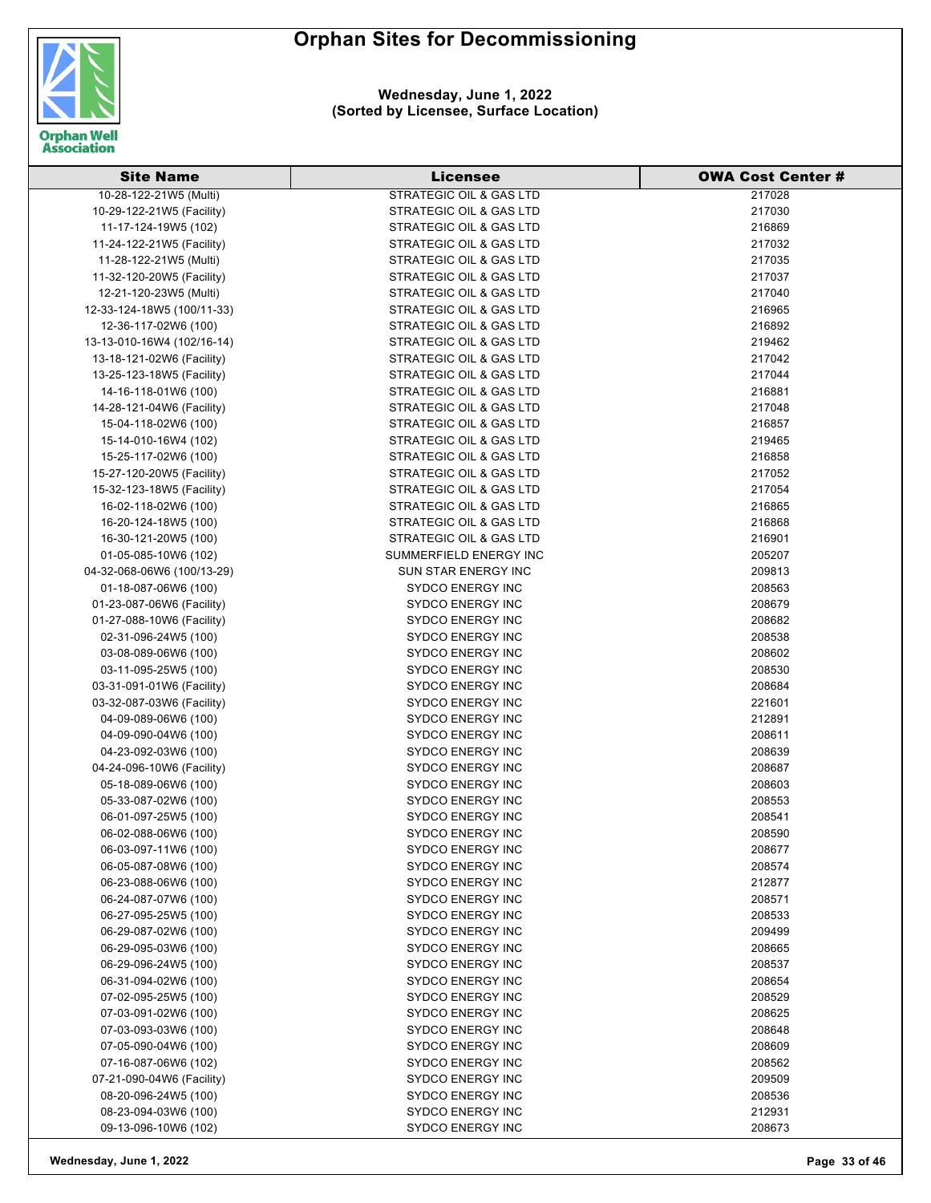# Orphan Sites for Decommissioning

**Wednesday, June 1, 2022**
**(Sorted by Licensee, Surface Location)**

| Site Name | Licensee | OWA Cost Center # |
|---|---|---|
| 10-28-122-21W5 (Multi) | STRATEGIC OIL & GAS LTD | 217028 |
| 10-29-122-21W5 (Facility) | STRATEGIC OIL & GAS LTD | 217030 |
| 11-17-124-19W5 (102) | STRATEGIC OIL & GAS LTD | 216869 |
| 11-24-122-21W5 (Facility) | STRATEGIC OIL & GAS LTD | 217032 |
| 11-28-122-21W5 (Multi) | STRATEGIC OIL & GAS LTD | 217035 |
| 11-32-120-20W5 (Facility) | STRATEGIC OIL & GAS LTD | 217037 |
| 12-21-120-23W5 (Multi) | STRATEGIC OIL & GAS LTD | 217040 |
| 12-33-124-18W5 (100/11-33) | STRATEGIC OIL & GAS LTD | 216965 |
| 12-36-117-02W6 (100) | STRATEGIC OIL & GAS LTD | 216892 |
| 13-13-010-16W4 (102/16-14) | STRATEGIC OIL & GAS LTD | 219462 |
| 13-18-121-02W6 (Facility) | STRATEGIC OIL & GAS LTD | 217042 |
| 13-25-123-18W5 (Facility) | STRATEGIC OIL & GAS LTD | 217044 |
| 14-16-118-01W6 (100) | STRATEGIC OIL & GAS LTD | 216881 |
| 14-28-121-04W6 (Facility) | STRATEGIC OIL & GAS LTD | 217048 |
| 15-04-118-02W6 (100) | STRATEGIC OIL & GAS LTD | 216857 |
| 15-14-010-16W4 (102) | STRATEGIC OIL & GAS LTD | 219465 |
| 15-25-117-02W6 (100) | STRATEGIC OIL & GAS LTD | 216858 |
| 15-27-120-20W5 (Facility) | STRATEGIC OIL & GAS LTD | 217052 |
| 15-32-123-18W5 (Facility) | STRATEGIC OIL & GAS LTD | 217054 |
| 16-02-118-02W6 (100) | STRATEGIC OIL & GAS LTD | 216865 |
| 16-20-124-18W5 (100) | STRATEGIC OIL & GAS LTD | 216868 |
| 16-30-121-20W5 (100) | STRATEGIC OIL & GAS LTD | 216901 |
| 01-05-085-10W6 (102) | SUMMERFIELD ENERGY INC | 205207 |
| 04-32-068-06W6 (100/13-29) | SUN STAR ENERGY INC | 209813 |
| 01-18-087-06W6 (100) | SYDCO ENERGY INC | 208563 |
| 01-23-087-06W6 (Facility) | SYDCO ENERGY INC | 208679 |
| 01-27-088-10W6 (Facility) | SYDCO ENERGY INC | 208682 |
| 02-31-096-24W5 (100) | SYDCO ENERGY INC | 208538 |
| 03-08-089-06W6 (100) | SYDCO ENERGY INC | 208602 |
| 03-11-095-25W5 (100) | SYDCO ENERGY INC | 208530 |
| 03-31-091-01W6 (Facility) | SYDCO ENERGY INC | 208684 |
| 03-32-087-03W6 (Facility) | SYDCO ENERGY INC | 221601 |
| 04-09-089-06W6 (100) | SYDCO ENERGY INC | 212891 |
| 04-09-090-04W6 (100) | SYDCO ENERGY INC | 208611 |
| 04-23-092-03W6 (100) | SYDCO ENERGY INC | 208639 |
| 04-24-096-10W6 (Facility) | SYDCO ENERGY INC | 208687 |
| 05-18-089-06W6 (100) | SYDCO ENERGY INC | 208603 |
| 05-33-087-02W6 (100) | SYDCO ENERGY INC | 208553 |
| 06-01-097-25W5 (100) | SYDCO ENERGY INC | 208541 |
| 06-02-088-06W6 (100) | SYDCO ENERGY INC | 208590 |
| 06-03-097-11W6 (100) | SYDCO ENERGY INC | 208677 |
| 06-05-087-08W6 (100) | SYDCO ENERGY INC | 208574 |
| 06-23-088-06W6 (100) | SYDCO ENERGY INC | 212877 |
| 06-24-087-07W6 (100) | SYDCO ENERGY INC | 208571 |
| 06-27-095-25W5 (100) | SYDCO ENERGY INC | 208533 |
| 06-29-087-02W6 (100) | SYDCO ENERGY INC | 209499 |
| 06-29-095-03W6 (100) | SYDCO ENERGY INC | 208665 |
| 06-29-096-24W5 (100) | SYDCO ENERGY INC | 208537 |
| 06-31-094-02W6 (100) | SYDCO ENERGY INC | 208654 |
| 07-02-095-25W5 (100) | SYDCO ENERGY INC | 208529 |
| 07-03-091-02W6 (100) | SYDCO ENERGY INC | 208625 |
| 07-03-093-03W6 (100) | SYDCO ENERGY INC | 208648 |
| 07-05-090-04W6 (100) | SYDCO ENERGY INC | 208609 |
| 07-16-087-06W6 (102) | SYDCO ENERGY INC | 208562 |
| 07-21-090-04W6 (Facility) | SYDCO ENERGY INC | 209509 |
| 08-20-096-24W5 (100) | SYDCO ENERGY INC | 208536 |
| 08-23-094-03W6 (100) | SYDCO ENERGY INC | 212931 |
| 09-13-096-10W6 (102) | SYDCO ENERGY INC | 208673 |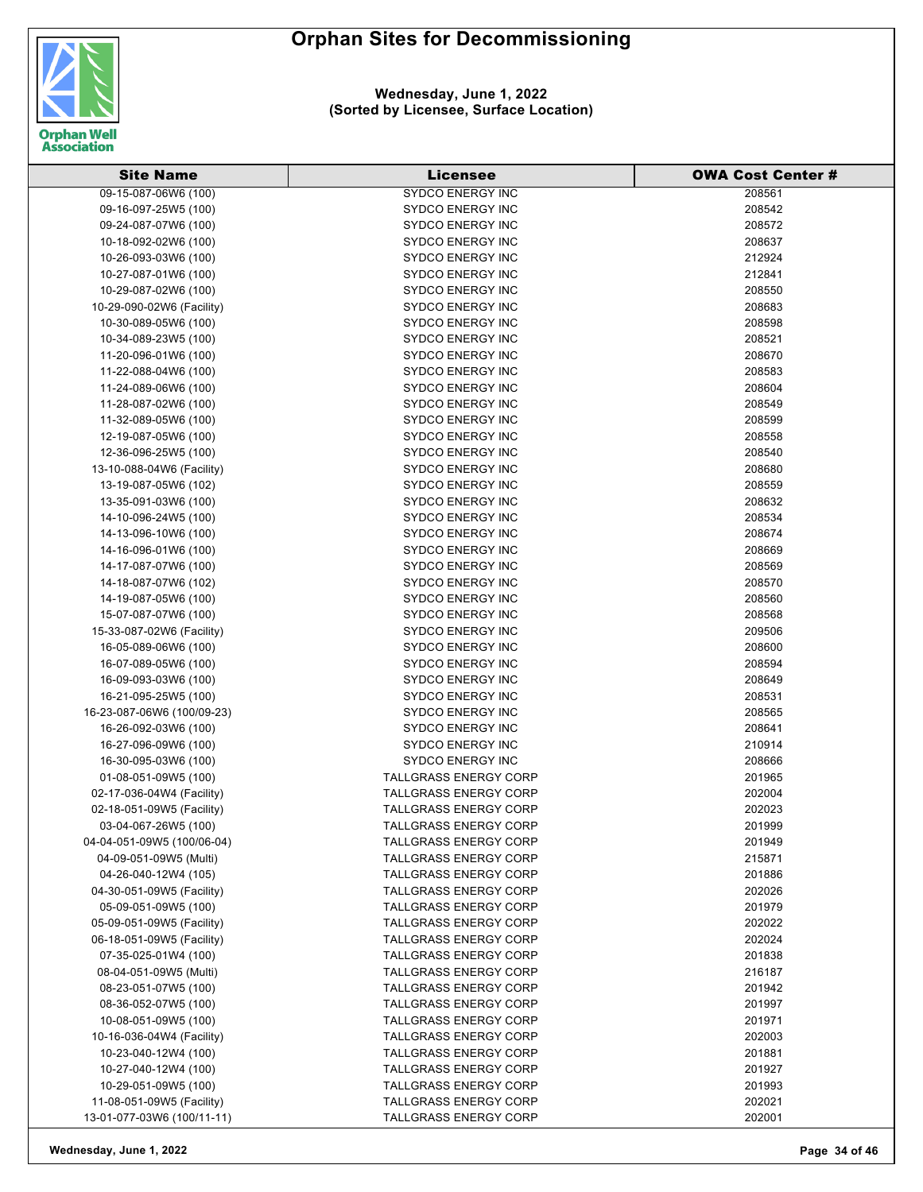# Orphan Sites for Decommissioning

**Wednesday, June 1, 2022**
**(Sorted by Licensee, Surface Location)**

| Site Name | Licensee | OWA Cost Center # |
|---|---|---|
| 09-15-087-06W6 (100) | SYDCO ENERGY INC | 208561 |
| 09-16-097-25W5 (100) | SYDCO ENERGY INC | 208542 |
| 09-24-087-07W6 (100) | SYDCO ENERGY INC | 208572 |
| 10-18-092-02W6 (100) | SYDCO ENERGY INC | 208637 |
| 10-26-093-03W6 (100) | SYDCO ENERGY INC | 212924 |
| 10-27-087-01W6 (100) | SYDCO ENERGY INC | 212841 |
| 10-29-087-02W6 (100) | SYDCO ENERGY INC | 208550 |
| 10-29-090-02W6 (Facility) | SYDCO ENERGY INC | 208683 |
| 10-30-089-05W6 (100) | SYDCO ENERGY INC | 208598 |
| 10-34-089-23W5 (100) | SYDCO ENERGY INC | 208521 |
| 11-20-096-01W6 (100) | SYDCO ENERGY INC | 208670 |
| 11-22-088-04W6 (100) | SYDCO ENERGY INC | 208583 |
| 11-24-089-06W6 (100) | SYDCO ENERGY INC | 208604 |
| 11-28-087-02W6 (100) | SYDCO ENERGY INC | 208549 |
| 11-32-089-05W6 (100) | SYDCO ENERGY INC | 208599 |
| 12-19-087-05W6 (100) | SYDCO ENERGY INC | 208558 |
| 12-36-096-25W5 (100) | SYDCO ENERGY INC | 208540 |
| 13-10-088-04W6 (Facility) | SYDCO ENERGY INC | 208680 |
| 13-19-087-05W6 (102) | SYDCO ENERGY INC | 208559 |
| 13-35-091-03W6 (100) | SYDCO ENERGY INC | 208632 |
| 14-10-096-24W5 (100) | SYDCO ENERGY INC | 208534 |
| 14-13-096-10W6 (100) | SYDCO ENERGY INC | 208674 |
| 14-16-096-01W6 (100) | SYDCO ENERGY INC | 208669 |
| 14-17-087-07W6 (100) | SYDCO ENERGY INC | 208569 |
| 14-18-087-07W6 (102) | SYDCO ENERGY INC | 208570 |
| 14-19-087-05W6 (100) | SYDCO ENERGY INC | 208560 |
| 15-07-087-07W6 (100) | SYDCO ENERGY INC | 208568 |
| 15-33-087-02W6 (Facility) | SYDCO ENERGY INC | 209506 |
| 16-05-089-06W6 (100) | SYDCO ENERGY INC | 208600 |
| 16-07-089-05W6 (100) | SYDCO ENERGY INC | 208594 |
| 16-09-093-03W6 (100) | SYDCO ENERGY INC | 208649 |
| 16-21-095-25W5 (100) | SYDCO ENERGY INC | 208531 |
| 16-23-087-06W6 (100/09-23) | SYDCO ENERGY INC | 208565 |
| 16-26-092-03W6 (100) | SYDCO ENERGY INC | 208641 |
| 16-27-096-09W6 (100) | SYDCO ENERGY INC | 210914 |
| 16-30-095-03W6 (100) | SYDCO ENERGY INC | 208666 |
| 01-08-051-09W5 (100) | TALLGRASS ENERGY CORP | 201965 |
| 02-17-036-04W4 (Facility) | TALLGRASS ENERGY CORP | 202004 |
| 02-18-051-09W5 (Facility) | TALLGRASS ENERGY CORP | 202023 |
| 03-04-067-26W5 (100) | TALLGRASS ENERGY CORP | 201999 |
| 04-04-051-09W5 (100/06-04) | TALLGRASS ENERGY CORP | 201949 |
| 04-09-051-09W5 (Multi) | TALLGRASS ENERGY CORP | 215871 |
| 04-26-040-12W4 (105) | TALLGRASS ENERGY CORP | 201886 |
| 04-30-051-09W5 (Facility) | TALLGRASS ENERGY CORP | 202026 |
| 05-09-051-09W5 (100) | TALLGRASS ENERGY CORP | 201979 |
| 05-09-051-09W5 (Facility) | TALLGRASS ENERGY CORP | 202022 |
| 06-18-051-09W5 (Facility) | TALLGRASS ENERGY CORP | 202024 |
| 07-35-025-01W4 (100) | TALLGRASS ENERGY CORP | 201838 |
| 08-04-051-09W5 (Multi) | TALLGRASS ENERGY CORP | 216187 |
| 08-23-051-07W5 (100) | TALLGRASS ENERGY CORP | 201942 |
| 08-36-052-07W5 (100) | TALLGRASS ENERGY CORP | 201997 |
| 10-08-051-09W5 (100) | TALLGRASS ENERGY CORP | 201971 |
| 10-16-036-04W4 (Facility) | TALLGRASS ENERGY CORP | 202003 |
| 10-23-040-12W4 (100) | TALLGRASS ENERGY CORP | 201881 |
| 10-27-040-12W4 (100) | TALLGRASS ENERGY CORP | 201927 |
| 10-29-051-09W5 (100) | TALLGRASS ENERGY CORP | 201993 |
| 11-08-051-09W5 (Facility) | TALLGRASS ENERGY CORP | 202021 |
| 13-01-077-03W6 (100/11-11) | TALLGRASS ENERGY CORP | 202001 |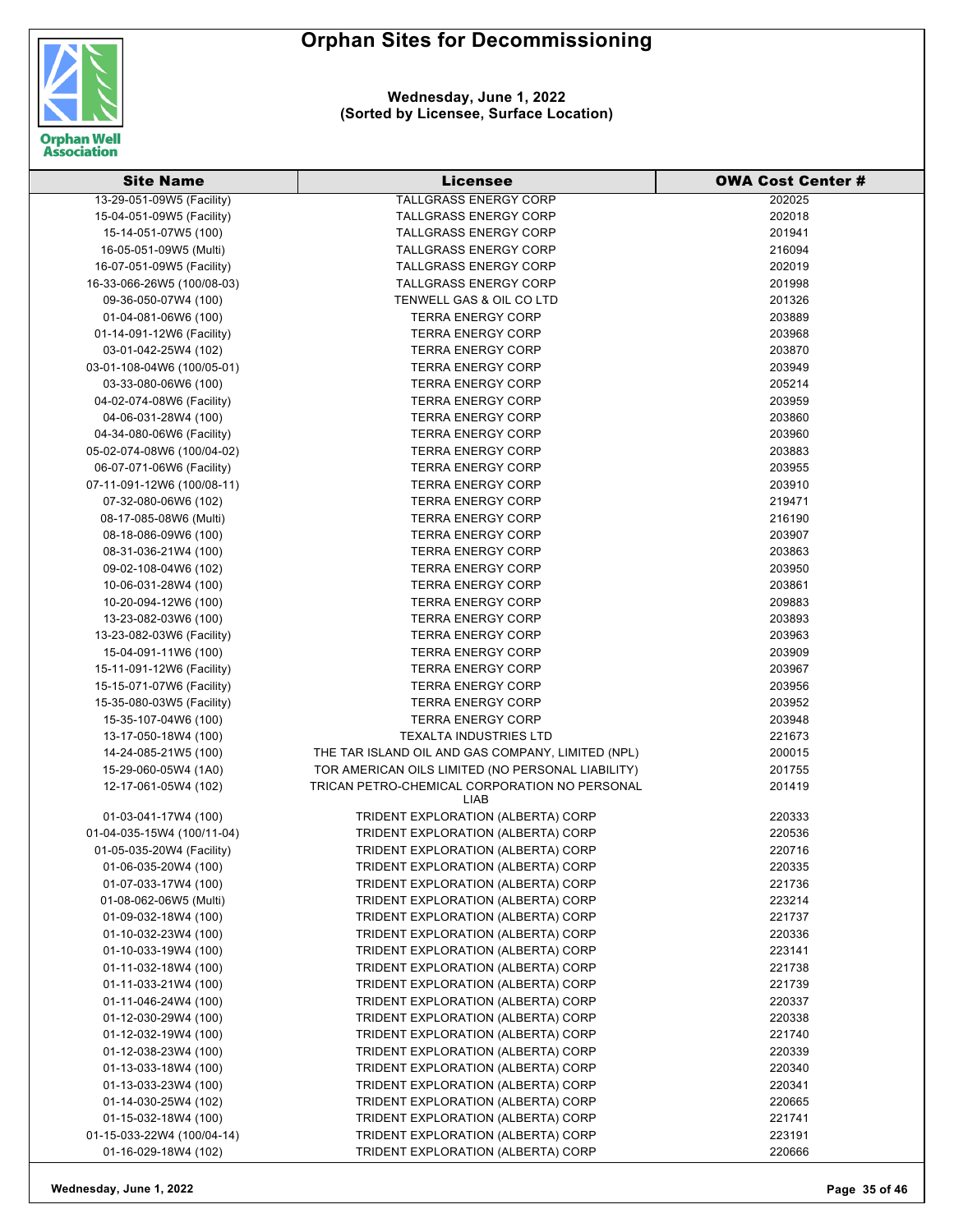# Orphan Sites for Decommissioning

**Wednesday, June 1, 2022**
**(Sorted by Licensee, Surface Location)**

| Site Name | Licensee | OWA Cost Center # |
|---|---|---|
| 13-29-051-09W5 (Facility) | TALLGRASS ENERGY CORP | 202025 |
| 15-04-051-09W5 (Facility) | TALLGRASS ENERGY CORP | 202018 |
| 15-14-051-07W5 (100) | TALLGRASS ENERGY CORP | 201941 |
| 16-05-051-09W5 (Multi) | TALLGRASS ENERGY CORP | 216094 |
| 16-07-051-09W5 (Facility) | TALLGRASS ENERGY CORP | 202019 |
| 16-33-066-26W5 (100/08-03) | TALLGRASS ENERGY CORP | 201998 |
| 09-36-050-07W4 (100) | TENWELL GAS & OIL CO LTD | 201326 |
| 01-04-081-06W6 (100) | TERRA ENERGY CORP | 203889 |
| 01-14-091-12W6 (Facility) | TERRA ENERGY CORP | 203968 |
| 03-01-042-25W4 (102) | TERRA ENERGY CORP | 203870 |
| 03-01-108-04W6 (100/05-01) | TERRA ENERGY CORP | 203949 |
| 03-33-080-06W6 (100) | TERRA ENERGY CORP | 205214 |
| 04-02-074-08W6 (Facility) | TERRA ENERGY CORP | 203959 |
| 04-06-031-28W4 (100) | TERRA ENERGY CORP | 203860 |
| 04-34-080-06W6 (Facility) | TERRA ENERGY CORP | 203960 |
| 05-02-074-08W6 (100/04-02) | TERRA ENERGY CORP | 203883 |
| 06-07-071-06W6 (Facility) | TERRA ENERGY CORP | 203955 |
| 07-11-091-12W6 (100/08-11) | TERRA ENERGY CORP | 203910 |
| 07-32-080-06W6 (102) | TERRA ENERGY CORP | 219471 |
| 08-17-085-08W6 (Multi) | TERRA ENERGY CORP | 216190 |
| 08-18-086-09W6 (100) | TERRA ENERGY CORP | 203907 |
| 08-31-036-21W4 (100) | TERRA ENERGY CORP | 203863 |
| 09-02-108-04W6 (102) | TERRA ENERGY CORP | 203950 |
| 10-06-031-28W4 (100) | TERRA ENERGY CORP | 203861 |
| 10-20-094-12W6 (100) | TERRA ENERGY CORP | 209883 |
| 13-23-082-03W6 (100) | TERRA ENERGY CORP | 203893 |
| 13-23-082-03W6 (Facility) | TERRA ENERGY CORP | 203963 |
| 15-04-091-11W6 (100) | TERRA ENERGY CORP | 203909 |
| 15-11-091-12W6 (Facility) | TERRA ENERGY CORP | 203967 |
| 15-15-071-07W6 (Facility) | TERRA ENERGY CORP | 203956 |
| 15-35-080-03W5 (Facility) | TERRA ENERGY CORP | 203952 |
| 15-35-107-04W6 (100) | TERRA ENERGY CORP | 203948 |
| 13-17-050-18W4 (100) | TEXALTA INDUSTRIES LTD | 221673 |
| 14-24-085-21W5 (100) | THE TAR ISLAND OIL AND GAS COMPANY, LIMITED (NPL) | 200015 |
| 15-29-060-05W4 (1A0) | TOR AMERICAN OILS LIMITED (NO PERSONAL LIABILITY) | 201755 |
| 12-17-061-05W4 (102) | TRICAN PETRO-CHEMICAL CORPORATION NO PERSONAL LIAB | 201419 |
| 01-03-041-17W4 (100) | TRIDENT EXPLORATION (ALBERTA) CORP | 220333 |
| 01-04-035-15W4 (100/11-04) | TRIDENT EXPLORATION (ALBERTA) CORP | 220536 |
| 01-05-035-20W4 (Facility) | TRIDENT EXPLORATION (ALBERTA) CORP | 220716 |
| 01-06-035-20W4 (100) | TRIDENT EXPLORATION (ALBERTA) CORP | 220335 |
| 01-07-033-17W4 (100) | TRIDENT EXPLORATION (ALBERTA) CORP | 221736 |
| 01-08-062-06W5 (Multi) | TRIDENT EXPLORATION (ALBERTA) CORP | 223214 |
| 01-09-032-18W4 (100) | TRIDENT EXPLORATION (ALBERTA) CORP | 221737 |
| 01-10-032-23W4 (100) | TRIDENT EXPLORATION (ALBERTA) CORP | 220336 |
| 01-10-033-19W4 (100) | TRIDENT EXPLORATION (ALBERTA) CORP | 223141 |
| 01-11-032-18W4 (100) | TRIDENT EXPLORATION (ALBERTA) CORP | 221738 |
| 01-11-033-21W4 (100) | TRIDENT EXPLORATION (ALBERTA) CORP | 221739 |
| 01-11-046-24W4 (100) | TRIDENT EXPLORATION (ALBERTA) CORP | 220337 |
| 01-12-030-29W4 (100) | TRIDENT EXPLORATION (ALBERTA) CORP | 220338 |
| 01-12-032-19W4 (100) | TRIDENT EXPLORATION (ALBERTA) CORP | 221740 |
| 01-12-038-23W4 (100) | TRIDENT EXPLORATION (ALBERTA) CORP | 220339 |
| 01-13-033-18W4 (100) | TRIDENT EXPLORATION (ALBERTA) CORP | 220340 |
| 01-13-033-23W4 (100) | TRIDENT EXPLORATION (ALBERTA) CORP | 220341 |
| 01-14-030-25W4 (102) | TRIDENT EXPLORATION (ALBERTA) CORP | 220665 |
| 01-15-032-18W4 (100) | TRIDENT EXPLORATION (ALBERTA) CORP | 221741 |
| 01-15-033-22W4 (100/04-14) | TRIDENT EXPLORATION (ALBERTA) CORP | 223191 |
| 01-16-029-18W4 (102) | TRIDENT EXPLORATION (ALBERTA) CORP | 220666 |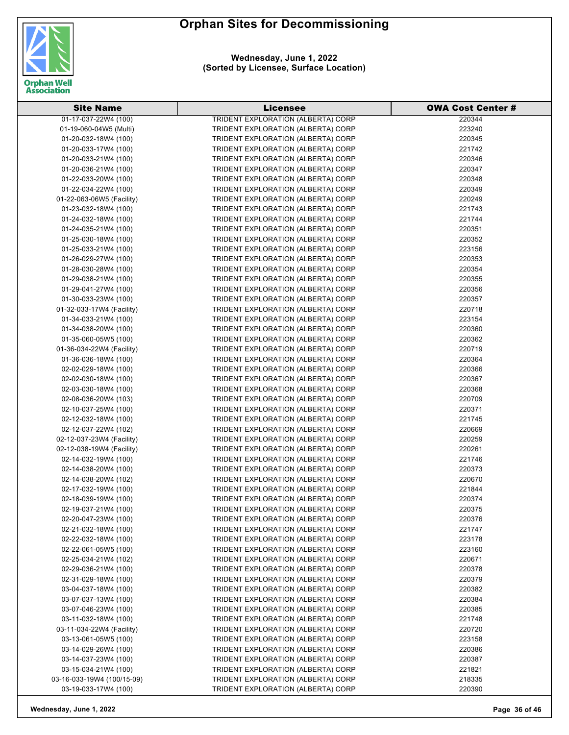# Orphan Sites for Decommissioning

**Wednesday, June 1, 2022**
**(Sorted by Licensee, Surface Location)**

| Site Name | Licensee | OWA Cost Center # |
|---|---|---|
| 01-17-037-22W4 (100) | TRIDENT EXPLORATION (ALBERTA) CORP | 220344 |
| 01-19-060-04W5 (Multi) | TRIDENT EXPLORATION (ALBERTA) CORP | 223240 |
| 01-20-032-18W4 (100) | TRIDENT EXPLORATION (ALBERTA) CORP | 220345 |
| 01-20-033-17W4 (100) | TRIDENT EXPLORATION (ALBERTA) CORP | 221742 |
| 01-20-033-21W4 (100) | TRIDENT EXPLORATION (ALBERTA) CORP | 220346 |
| 01-20-036-21W4 (100) | TRIDENT EXPLORATION (ALBERTA) CORP | 220347 |
| 01-22-033-20W4 (100) | TRIDENT EXPLORATION (ALBERTA) CORP | 220348 |
| 01-22-034-22W4 (100) | TRIDENT EXPLORATION (ALBERTA) CORP | 220349 |
| 01-22-063-06W5 (Facility) | TRIDENT EXPLORATION (ALBERTA) CORP | 220249 |
| 01-23-032-18W4 (100) | TRIDENT EXPLORATION (ALBERTA) CORP | 221743 |
| 01-24-032-18W4 (100) | TRIDENT EXPLORATION (ALBERTA) CORP | 221744 |
| 01-24-035-21W4 (100) | TRIDENT EXPLORATION (ALBERTA) CORP | 220351 |
| 01-25-030-18W4 (100) | TRIDENT EXPLORATION (ALBERTA) CORP | 220352 |
| 01-25-033-21W4 (100) | TRIDENT EXPLORATION (ALBERTA) CORP | 223156 |
| 01-26-029-27W4 (100) | TRIDENT EXPLORATION (ALBERTA) CORP | 220353 |
| 01-28-030-28W4 (100) | TRIDENT EXPLORATION (ALBERTA) CORP | 220354 |
| 01-29-038-21W4 (100) | TRIDENT EXPLORATION (ALBERTA) CORP | 220355 |
| 01-29-041-27W4 (100) | TRIDENT EXPLORATION (ALBERTA) CORP | 220356 |
| 01-30-033-23W4 (100) | TRIDENT EXPLORATION (ALBERTA) CORP | 220357 |
| 01-32-033-17W4 (Facility) | TRIDENT EXPLORATION (ALBERTA) CORP | 220718 |
| 01-34-033-21W4 (100) | TRIDENT EXPLORATION (ALBERTA) CORP | 223154 |
| 01-34-038-20W4 (100) | TRIDENT EXPLORATION (ALBERTA) CORP | 220360 |
| 01-35-060-05W5 (100) | TRIDENT EXPLORATION (ALBERTA) CORP | 220362 |
| 01-36-034-22W4 (Facility) | TRIDENT EXPLORATION (ALBERTA) CORP | 220719 |
| 01-36-036-18W4 (100) | TRIDENT EXPLORATION (ALBERTA) CORP | 220364 |
| 02-02-029-18W4 (100) | TRIDENT EXPLORATION (ALBERTA) CORP | 220366 |
| 02-02-030-18W4 (100) | TRIDENT EXPLORATION (ALBERTA) CORP | 220367 |
| 02-03-030-18W4 (100) | TRIDENT EXPLORATION (ALBERTA) CORP | 220368 |
| 02-08-036-20W4 (103) | TRIDENT EXPLORATION (ALBERTA) CORP | 220709 |
| 02-10-037-25W4 (100) | TRIDENT EXPLORATION (ALBERTA) CORP | 220371 |
| 02-12-032-18W4 (100) | TRIDENT EXPLORATION (ALBERTA) CORP | 221745 |
| 02-12-037-22W4 (102) | TRIDENT EXPLORATION (ALBERTA) CORP | 220669 |
| 02-12-037-23W4 (Facility) | TRIDENT EXPLORATION (ALBERTA) CORP | 220259 |
| 02-12-038-19W4 (Facility) | TRIDENT EXPLORATION (ALBERTA) CORP | 220261 |
| 02-14-032-19W4 (100) | TRIDENT EXPLORATION (ALBERTA) CORP | 221746 |
| 02-14-038-20W4 (100) | TRIDENT EXPLORATION (ALBERTA) CORP | 220373 |
| 02-14-038-20W4 (102) | TRIDENT EXPLORATION (ALBERTA) CORP | 220670 |
| 02-17-032-19W4 (100) | TRIDENT EXPLORATION (ALBERTA) CORP | 221844 |
| 02-18-039-19W4 (100) | TRIDENT EXPLORATION (ALBERTA) CORP | 220374 |
| 02-19-037-21W4 (100) | TRIDENT EXPLORATION (ALBERTA) CORP | 220375 |
| 02-20-047-23W4 (100) | TRIDENT EXPLORATION (ALBERTA) CORP | 220376 |
| 02-21-032-18W4 (100) | TRIDENT EXPLORATION (ALBERTA) CORP | 221747 |
| 02-22-032-18W4 (100) | TRIDENT EXPLORATION (ALBERTA) CORP | 223178 |
| 02-22-061-05W5 (100) | TRIDENT EXPLORATION (ALBERTA) CORP | 223160 |
| 02-25-034-21W4 (102) | TRIDENT EXPLORATION (ALBERTA) CORP | 220671 |
| 02-29-036-21W4 (100) | TRIDENT EXPLORATION (ALBERTA) CORP | 220378 |
| 02-31-029-18W4 (100) | TRIDENT EXPLORATION (ALBERTA) CORP | 220379 |
| 03-04-037-18W4 (100) | TRIDENT EXPLORATION (ALBERTA) CORP | 220382 |
| 03-07-037-13W4 (100) | TRIDENT EXPLORATION (ALBERTA) CORP | 220384 |
| 03-07-046-23W4 (100) | TRIDENT EXPLORATION (ALBERTA) CORP | 220385 |
| 03-11-032-18W4 (100) | TRIDENT EXPLORATION (ALBERTA) CORP | 221748 |
| 03-11-034-22W4 (Facility) | TRIDENT EXPLORATION (ALBERTA) CORP | 220720 |
| 03-13-061-05W5 (100) | TRIDENT EXPLORATION (ALBERTA) CORP | 223158 |
| 03-14-029-26W4 (100) | TRIDENT EXPLORATION (ALBERTA) CORP | 220386 |
| 03-14-037-23W4 (100) | TRIDENT EXPLORATION (ALBERTA) CORP | 220387 |
| 03-15-034-21W4 (100) | TRIDENT EXPLORATION (ALBERTA) CORP | 221821 |
| 03-16-033-19W4 (100/15-09) | TRIDENT EXPLORATION (ALBERTA) CORP | 218335 |
| 03-19-033-17W4 (100) | TRIDENT EXPLORATION (ALBERTA) CORP | 220390 |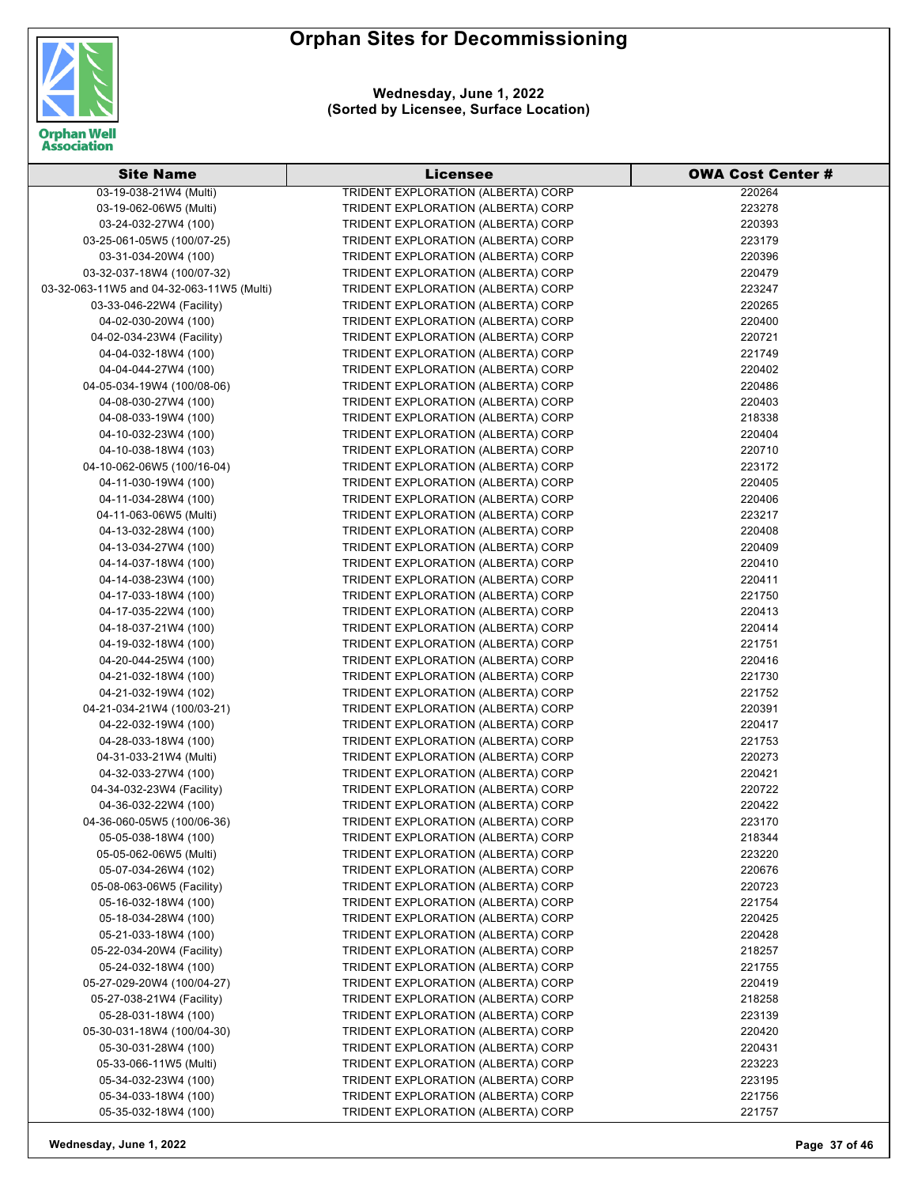# Orphan Sites for Decommissioning

**Wednesday, June 1, 2022**
**(Sorted by Licensee, Surface Location)**

| Site Name | Licensee | OWA Cost Center # |
|---|---|---|
| 03-19-038-21W4 (Multi) | TRIDENT EXPLORATION (ALBERTA) CORP | 220264 |
| 03-19-062-06W5 (Multi) | TRIDENT EXPLORATION (ALBERTA) CORP | 223278 |
| 03-24-032-27W4 (100) | TRIDENT EXPLORATION (ALBERTA) CORP | 220393 |
| 03-25-061-05W5 (100/07-25) | TRIDENT EXPLORATION (ALBERTA) CORP | 223179 |
| 03-31-034-20W4 (100) | TRIDENT EXPLORATION (ALBERTA) CORP | 220396 |
| 03-32-037-18W4 (100/07-32) | TRIDENT EXPLORATION (ALBERTA) CORP | 220479 |
| 03-32-063-11W5 and 04-32-063-11W5 (Multi) | TRIDENT EXPLORATION (ALBERTA) CORP | 223247 |
| 03-33-046-22W4 (Facility) | TRIDENT EXPLORATION (ALBERTA) CORP | 220265 |
| 04-02-030-20W4 (100) | TRIDENT EXPLORATION (ALBERTA) CORP | 220400 |
| 04-02-034-23W4 (Facility) | TRIDENT EXPLORATION (ALBERTA) CORP | 220721 |
| 04-04-032-18W4 (100) | TRIDENT EXPLORATION (ALBERTA) CORP | 221749 |
| 04-04-044-27W4 (100) | TRIDENT EXPLORATION (ALBERTA) CORP | 220402 |
| 04-05-034-19W4 (100/08-06) | TRIDENT EXPLORATION (ALBERTA) CORP | 220486 |
| 04-08-030-27W4 (100) | TRIDENT EXPLORATION (ALBERTA) CORP | 220403 |
| 04-08-033-19W4 (100) | TRIDENT EXPLORATION (ALBERTA) CORP | 218338 |
| 04-10-032-23W4 (100) | TRIDENT EXPLORATION (ALBERTA) CORP | 220404 |
| 04-10-038-18W4 (103) | TRIDENT EXPLORATION (ALBERTA) CORP | 220710 |
| 04-10-062-06W5 (100/16-04) | TRIDENT EXPLORATION (ALBERTA) CORP | 223172 |
| 04-11-030-19W4 (100) | TRIDENT EXPLORATION (ALBERTA) CORP | 220405 |
| 04-11-034-28W4 (100) | TRIDENT EXPLORATION (ALBERTA) CORP | 220406 |
| 04-11-063-06W5 (Multi) | TRIDENT EXPLORATION (ALBERTA) CORP | 223217 |
| 04-13-032-28W4 (100) | TRIDENT EXPLORATION (ALBERTA) CORP | 220408 |
| 04-13-034-27W4 (100) | TRIDENT EXPLORATION (ALBERTA) CORP | 220409 |
| 04-14-037-18W4 (100) | TRIDENT EXPLORATION (ALBERTA) CORP | 220410 |
| 04-14-038-23W4 (100) | TRIDENT EXPLORATION (ALBERTA) CORP | 220411 |
| 04-17-033-18W4 (100) | TRIDENT EXPLORATION (ALBERTA) CORP | 221750 |
| 04-17-035-22W4 (100) | TRIDENT EXPLORATION (ALBERTA) CORP | 220413 |
| 04-18-037-21W4 (100) | TRIDENT EXPLORATION (ALBERTA) CORP | 220414 |
| 04-19-032-18W4 (100) | TRIDENT EXPLORATION (ALBERTA) CORP | 221751 |
| 04-20-044-25W4 (100) | TRIDENT EXPLORATION (ALBERTA) CORP | 220416 |
| 04-21-032-18W4 (100) | TRIDENT EXPLORATION (ALBERTA) CORP | 221730 |
| 04-21-032-19W4 (102) | TRIDENT EXPLORATION (ALBERTA) CORP | 221752 |
| 04-21-034-21W4 (100/03-21) | TRIDENT EXPLORATION (ALBERTA) CORP | 220391 |
| 04-22-032-19W4 (100) | TRIDENT EXPLORATION (ALBERTA) CORP | 220417 |
| 04-28-033-18W4 (100) | TRIDENT EXPLORATION (ALBERTA) CORP | 221753 |
| 04-31-033-21W4 (Multi) | TRIDENT EXPLORATION (ALBERTA) CORP | 220273 |
| 04-32-033-27W4 (100) | TRIDENT EXPLORATION (ALBERTA) CORP | 220421 |
| 04-34-032-23W4 (Facility) | TRIDENT EXPLORATION (ALBERTA) CORP | 220722 |
| 04-36-032-22W4 (100) | TRIDENT EXPLORATION (ALBERTA) CORP | 220422 |
| 04-36-060-05W5 (100/06-36) | TRIDENT EXPLORATION (ALBERTA) CORP | 223170 |
| 05-05-038-18W4 (100) | TRIDENT EXPLORATION (ALBERTA) CORP | 218344 |
| 05-05-062-06W5 (Multi) | TRIDENT EXPLORATION (ALBERTA) CORP | 223220 |
| 05-07-034-26W4 (102) | TRIDENT EXPLORATION (ALBERTA) CORP | 220676 |
| 05-08-063-06W5 (Facility) | TRIDENT EXPLORATION (ALBERTA) CORP | 220723 |
| 05-16-032-18W4 (100) | TRIDENT EXPLORATION (ALBERTA) CORP | 221754 |
| 05-18-034-28W4 (100) | TRIDENT EXPLORATION (ALBERTA) CORP | 220425 |
| 05-21-033-18W4 (100) | TRIDENT EXPLORATION (ALBERTA) CORP | 220428 |
| 05-22-034-20W4 (Facility) | TRIDENT EXPLORATION (ALBERTA) CORP | 218257 |
| 05-24-032-18W4 (100) | TRIDENT EXPLORATION (ALBERTA) CORP | 221755 |
| 05-27-029-20W4 (100/04-27) | TRIDENT EXPLORATION (ALBERTA) CORP | 220419 |
| 05-27-038-21W4 (Facility) | TRIDENT EXPLORATION (ALBERTA) CORP | 218258 |
| 05-28-031-18W4 (100) | TRIDENT EXPLORATION (ALBERTA) CORP | 223139 |
| 05-30-031-18W4 (100/04-30) | TRIDENT EXPLORATION (ALBERTA) CORP | 220420 |
| 05-30-031-28W4 (100) | TRIDENT EXPLORATION (ALBERTA) CORP | 220431 |
| 05-33-066-11W5 (Multi) | TRIDENT EXPLORATION (ALBERTA) CORP | 223223 |
| 05-34-032-23W4 (100) | TRIDENT EXPLORATION (ALBERTA) CORP | 223195 |
| 05-34-033-18W4 (100) | TRIDENT EXPLORATION (ALBERTA) CORP | 221756 |
| 05-35-032-18W4 (100) | TRIDENT EXPLORATION (ALBERTA) CORP | 221757 |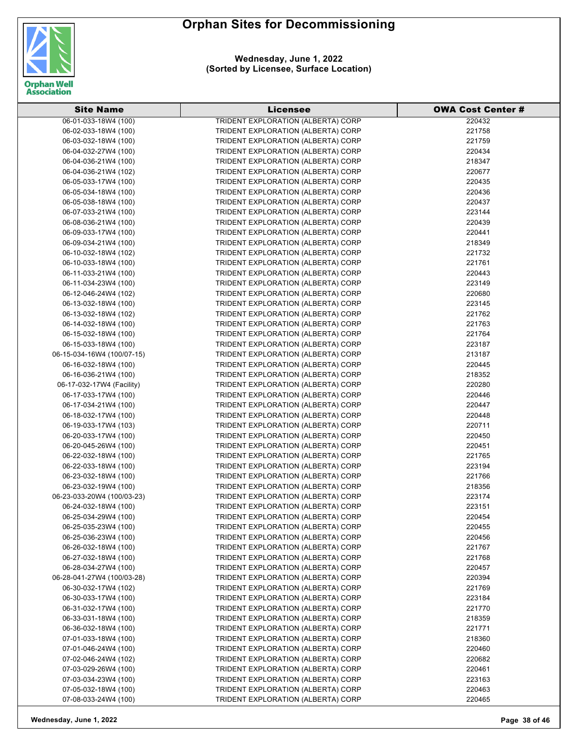# Orphan Sites for Decommissioning

**Wednesday, June 1, 2022**
**(Sorted by Licensee, Surface Location)**

| Site Name | Licensee | OWA Cost Center # |
|---|---|---|
| 06-01-033-18W4 (100) | TRIDENT EXPLORATION (ALBERTA) CORP | 220432 |
| 06-02-033-18W4 (100) | TRIDENT EXPLORATION (ALBERTA) CORP | 221758 |
| 06-03-032-18W4 (100) | TRIDENT EXPLORATION (ALBERTA) CORP | 221759 |
| 06-04-032-27W4 (100) | TRIDENT EXPLORATION (ALBERTA) CORP | 220434 |
| 06-04-036-21W4 (100) | TRIDENT EXPLORATION (ALBERTA) CORP | 218347 |
| 06-04-036-21W4 (102) | TRIDENT EXPLORATION (ALBERTA) CORP | 220677 |
| 06-05-033-17W4 (100) | TRIDENT EXPLORATION (ALBERTA) CORP | 220435 |
| 06-05-034-18W4 (100) | TRIDENT EXPLORATION (ALBERTA) CORP | 220436 |
| 06-05-038-18W4 (100) | TRIDENT EXPLORATION (ALBERTA) CORP | 220437 |
| 06-07-033-21W4 (100) | TRIDENT EXPLORATION (ALBERTA) CORP | 223144 |
| 06-08-036-21W4 (100) | TRIDENT EXPLORATION (ALBERTA) CORP | 220439 |
| 06-09-033-17W4 (100) | TRIDENT EXPLORATION (ALBERTA) CORP | 220441 |
| 06-09-034-21W4 (100) | TRIDENT EXPLORATION (ALBERTA) CORP | 218349 |
| 06-10-032-18W4 (102) | TRIDENT EXPLORATION (ALBERTA) CORP | 221732 |
| 06-10-033-18W4 (100) | TRIDENT EXPLORATION (ALBERTA) CORP | 221761 |
| 06-11-033-21W4 (100) | TRIDENT EXPLORATION (ALBERTA) CORP | 220443 |
| 06-11-034-23W4 (100) | TRIDENT EXPLORATION (ALBERTA) CORP | 223149 |
| 06-12-046-24W4 (102) | TRIDENT EXPLORATION (ALBERTA) CORP | 220680 |
| 06-13-032-18W4 (100) | TRIDENT EXPLORATION (ALBERTA) CORP | 223145 |
| 06-13-032-18W4 (102) | TRIDENT EXPLORATION (ALBERTA) CORP | 221762 |
| 06-14-032-18W4 (100) | TRIDENT EXPLORATION (ALBERTA) CORP | 221763 |
| 06-15-032-18W4 (100) | TRIDENT EXPLORATION (ALBERTA) CORP | 221764 |
| 06-15-033-18W4 (100) | TRIDENT EXPLORATION (ALBERTA) CORP | 223187 |
| 06-15-034-16W4 (100/07-15) | TRIDENT EXPLORATION (ALBERTA) CORP | 213187 |
| 06-16-032-18W4 (100) | TRIDENT EXPLORATION (ALBERTA) CORP | 220445 |
| 06-16-036-21W4 (100) | TRIDENT EXPLORATION (ALBERTA) CORP | 218352 |
| 06-17-032-17W4 (Facility) | TRIDENT EXPLORATION (ALBERTA) CORP | 220280 |
| 06-17-033-17W4 (100) | TRIDENT EXPLORATION (ALBERTA) CORP | 220446 |
| 06-17-034-21W4 (100) | TRIDENT EXPLORATION (ALBERTA) CORP | 220447 |
| 06-18-032-17W4 (100) | TRIDENT EXPLORATION (ALBERTA) CORP | 220448 |
| 06-19-033-17W4 (103) | TRIDENT EXPLORATION (ALBERTA) CORP | 220711 |
| 06-20-033-17W4 (100) | TRIDENT EXPLORATION (ALBERTA) CORP | 220450 |
| 06-20-045-26W4 (100) | TRIDENT EXPLORATION (ALBERTA) CORP | 220451 |
| 06-22-032-18W4 (100) | TRIDENT EXPLORATION (ALBERTA) CORP | 221765 |
| 06-22-033-18W4 (100) | TRIDENT EXPLORATION (ALBERTA) CORP | 223194 |
| 06-23-032-18W4 (100) | TRIDENT EXPLORATION (ALBERTA) CORP | 221766 |
| 06-23-032-19W4 (100) | TRIDENT EXPLORATION (ALBERTA) CORP | 218356 |
| 06-23-033-20W4 (100/03-23) | TRIDENT EXPLORATION (ALBERTA) CORP | 223174 |
| 06-24-032-18W4 (100) | TRIDENT EXPLORATION (ALBERTA) CORP | 223151 |
| 06-25-034-29W4 (100) | TRIDENT EXPLORATION (ALBERTA) CORP | 220454 |
| 06-25-035-23W4 (100) | TRIDENT EXPLORATION (ALBERTA) CORP | 220455 |
| 06-25-036-23W4 (100) | TRIDENT EXPLORATION (ALBERTA) CORP | 220456 |
| 06-26-032-18W4 (100) | TRIDENT EXPLORATION (ALBERTA) CORP | 221767 |
| 06-27-032-18W4 (100) | TRIDENT EXPLORATION (ALBERTA) CORP | 221768 |
| 06-28-034-27W4 (100) | TRIDENT EXPLORATION (ALBERTA) CORP | 220457 |
| 06-28-041-27W4 (100/03-28) | TRIDENT EXPLORATION (ALBERTA) CORP | 220394 |
| 06-30-032-17W4 (102) | TRIDENT EXPLORATION (ALBERTA) CORP | 221769 |
| 06-30-033-17W4 (100) | TRIDENT EXPLORATION (ALBERTA) CORP | 223184 |
| 06-31-032-17W4 (100) | TRIDENT EXPLORATION (ALBERTA) CORP | 221770 |
| 06-33-031-18W4 (100) | TRIDENT EXPLORATION (ALBERTA) CORP | 218359 |
| 06-36-032-18W4 (100) | TRIDENT EXPLORATION (ALBERTA) CORP | 221771 |
| 07-01-033-18W4 (100) | TRIDENT EXPLORATION (ALBERTA) CORP | 218360 |
| 07-01-046-24W4 (100) | TRIDENT EXPLORATION (ALBERTA) CORP | 220460 |
| 07-02-046-24W4 (102) | TRIDENT EXPLORATION (ALBERTA) CORP | 220682 |
| 07-03-029-26W4 (100) | TRIDENT EXPLORATION (ALBERTA) CORP | 220461 |
| 07-03-034-23W4 (100) | TRIDENT EXPLORATION (ALBERTA) CORP | 223163 |
| 07-05-032-18W4 (100) | TRIDENT EXPLORATION (ALBERTA) CORP | 220463 |
| 07-08-033-24W4 (100) | TRIDENT EXPLORATION (ALBERTA) CORP | 220465 |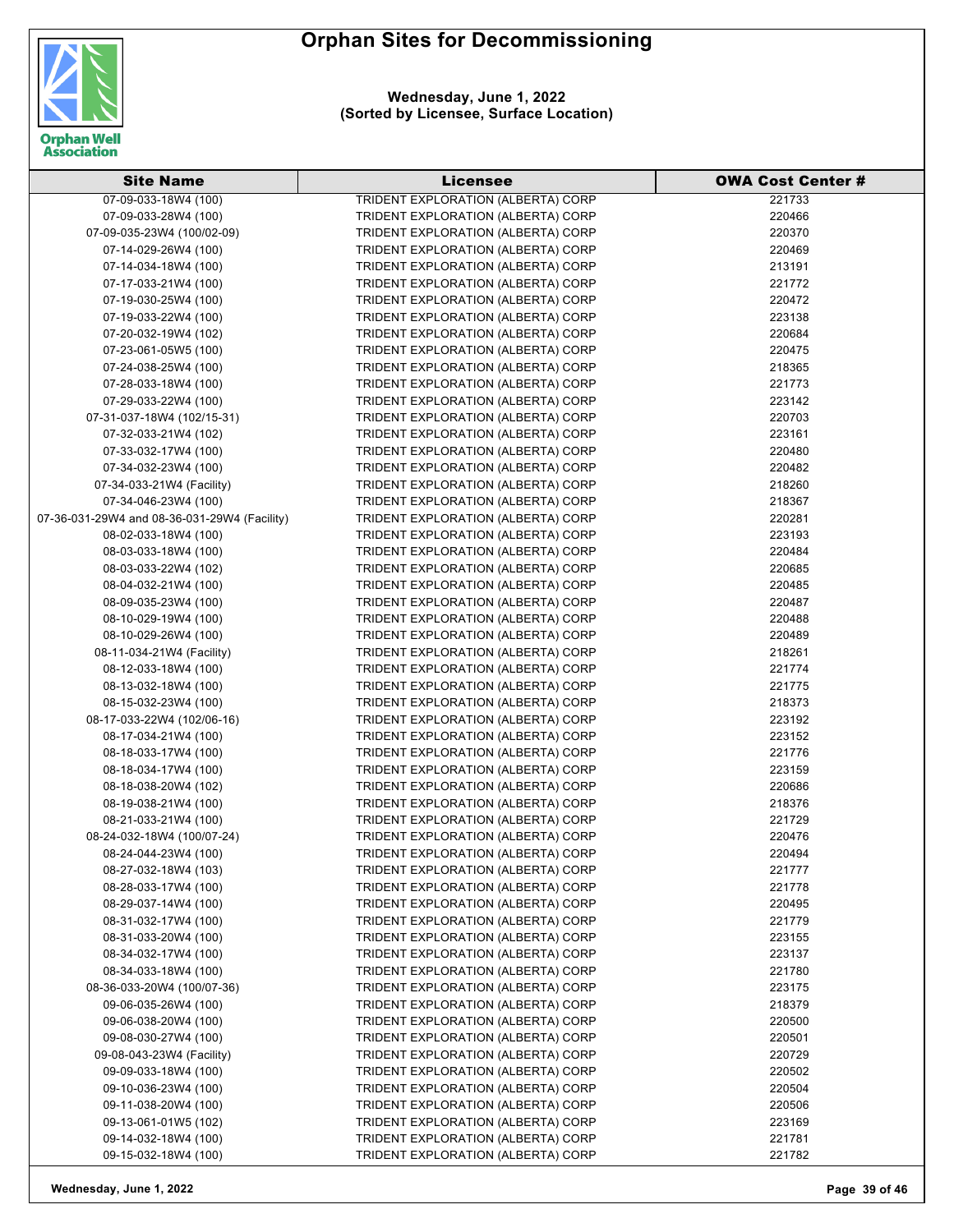# Orphan Sites for Decommissioning

**Wednesday, June 1, 2022**
**(Sorted by Licensee, Surface Location)**

| Site Name | Licensee | OWA Cost Center # |
|---|---|---|
| 07-09-033-18W4 (100) | TRIDENT EXPLORATION (ALBERTA) CORP | 221733 |
| 07-09-033-28W4 (100) | TRIDENT EXPLORATION (ALBERTA) CORP | 220466 |
| 07-09-035-23W4 (100/02-09) | TRIDENT EXPLORATION (ALBERTA) CORP | 220370 |
| 07-14-029-26W4 (100) | TRIDENT EXPLORATION (ALBERTA) CORP | 220469 |
| 07-14-034-18W4 (100) | TRIDENT EXPLORATION (ALBERTA) CORP | 213191 |
| 07-17-033-21W4 (100) | TRIDENT EXPLORATION (ALBERTA) CORP | 221772 |
| 07-19-030-25W4 (100) | TRIDENT EXPLORATION (ALBERTA) CORP | 220472 |
| 07-19-033-22W4 (100) | TRIDENT EXPLORATION (ALBERTA) CORP | 223138 |
| 07-20-032-19W4 (102) | TRIDENT EXPLORATION (ALBERTA) CORP | 220684 |
| 07-23-061-05W5 (100) | TRIDENT EXPLORATION (ALBERTA) CORP | 220475 |
| 07-24-038-25W4 (100) | TRIDENT EXPLORATION (ALBERTA) CORP | 218365 |
| 07-28-033-18W4 (100) | TRIDENT EXPLORATION (ALBERTA) CORP | 221773 |
| 07-29-033-22W4 (100) | TRIDENT EXPLORATION (ALBERTA) CORP | 223142 |
| 07-31-037-18W4 (102/15-31) | TRIDENT EXPLORATION (ALBERTA) CORP | 220703 |
| 07-32-033-21W4 (102) | TRIDENT EXPLORATION (ALBERTA) CORP | 223161 |
| 07-33-032-17W4 (100) | TRIDENT EXPLORATION (ALBERTA) CORP | 220480 |
| 07-34-032-23W4 (100) | TRIDENT EXPLORATION (ALBERTA) CORP | 220482 |
| 07-34-033-21W4 (Facility) | TRIDENT EXPLORATION (ALBERTA) CORP | 218260 |
| 07-34-046-23W4 (100) | TRIDENT EXPLORATION (ALBERTA) CORP | 218367 |
| 07-36-031-29W4 and 08-36-031-29W4 (Facility) | TRIDENT EXPLORATION (ALBERTA) CORP | 220281 |
| 08-02-033-18W4 (100) | TRIDENT EXPLORATION (ALBERTA) CORP | 223193 |
| 08-03-033-18W4 (100) | TRIDENT EXPLORATION (ALBERTA) CORP | 220484 |
| 08-03-033-22W4 (102) | TRIDENT EXPLORATION (ALBERTA) CORP | 220685 |
| 08-04-032-21W4 (100) | TRIDENT EXPLORATION (ALBERTA) CORP | 220485 |
| 08-09-035-23W4 (100) | TRIDENT EXPLORATION (ALBERTA) CORP | 220487 |
| 08-10-029-19W4 (100) | TRIDENT EXPLORATION (ALBERTA) CORP | 220488 |
| 08-10-029-26W4 (100) | TRIDENT EXPLORATION (ALBERTA) CORP | 220489 |
| 08-11-034-21W4 (Facility) | TRIDENT EXPLORATION (ALBERTA) CORP | 218261 |
| 08-12-033-18W4 (100) | TRIDENT EXPLORATION (ALBERTA) CORP | 221774 |
| 08-13-032-18W4 (100) | TRIDENT EXPLORATION (ALBERTA) CORP | 221775 |
| 08-15-032-23W4 (100) | TRIDENT EXPLORATION (ALBERTA) CORP | 218373 |
| 08-17-033-22W4 (102/06-16) | TRIDENT EXPLORATION (ALBERTA) CORP | 223192 |
| 08-17-034-21W4 (100) | TRIDENT EXPLORATION (ALBERTA) CORP | 223152 |
| 08-18-033-17W4 (100) | TRIDENT EXPLORATION (ALBERTA) CORP | 221776 |
| 08-18-034-17W4 (100) | TRIDENT EXPLORATION (ALBERTA) CORP | 223159 |
| 08-18-038-20W4 (102) | TRIDENT EXPLORATION (ALBERTA) CORP | 220686 |
| 08-19-038-21W4 (100) | TRIDENT EXPLORATION (ALBERTA) CORP | 218376 |
| 08-21-033-21W4 (100) | TRIDENT EXPLORATION (ALBERTA) CORP | 221729 |
| 08-24-032-18W4 (100/07-24) | TRIDENT EXPLORATION (ALBERTA) CORP | 220476 |
| 08-24-044-23W4 (100) | TRIDENT EXPLORATION (ALBERTA) CORP | 220494 |
| 08-27-032-18W4 (103) | TRIDENT EXPLORATION (ALBERTA) CORP | 221777 |
| 08-28-033-17W4 (100) | TRIDENT EXPLORATION (ALBERTA) CORP | 221778 |
| 08-29-037-14W4 (100) | TRIDENT EXPLORATION (ALBERTA) CORP | 220495 |
| 08-31-032-17W4 (100) | TRIDENT EXPLORATION (ALBERTA) CORP | 221779 |
| 08-31-033-20W4 (100) | TRIDENT EXPLORATION (ALBERTA) CORP | 223155 |
| 08-34-032-17W4 (100) | TRIDENT EXPLORATION (ALBERTA) CORP | 223137 |
| 08-34-033-18W4 (100) | TRIDENT EXPLORATION (ALBERTA) CORP | 221780 |
| 08-36-033-20W4 (100/07-36) | TRIDENT EXPLORATION (ALBERTA) CORP | 223175 |
| 09-06-035-26W4 (100) | TRIDENT EXPLORATION (ALBERTA) CORP | 218379 |
| 09-06-038-20W4 (100) | TRIDENT EXPLORATION (ALBERTA) CORP | 220500 |
| 09-08-030-27W4 (100) | TRIDENT EXPLORATION (ALBERTA) CORP | 220501 |
| 09-08-043-23W4 (Facility) | TRIDENT EXPLORATION (ALBERTA) CORP | 220729 |
| 09-09-033-18W4 (100) | TRIDENT EXPLORATION (ALBERTA) CORP | 220502 |
| 09-10-036-23W4 (100) | TRIDENT EXPLORATION (ALBERTA) CORP | 220504 |
| 09-11-038-20W4 (100) | TRIDENT EXPLORATION (ALBERTA) CORP | 220506 |
| 09-13-061-01W5 (102) | TRIDENT EXPLORATION (ALBERTA) CORP | 223169 |
| 09-14-032-18W4 (100) | TRIDENT EXPLORATION (ALBERTA) CORP | 221781 |
| 09-15-032-18W4 (100) | TRIDENT EXPLORATION (ALBERTA) CORP | 221782 |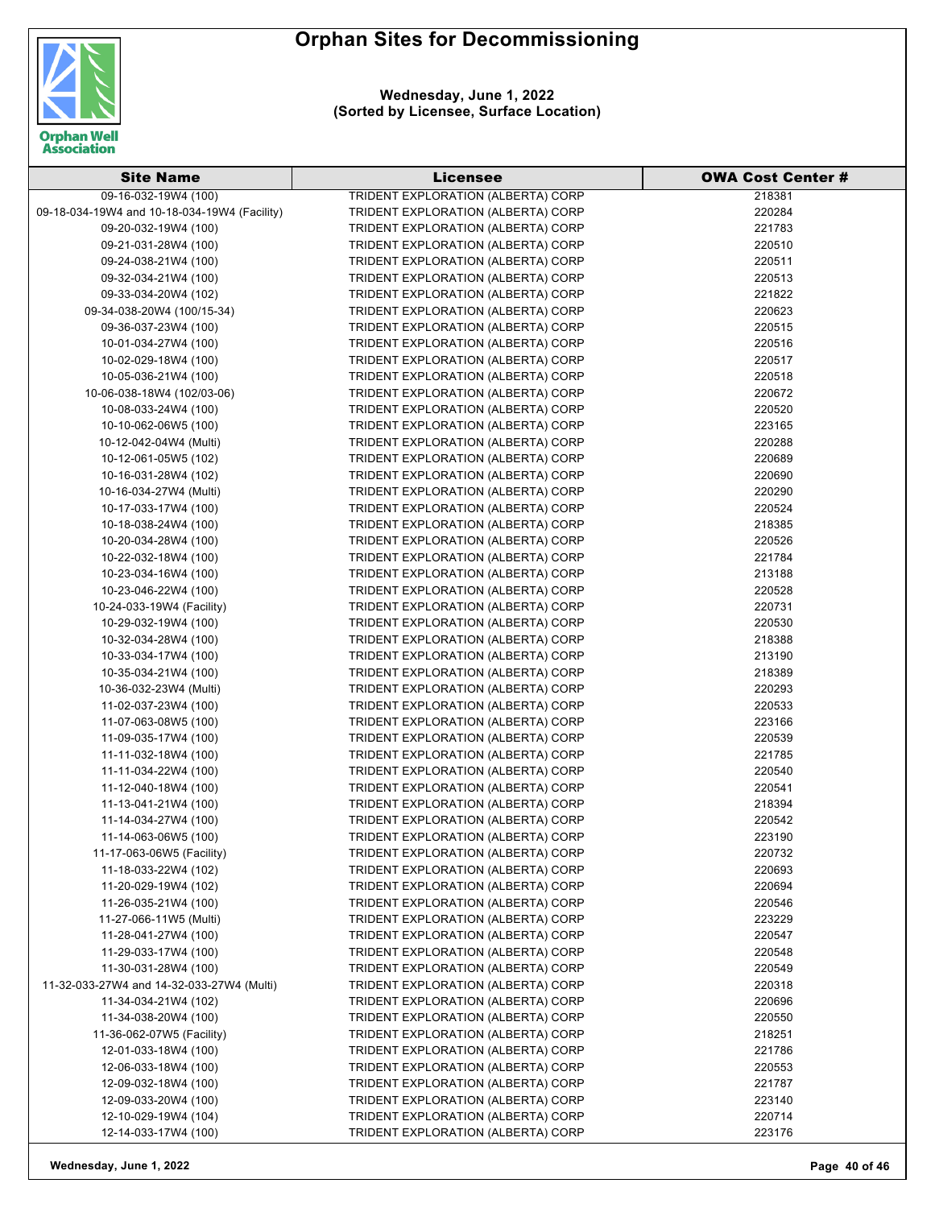# Orphan Sites for Decommissioning

**Wednesday, June 1, 2022**
**(Sorted by Licensee, Surface Location)**

| Site Name | Licensee | OWA Cost Center # |
|---|---|---|
| 09-16-032-19W4 (100) | TRIDENT EXPLORATION (ALBERTA) CORP | 218381 |
| 09-18-034-19W4 and 10-18-034-19W4 (Facility) | TRIDENT EXPLORATION (ALBERTA) CORP | 220284 |
| 09-20-032-19W4 (100) | TRIDENT EXPLORATION (ALBERTA) CORP | 221783 |
| 09-21-031-28W4 (100) | TRIDENT EXPLORATION (ALBERTA) CORP | 220510 |
| 09-24-038-21W4 (100) | TRIDENT EXPLORATION (ALBERTA) CORP | 220511 |
| 09-32-034-21W4 (100) | TRIDENT EXPLORATION (ALBERTA) CORP | 220513 |
| 09-33-034-20W4 (102) | TRIDENT EXPLORATION (ALBERTA) CORP | 221822 |
| 09-34-038-20W4 (100/15-34) | TRIDENT EXPLORATION (ALBERTA) CORP | 220623 |
| 09-36-037-23W4 (100) | TRIDENT EXPLORATION (ALBERTA) CORP | 220515 |
| 10-01-034-27W4 (100) | TRIDENT EXPLORATION (ALBERTA) CORP | 220516 |
| 10-02-029-18W4 (100) | TRIDENT EXPLORATION (ALBERTA) CORP | 220517 |
| 10-05-036-21W4 (100) | TRIDENT EXPLORATION (ALBERTA) CORP | 220518 |
| 10-06-038-18W4 (102/03-06) | TRIDENT EXPLORATION (ALBERTA) CORP | 220672 |
| 10-08-033-24W4 (100) | TRIDENT EXPLORATION (ALBERTA) CORP | 220520 |
| 10-10-062-06W5 (100) | TRIDENT EXPLORATION (ALBERTA) CORP | 223165 |
| 10-12-042-04W4 (Multi) | TRIDENT EXPLORATION (ALBERTA) CORP | 220288 |
| 10-12-061-05W5 (102) | TRIDENT EXPLORATION (ALBERTA) CORP | 220689 |
| 10-16-031-28W4 (102) | TRIDENT EXPLORATION (ALBERTA) CORP | 220690 |
| 10-16-034-27W4 (Multi) | TRIDENT EXPLORATION (ALBERTA) CORP | 220290 |
| 10-17-033-17W4 (100) | TRIDENT EXPLORATION (ALBERTA) CORP | 220524 |
| 10-18-038-24W4 (100) | TRIDENT EXPLORATION (ALBERTA) CORP | 218385 |
| 10-20-034-28W4 (100) | TRIDENT EXPLORATION (ALBERTA) CORP | 220526 |
| 10-22-032-18W4 (100) | TRIDENT EXPLORATION (ALBERTA) CORP | 221784 |
| 10-23-034-16W4 (100) | TRIDENT EXPLORATION (ALBERTA) CORP | 213188 |
| 10-23-046-22W4 (100) | TRIDENT EXPLORATION (ALBERTA) CORP | 220528 |
| 10-24-033-19W4 (Facility) | TRIDENT EXPLORATION (ALBERTA) CORP | 220731 |
| 10-29-032-19W4 (100) | TRIDENT EXPLORATION (ALBERTA) CORP | 220530 |
| 10-32-034-28W4 (100) | TRIDENT EXPLORATION (ALBERTA) CORP | 218388 |
| 10-33-034-17W4 (100) | TRIDENT EXPLORATION (ALBERTA) CORP | 213190 |
| 10-35-034-21W4 (100) | TRIDENT EXPLORATION (ALBERTA) CORP | 218389 |
| 10-36-032-23W4 (Multi) | TRIDENT EXPLORATION (ALBERTA) CORP | 220293 |
| 11-02-037-23W4 (100) | TRIDENT EXPLORATION (ALBERTA) CORP | 220533 |
| 11-07-063-08W5 (100) | TRIDENT EXPLORATION (ALBERTA) CORP | 223166 |
| 11-09-035-17W4 (100) | TRIDENT EXPLORATION (ALBERTA) CORP | 220539 |
| 11-11-032-18W4 (100) | TRIDENT EXPLORATION (ALBERTA) CORP | 221785 |
| 11-11-034-22W4 (100) | TRIDENT EXPLORATION (ALBERTA) CORP | 220540 |
| 11-12-040-18W4 (100) | TRIDENT EXPLORATION (ALBERTA) CORP | 220541 |
| 11-13-041-21W4 (100) | TRIDENT EXPLORATION (ALBERTA) CORP | 218394 |
| 11-14-034-27W4 (100) | TRIDENT EXPLORATION (ALBERTA) CORP | 220542 |
| 11-14-063-06W5 (100) | TRIDENT EXPLORATION (ALBERTA) CORP | 223190 |
| 11-17-063-06W5 (Facility) | TRIDENT EXPLORATION (ALBERTA) CORP | 220732 |
| 11-18-033-22W4 (102) | TRIDENT EXPLORATION (ALBERTA) CORP | 220693 |
| 11-20-029-19W4 (102) | TRIDENT EXPLORATION (ALBERTA) CORP | 220694 |
| 11-26-035-21W4 (100) | TRIDENT EXPLORATION (ALBERTA) CORP | 220546 |
| 11-27-066-11W5 (Multi) | TRIDENT EXPLORATION (ALBERTA) CORP | 223229 |
| 11-28-041-27W4 (100) | TRIDENT EXPLORATION (ALBERTA) CORP | 220547 |
| 11-29-033-17W4 (100) | TRIDENT EXPLORATION (ALBERTA) CORP | 220548 |
| 11-30-031-28W4 (100) | TRIDENT EXPLORATION (ALBERTA) CORP | 220549 |
| 11-32-033-27W4 and 14-32-033-27W4 (Multi) | TRIDENT EXPLORATION (ALBERTA) CORP | 220318 |
| 11-34-034-21W4 (102) | TRIDENT EXPLORATION (ALBERTA) CORP | 220696 |
| 11-34-038-20W4 (100) | TRIDENT EXPLORATION (ALBERTA) CORP | 220550 |
| 11-36-062-07W5 (Facility) | TRIDENT EXPLORATION (ALBERTA) CORP | 218251 |
| 12-01-033-18W4 (100) | TRIDENT EXPLORATION (ALBERTA) CORP | 221786 |
| 12-06-033-18W4 (100) | TRIDENT EXPLORATION (ALBERTA) CORP | 220553 |
| 12-09-032-18W4 (100) | TRIDENT EXPLORATION (ALBERTA) CORP | 221787 |
| 12-09-033-20W4 (100) | TRIDENT EXPLORATION (ALBERTA) CORP | 223140 |
| 12-10-029-19W4 (104) | TRIDENT EXPLORATION (ALBERTA) CORP | 220714 |
| 12-14-033-17W4 (100) | TRIDENT EXPLORATION (ALBERTA) CORP | 223176 |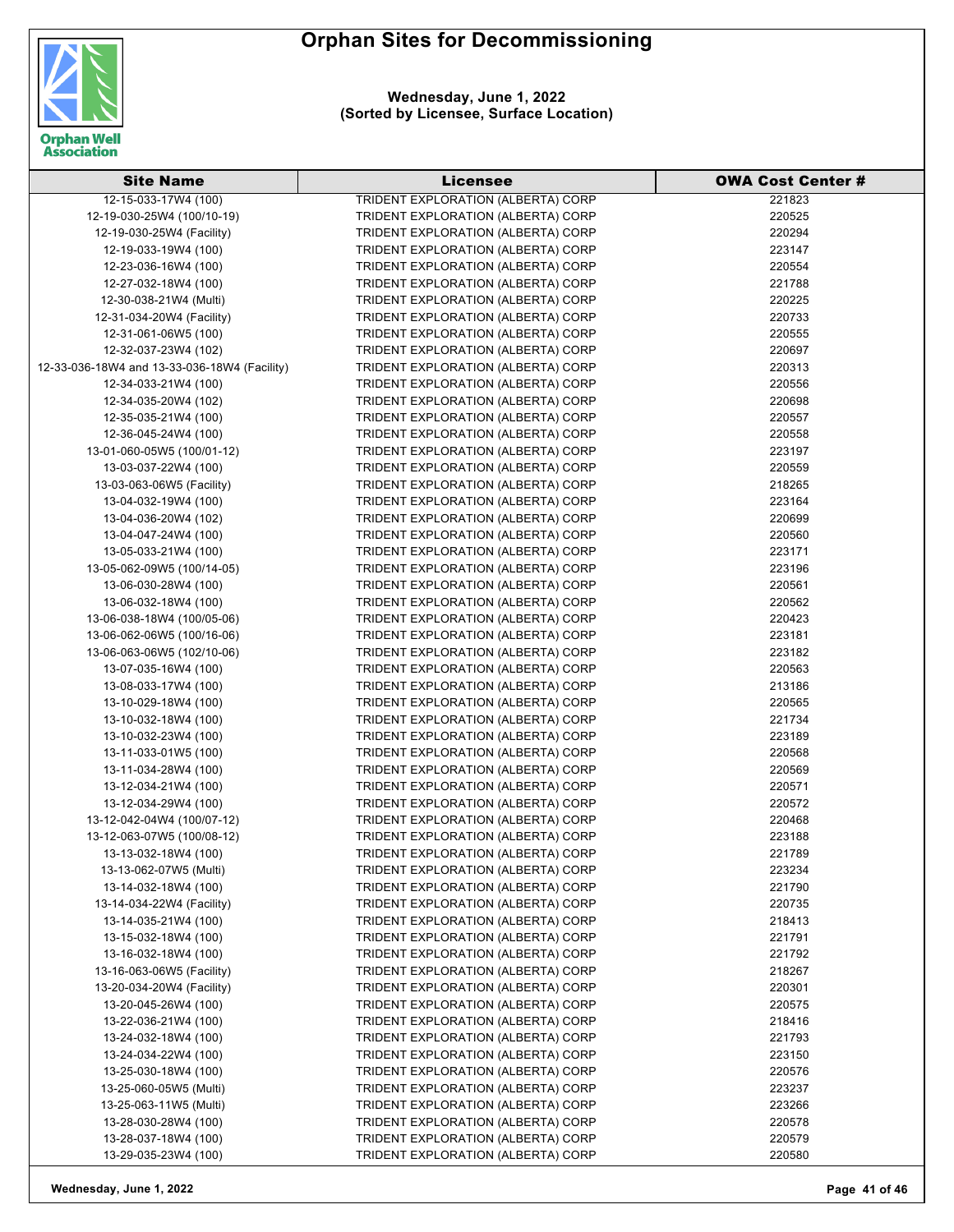# Orphan Sites for Decommissioning

**Wednesday, June 1, 2022**
**(Sorted by Licensee, Surface Location)**

| Site Name | Licensee | OWA Cost Center # |
|---|---|---|
| 12-15-033-17W4 (100) | TRIDENT EXPLORATION (ALBERTA) CORP | 221823 |
| 12-19-030-25W4 (100/10-19) | TRIDENT EXPLORATION (ALBERTA) CORP | 220525 |
| 12-19-030-25W4 (Facility) | TRIDENT EXPLORATION (ALBERTA) CORP | 220294 |
| 12-19-033-19W4 (100) | TRIDENT EXPLORATION (ALBERTA) CORP | 223147 |
| 12-23-036-16W4 (100) | TRIDENT EXPLORATION (ALBERTA) CORP | 220554 |
| 12-27-032-18W4 (100) | TRIDENT EXPLORATION (ALBERTA) CORP | 221788 |
| 12-30-038-21W4 (Multi) | TRIDENT EXPLORATION (ALBERTA) CORP | 220225 |
| 12-31-034-20W4 (Facility) | TRIDENT EXPLORATION (ALBERTA) CORP | 220733 |
| 12-31-061-06W5 (100) | TRIDENT EXPLORATION (ALBERTA) CORP | 220555 |
| 12-32-037-23W4 (102) | TRIDENT EXPLORATION (ALBERTA) CORP | 220697 |
| 12-33-036-18W4 and 13-33-036-18W4 (Facility) | TRIDENT EXPLORATION (ALBERTA) CORP | 220313 |
| 12-34-033-21W4 (100) | TRIDENT EXPLORATION (ALBERTA) CORP | 220556 |
| 12-34-035-20W4 (102) | TRIDENT EXPLORATION (ALBERTA) CORP | 220698 |
| 12-35-035-21W4 (100) | TRIDENT EXPLORATION (ALBERTA) CORP | 220557 |
| 12-36-045-24W4 (100) | TRIDENT EXPLORATION (ALBERTA) CORP | 220558 |
| 13-01-060-05W5 (100/01-12) | TRIDENT EXPLORATION (ALBERTA) CORP | 223197 |
| 13-03-037-22W4 (100) | TRIDENT EXPLORATION (ALBERTA) CORP | 220559 |
| 13-03-063-06W5 (Facility) | TRIDENT EXPLORATION (ALBERTA) CORP | 218265 |
| 13-04-032-19W4 (100) | TRIDENT EXPLORATION (ALBERTA) CORP | 223164 |
| 13-04-036-20W4 (102) | TRIDENT EXPLORATION (ALBERTA) CORP | 220699 |
| 13-04-047-24W4 (100) | TRIDENT EXPLORATION (ALBERTA) CORP | 220560 |
| 13-05-033-21W4 (100) | TRIDENT EXPLORATION (ALBERTA) CORP | 223171 |
| 13-05-062-09W5 (100/14-05) | TRIDENT EXPLORATION (ALBERTA) CORP | 223196 |
| 13-06-030-28W4 (100) | TRIDENT EXPLORATION (ALBERTA) CORP | 220561 |
| 13-06-032-18W4 (100) | TRIDENT EXPLORATION (ALBERTA) CORP | 220562 |
| 13-06-038-18W4 (100/05-06) | TRIDENT EXPLORATION (ALBERTA) CORP | 220423 |
| 13-06-062-06W5 (100/16-06) | TRIDENT EXPLORATION (ALBERTA) CORP | 223181 |
| 13-06-063-06W5 (102/10-06) | TRIDENT EXPLORATION (ALBERTA) CORP | 223182 |
| 13-07-035-16W4 (100) | TRIDENT EXPLORATION (ALBERTA) CORP | 220563 |
| 13-08-033-17W4 (100) | TRIDENT EXPLORATION (ALBERTA) CORP | 213186 |
| 13-10-029-18W4 (100) | TRIDENT EXPLORATION (ALBERTA) CORP | 220565 |
| 13-10-032-18W4 (100) | TRIDENT EXPLORATION (ALBERTA) CORP | 221734 |
| 13-10-032-23W4 (100) | TRIDENT EXPLORATION (ALBERTA) CORP | 223189 |
| 13-11-033-01W5 (100) | TRIDENT EXPLORATION (ALBERTA) CORP | 220568 |
| 13-11-034-28W4 (100) | TRIDENT EXPLORATION (ALBERTA) CORP | 220569 |
| 13-12-034-21W4 (100) | TRIDENT EXPLORATION (ALBERTA) CORP | 220571 |
| 13-12-034-29W4 (100) | TRIDENT EXPLORATION (ALBERTA) CORP | 220572 |
| 13-12-042-04W4 (100/07-12) | TRIDENT EXPLORATION (ALBERTA) CORP | 220468 |
| 13-12-063-07W5 (100/08-12) | TRIDENT EXPLORATION (ALBERTA) CORP | 223188 |
| 13-13-032-18W4 (100) | TRIDENT EXPLORATION (ALBERTA) CORP | 221789 |
| 13-13-062-07W5 (Multi) | TRIDENT EXPLORATION (ALBERTA) CORP | 223234 |
| 13-14-032-18W4 (100) | TRIDENT EXPLORATION (ALBERTA) CORP | 221790 |
| 13-14-034-22W4 (Facility) | TRIDENT EXPLORATION (ALBERTA) CORP | 220735 |
| 13-14-035-21W4 (100) | TRIDENT EXPLORATION (ALBERTA) CORP | 218413 |
| 13-15-032-18W4 (100) | TRIDENT EXPLORATION (ALBERTA) CORP | 221791 |
| 13-16-032-18W4 (100) | TRIDENT EXPLORATION (ALBERTA) CORP | 221792 |
| 13-16-063-06W5 (Facility) | TRIDENT EXPLORATION (ALBERTA) CORP | 218267 |
| 13-20-034-20W4 (Facility) | TRIDENT EXPLORATION (ALBERTA) CORP | 220301 |
| 13-20-045-26W4 (100) | TRIDENT EXPLORATION (ALBERTA) CORP | 220575 |
| 13-22-036-21W4 (100) | TRIDENT EXPLORATION (ALBERTA) CORP | 218416 |
| 13-24-032-18W4 (100) | TRIDENT EXPLORATION (ALBERTA) CORP | 221793 |
| 13-24-034-22W4 (100) | TRIDENT EXPLORATION (ALBERTA) CORP | 223150 |
| 13-25-030-18W4 (100) | TRIDENT EXPLORATION (ALBERTA) CORP | 220576 |
| 13-25-060-05W5 (Multi) | TRIDENT EXPLORATION (ALBERTA) CORP | 223237 |
| 13-25-063-11W5 (Multi) | TRIDENT EXPLORATION (ALBERTA) CORP | 223266 |
| 13-28-030-28W4 (100) | TRIDENT EXPLORATION (ALBERTA) CORP | 220578 |
| 13-28-037-18W4 (100) | TRIDENT EXPLORATION (ALBERTA) CORP | 220579 |
| 13-29-035-23W4 (100) | TRIDENT EXPLORATION (ALBERTA) CORP | 220580 |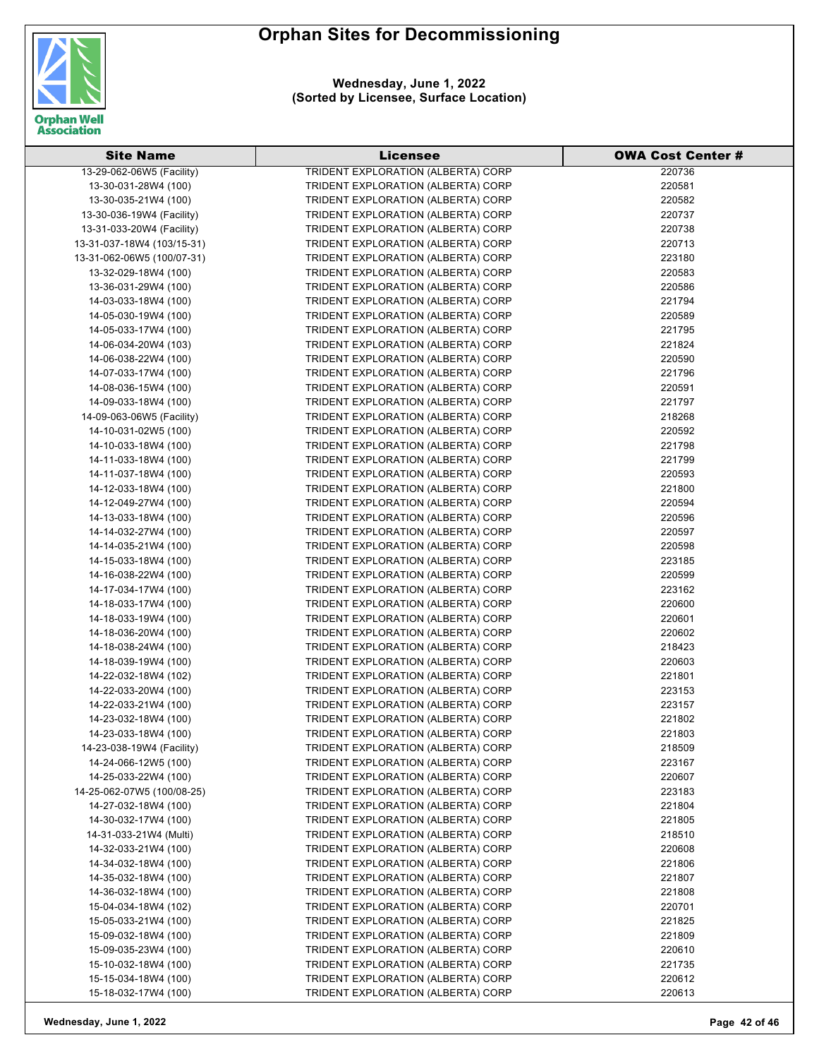# Orphan Sites for Decommissioning

**Wednesday, June 1, 2022**
**(Sorted by Licensee, Surface Location)**

| Site Name | Licensee | OWA Cost Center # |
|---|---|---|
| 13-29-062-06W5 (Facility) | TRIDENT EXPLORATION (ALBERTA) CORP | 220736 |
| 13-30-031-28W4 (100) | TRIDENT EXPLORATION (ALBERTA) CORP | 220581 |
| 13-30-035-21W4 (100) | TRIDENT EXPLORATION (ALBERTA) CORP | 220582 |
| 13-30-036-19W4 (Facility) | TRIDENT EXPLORATION (ALBERTA) CORP | 220737 |
| 13-31-033-20W4 (Facility) | TRIDENT EXPLORATION (ALBERTA) CORP | 220738 |
| 13-31-037-18W4 (103/15-31) | TRIDENT EXPLORATION (ALBERTA) CORP | 220713 |
| 13-31-062-06W5 (100/07-31) | TRIDENT EXPLORATION (ALBERTA) CORP | 223180 |
| 13-32-029-18W4 (100) | TRIDENT EXPLORATION (ALBERTA) CORP | 220583 |
| 13-36-031-29W4 (100) | TRIDENT EXPLORATION (ALBERTA) CORP | 220586 |
| 14-03-033-18W4 (100) | TRIDENT EXPLORATION (ALBERTA) CORP | 221794 |
| 14-05-030-19W4 (100) | TRIDENT EXPLORATION (ALBERTA) CORP | 220589 |
| 14-05-033-17W4 (100) | TRIDENT EXPLORATION (ALBERTA) CORP | 221795 |
| 14-06-034-20W4 (103) | TRIDENT EXPLORATION (ALBERTA) CORP | 221824 |
| 14-06-038-22W4 (100) | TRIDENT EXPLORATION (ALBERTA) CORP | 220590 |
| 14-07-033-17W4 (100) | TRIDENT EXPLORATION (ALBERTA) CORP | 221796 |
| 14-08-036-15W4 (100) | TRIDENT EXPLORATION (ALBERTA) CORP | 220591 |
| 14-09-033-18W4 (100) | TRIDENT EXPLORATION (ALBERTA) CORP | 221797 |
| 14-09-063-06W5 (Facility) | TRIDENT EXPLORATION (ALBERTA) CORP | 218268 |
| 14-10-031-02W5 (100) | TRIDENT EXPLORATION (ALBERTA) CORP | 220592 |
| 14-10-033-18W4 (100) | TRIDENT EXPLORATION (ALBERTA) CORP | 221798 |
| 14-11-033-18W4 (100) | TRIDENT EXPLORATION (ALBERTA) CORP | 221799 |
| 14-11-037-18W4 (100) | TRIDENT EXPLORATION (ALBERTA) CORP | 220593 |
| 14-12-033-18W4 (100) | TRIDENT EXPLORATION (ALBERTA) CORP | 221800 |
| 14-12-049-27W4 (100) | TRIDENT EXPLORATION (ALBERTA) CORP | 220594 |
| 14-13-033-18W4 (100) | TRIDENT EXPLORATION (ALBERTA) CORP | 220596 |
| 14-14-032-27W4 (100) | TRIDENT EXPLORATION (ALBERTA) CORP | 220597 |
| 14-14-035-21W4 (100) | TRIDENT EXPLORATION (ALBERTA) CORP | 220598 |
| 14-15-033-18W4 (100) | TRIDENT EXPLORATION (ALBERTA) CORP | 223185 |
| 14-16-038-22W4 (100) | TRIDENT EXPLORATION (ALBERTA) CORP | 220599 |
| 14-17-034-17W4 (100) | TRIDENT EXPLORATION (ALBERTA) CORP | 223162 |
| 14-18-033-17W4 (100) | TRIDENT EXPLORATION (ALBERTA) CORP | 220600 |
| 14-18-033-19W4 (100) | TRIDENT EXPLORATION (ALBERTA) CORP | 220601 |
| 14-18-036-20W4 (100) | TRIDENT EXPLORATION (ALBERTA) CORP | 220602 |
| 14-18-038-24W4 (100) | TRIDENT EXPLORATION (ALBERTA) CORP | 218423 |
| 14-18-039-19W4 (100) | TRIDENT EXPLORATION (ALBERTA) CORP | 220603 |
| 14-22-032-18W4 (102) | TRIDENT EXPLORATION (ALBERTA) CORP | 221801 |
| 14-22-033-20W4 (100) | TRIDENT EXPLORATION (ALBERTA) CORP | 223153 |
| 14-22-033-21W4 (100) | TRIDENT EXPLORATION (ALBERTA) CORP | 223157 |
| 14-23-032-18W4 (100) | TRIDENT EXPLORATION (ALBERTA) CORP | 221802 |
| 14-23-033-18W4 (100) | TRIDENT EXPLORATION (ALBERTA) CORP | 221803 |
| 14-23-038-19W4 (Facility) | TRIDENT EXPLORATION (ALBERTA) CORP | 218509 |
| 14-24-066-12W5 (100) | TRIDENT EXPLORATION (ALBERTA) CORP | 223167 |
| 14-25-033-22W4 (100) | TRIDENT EXPLORATION (ALBERTA) CORP | 220607 |
| 14-25-062-07W5 (100/08-25) | TRIDENT EXPLORATION (ALBERTA) CORP | 223183 |
| 14-27-032-18W4 (100) | TRIDENT EXPLORATION (ALBERTA) CORP | 221804 |
| 14-30-032-17W4 (100) | TRIDENT EXPLORATION (ALBERTA) CORP | 221805 |
| 14-31-033-21W4 (Multi) | TRIDENT EXPLORATION (ALBERTA) CORP | 218510 |
| 14-32-033-21W4 (100) | TRIDENT EXPLORATION (ALBERTA) CORP | 220608 |
| 14-34-032-18W4 (100) | TRIDENT EXPLORATION (ALBERTA) CORP | 221806 |
| 14-35-032-18W4 (100) | TRIDENT EXPLORATION (ALBERTA) CORP | 221807 |
| 14-36-032-18W4 (100) | TRIDENT EXPLORATION (ALBERTA) CORP | 221808 |
| 15-04-034-18W4 (102) | TRIDENT EXPLORATION (ALBERTA) CORP | 220701 |
| 15-05-033-21W4 (100) | TRIDENT EXPLORATION (ALBERTA) CORP | 221825 |
| 15-09-032-18W4 (100) | TRIDENT EXPLORATION (ALBERTA) CORP | 221809 |
| 15-09-035-23W4 (100) | TRIDENT EXPLORATION (ALBERTA) CORP | 220610 |
| 15-10-032-18W4 (100) | TRIDENT EXPLORATION (ALBERTA) CORP | 221735 |
| 15-15-034-18W4 (100) | TRIDENT EXPLORATION (ALBERTA) CORP | 220612 |
| 15-18-032-17W4 (100) | TRIDENT EXPLORATION (ALBERTA) CORP | 220613 |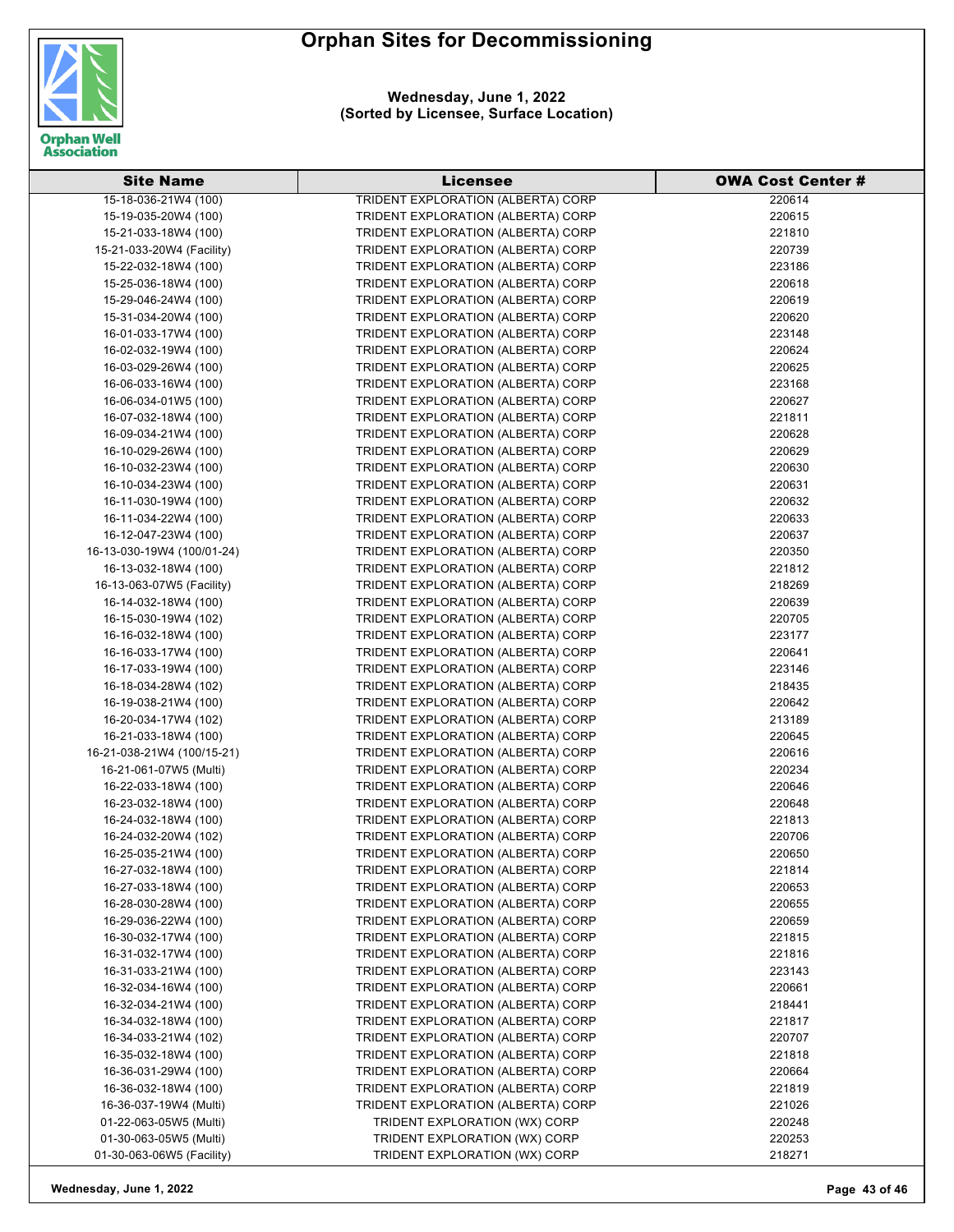# Orphan Sites for Decommissioning

**Wednesday, June 1, 2022**
**(Sorted by Licensee, Surface Location)**

| Site Name | Licensee | OWA Cost Center # |
|---|---|---|
| 15-18-036-21W4 (100) | TRIDENT EXPLORATION (ALBERTA) CORP | 220614 |
| 15-19-035-20W4 (100) | TRIDENT EXPLORATION (ALBERTA) CORP | 220615 |
| 15-21-033-18W4 (100) | TRIDENT EXPLORATION (ALBERTA) CORP | 221810 |
| 15-21-033-20W4 (Facility) | TRIDENT EXPLORATION (ALBERTA) CORP | 220739 |
| 15-22-032-18W4 (100) | TRIDENT EXPLORATION (ALBERTA) CORP | 223186 |
| 15-25-036-18W4 (100) | TRIDENT EXPLORATION (ALBERTA) CORP | 220618 |
| 15-29-046-24W4 (100) | TRIDENT EXPLORATION (ALBERTA) CORP | 220619 |
| 15-31-034-20W4 (100) | TRIDENT EXPLORATION (ALBERTA) CORP | 220620 |
| 16-01-033-17W4 (100) | TRIDENT EXPLORATION (ALBERTA) CORP | 223148 |
| 16-02-032-19W4 (100) | TRIDENT EXPLORATION (ALBERTA) CORP | 220624 |
| 16-03-029-26W4 (100) | TRIDENT EXPLORATION (ALBERTA) CORP | 220625 |
| 16-06-033-16W4 (100) | TRIDENT EXPLORATION (ALBERTA) CORP | 223168 |
| 16-06-034-01W5 (100) | TRIDENT EXPLORATION (ALBERTA) CORP | 220627 |
| 16-07-032-18W4 (100) | TRIDENT EXPLORATION (ALBERTA) CORP | 221811 |
| 16-09-034-21W4 (100) | TRIDENT EXPLORATION (ALBERTA) CORP | 220628 |
| 16-10-029-26W4 (100) | TRIDENT EXPLORATION (ALBERTA) CORP | 220629 |
| 16-10-032-23W4 (100) | TRIDENT EXPLORATION (ALBERTA) CORP | 220630 |
| 16-10-034-23W4 (100) | TRIDENT EXPLORATION (ALBERTA) CORP | 220631 |
| 16-11-030-19W4 (100) | TRIDENT EXPLORATION (ALBERTA) CORP | 220632 |
| 16-11-034-22W4 (100) | TRIDENT EXPLORATION (ALBERTA) CORP | 220633 |
| 16-12-047-23W4 (100) | TRIDENT EXPLORATION (ALBERTA) CORP | 220637 |
| 16-13-030-19W4 (100/01-24) | TRIDENT EXPLORATION (ALBERTA) CORP | 220350 |
| 16-13-032-18W4 (100) | TRIDENT EXPLORATION (ALBERTA) CORP | 221812 |
| 16-13-063-07W5 (Facility) | TRIDENT EXPLORATION (ALBERTA) CORP | 218269 |
| 16-14-032-18W4 (100) | TRIDENT EXPLORATION (ALBERTA) CORP | 220639 |
| 16-15-030-19W4 (102) | TRIDENT EXPLORATION (ALBERTA) CORP | 220705 |
| 16-16-032-18W4 (100) | TRIDENT EXPLORATION (ALBERTA) CORP | 223177 |
| 16-16-033-17W4 (100) | TRIDENT EXPLORATION (ALBERTA) CORP | 220641 |
| 16-17-033-19W4 (100) | TRIDENT EXPLORATION (ALBERTA) CORP | 223146 |
| 16-18-034-28W4 (102) | TRIDENT EXPLORATION (ALBERTA) CORP | 218435 |
| 16-19-038-21W4 (100) | TRIDENT EXPLORATION (ALBERTA) CORP | 220642 |
| 16-20-034-17W4 (102) | TRIDENT EXPLORATION (ALBERTA) CORP | 213189 |
| 16-21-033-18W4 (100) | TRIDENT EXPLORATION (ALBERTA) CORP | 220645 |
| 16-21-038-21W4 (100/15-21) | TRIDENT EXPLORATION (ALBERTA) CORP | 220616 |
| 16-21-061-07W5 (Multi) | TRIDENT EXPLORATION (ALBERTA) CORP | 220234 |
| 16-22-033-18W4 (100) | TRIDENT EXPLORATION (ALBERTA) CORP | 220646 |
| 16-23-032-18W4 (100) | TRIDENT EXPLORATION (ALBERTA) CORP | 220648 |
| 16-24-032-18W4 (100) | TRIDENT EXPLORATION (ALBERTA) CORP | 221813 |
| 16-24-032-20W4 (102) | TRIDENT EXPLORATION (ALBERTA) CORP | 220706 |
| 16-25-035-21W4 (100) | TRIDENT EXPLORATION (ALBERTA) CORP | 220650 |
| 16-27-032-18W4 (100) | TRIDENT EXPLORATION (ALBERTA) CORP | 221814 |
| 16-27-033-18W4 (100) | TRIDENT EXPLORATION (ALBERTA) CORP | 220653 |
| 16-28-030-28W4 (100) | TRIDENT EXPLORATION (ALBERTA) CORP | 220655 |
| 16-29-036-22W4 (100) | TRIDENT EXPLORATION (ALBERTA) CORP | 220659 |
| 16-30-032-17W4 (100) | TRIDENT EXPLORATION (ALBERTA) CORP | 221815 |
| 16-31-032-17W4 (100) | TRIDENT EXPLORATION (ALBERTA) CORP | 221816 |
| 16-31-033-21W4 (100) | TRIDENT EXPLORATION (ALBERTA) CORP | 223143 |
| 16-32-034-16W4 (100) | TRIDENT EXPLORATION (ALBERTA) CORP | 220661 |
| 16-32-034-21W4 (100) | TRIDENT EXPLORATION (ALBERTA) CORP | 218441 |
| 16-34-032-18W4 (100) | TRIDENT EXPLORATION (ALBERTA) CORP | 221817 |
| 16-34-033-21W4 (102) | TRIDENT EXPLORATION (ALBERTA) CORP | 220707 |
| 16-35-032-18W4 (100) | TRIDENT EXPLORATION (ALBERTA) CORP | 221818 |
| 16-36-031-29W4 (100) | TRIDENT EXPLORATION (ALBERTA) CORP | 220664 |
| 16-36-032-18W4 (100) | TRIDENT EXPLORATION (ALBERTA) CORP | 221819 |
| 16-36-037-19W4 (Multi) | TRIDENT EXPLORATION (ALBERTA) CORP | 221026 |
| 01-22-063-05W5 (Multi) | TRIDENT EXPLORATION (WX) CORP | 220248 |
| 01-30-063-05W5 (Multi) | TRIDENT EXPLORATION (WX) CORP | 220253 |
| 01-30-063-06W5 (Facility) | TRIDENT EXPLORATION (WX) CORP | 218271 |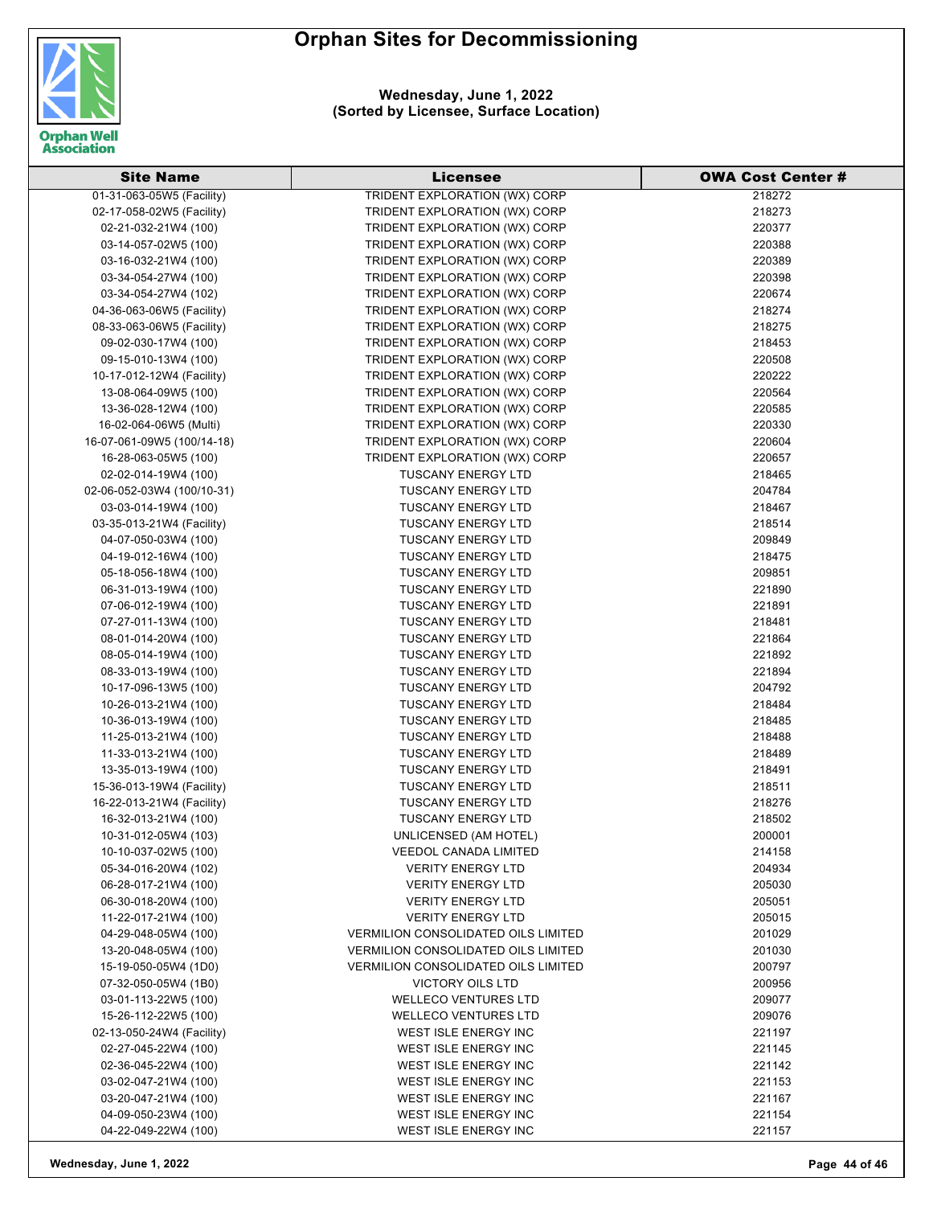# Orphan Sites for Decommissioning

**Wednesday, June 1, 2022**
**(Sorted by Licensee, Surface Location)**

| Site Name | Licensee | OWA Cost Center # |
|---|---|---|
| 01-31-063-05W5 (Facility) | TRIDENT EXPLORATION (WX) CORP | 218272 |
| 02-17-058-02W5 (Facility) | TRIDENT EXPLORATION (WX) CORP | 218273 |
| 02-21-032-21W4 (100) | TRIDENT EXPLORATION (WX) CORP | 220377 |
| 03-14-057-02W5 (100) | TRIDENT EXPLORATION (WX) CORP | 220388 |
| 03-16-032-21W4 (100) | TRIDENT EXPLORATION (WX) CORP | 220389 |
| 03-34-054-27W4 (100) | TRIDENT EXPLORATION (WX) CORP | 220398 |
| 03-34-054-27W4 (102) | TRIDENT EXPLORATION (WX) CORP | 220674 |
| 04-36-063-06W5 (Facility) | TRIDENT EXPLORATION (WX) CORP | 218274 |
| 08-33-063-06W5 (Facility) | TRIDENT EXPLORATION (WX) CORP | 218275 |
| 09-02-030-17W4 (100) | TRIDENT EXPLORATION (WX) CORP | 218453 |
| 09-15-010-13W4 (100) | TRIDENT EXPLORATION (WX) CORP | 220508 |
| 10-17-012-12W4 (Facility) | TRIDENT EXPLORATION (WX) CORP | 220222 |
| 13-08-064-09W5 (100) | TRIDENT EXPLORATION (WX) CORP | 220564 |
| 13-36-028-12W4 (100) | TRIDENT EXPLORATION (WX) CORP | 220585 |
| 16-02-064-06W5 (Multi) | TRIDENT EXPLORATION (WX) CORP | 220330 |
| 16-07-061-09W5 (100/14-18) | TRIDENT EXPLORATION (WX) CORP | 220604 |
| 16-28-063-05W5 (100) | TRIDENT EXPLORATION (WX) CORP | 220657 |
| 02-02-014-19W4 (100) | TUSCANY ENERGY LTD | 218465 |
| 02-06-052-03W4 (100/10-31) | TUSCANY ENERGY LTD | 204784 |
| 03-03-014-19W4 (100) | TUSCANY ENERGY LTD | 218467 |
| 03-35-013-21W4 (Facility) | TUSCANY ENERGY LTD | 218514 |
| 04-07-050-03W4 (100) | TUSCANY ENERGY LTD | 209849 |
| 04-19-012-16W4 (100) | TUSCANY ENERGY LTD | 218475 |
| 05-18-056-18W4 (100) | TUSCANY ENERGY LTD | 209851 |
| 06-31-013-19W4 (100) | TUSCANY ENERGY LTD | 221890 |
| 07-06-012-19W4 (100) | TUSCANY ENERGY LTD | 221891 |
| 07-27-011-13W4 (100) | TUSCANY ENERGY LTD | 218481 |
| 08-01-014-20W4 (100) | TUSCANY ENERGY LTD | 221864 |
| 08-05-014-19W4 (100) | TUSCANY ENERGY LTD | 221892 |
| 08-33-013-19W4 (100) | TUSCANY ENERGY LTD | 221894 |
| 10-17-096-13W5 (100) | TUSCANY ENERGY LTD | 204792 |
| 10-26-013-21W4 (100) | TUSCANY ENERGY LTD | 218484 |
| 10-36-013-19W4 (100) | TUSCANY ENERGY LTD | 218485 |
| 11-25-013-21W4 (100) | TUSCANY ENERGY LTD | 218488 |
| 11-33-013-21W4 (100) | TUSCANY ENERGY LTD | 218489 |
| 13-35-013-19W4 (100) | TUSCANY ENERGY LTD | 218491 |
| 15-36-013-19W4 (Facility) | TUSCANY ENERGY LTD | 218511 |
| 16-22-013-21W4 (Facility) | TUSCANY ENERGY LTD | 218276 |
| 16-32-013-21W4 (100) | TUSCANY ENERGY LTD | 218502 |
| 10-31-012-05W4 (103) | UNLICENSED (AM HOTEL) | 200001 |
| 10-10-037-02W5 (100) | VEEDOL CANADA LIMITED | 214158 |
| 05-34-016-20W4 (102) | VERITY ENERGY LTD | 204934 |
| 06-28-017-21W4 (100) | VERITY ENERGY LTD | 205030 |
| 06-30-018-20W4 (100) | VERITY ENERGY LTD | 205051 |
| 11-22-017-21W4 (100) | VERITY ENERGY LTD | 205015 |
| 04-29-048-05W4 (100) | VERMILION CONSOLIDATED OILS LIMITED | 201029 |
| 13-20-048-05W4 (100) | VERMILION CONSOLIDATED OILS LIMITED | 201030 |
| 15-19-050-05W4 (1D0) | VERMILION CONSOLIDATED OILS LIMITED | 200797 |
| 07-32-050-05W4 (1B0) | VICTORY OILS LTD | 200956 |
| 03-01-113-22W5 (100) | WELLECO VENTURES LTD | 209077 |
| 15-26-112-22W5 (100) | WELLECO VENTURES LTD | 209076 |
| 02-13-050-24W4 (Facility) | WEST ISLE ENERGY INC | 221197 |
| 02-27-045-22W4 (100) | WEST ISLE ENERGY INC | 221145 |
| 02-36-045-22W4 (100) | WEST ISLE ENERGY INC | 221142 |
| 03-02-047-21W4 (100) | WEST ISLE ENERGY INC | 221153 |
| 03-20-047-21W4 (100) | WEST ISLE ENERGY INC | 221167 |
| 04-09-050-23W4 (100) | WEST ISLE ENERGY INC | 221154 |
| 04-22-049-22W4 (100) | WEST ISLE ENERGY INC | 221157 |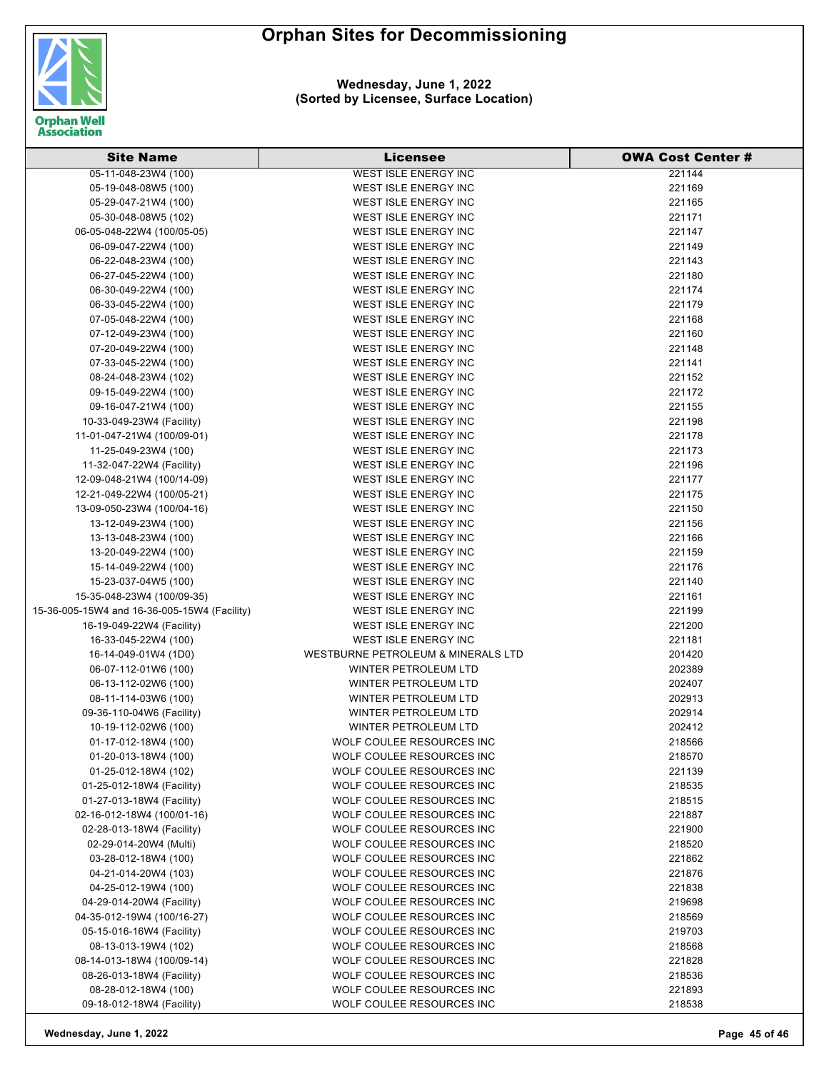# Orphan Sites for Decommissioning

**Wednesday, June 1, 2022**
**(Sorted by Licensee, Surface Location)**

| Site Name | Licensee | OWA Cost Center # |
|---|---|---|
| 05-11-048-23W4 (100) | WEST ISLE ENERGY INC | 221144 |
| 05-19-048-08W5 (100) | WEST ISLE ENERGY INC | 221169 |
| 05-29-047-21W4 (100) | WEST ISLE ENERGY INC | 221165 |
| 05-30-048-08W5 (102) | WEST ISLE ENERGY INC | 221171 |
| 06-05-048-22W4 (100/05-05) | WEST ISLE ENERGY INC | 221147 |
| 06-09-047-22W4 (100) | WEST ISLE ENERGY INC | 221149 |
| 06-22-048-23W4 (100) | WEST ISLE ENERGY INC | 221143 |
| 06-27-045-22W4 (100) | WEST ISLE ENERGY INC | 221180 |
| 06-30-049-22W4 (100) | WEST ISLE ENERGY INC | 221174 |
| 06-33-045-22W4 (100) | WEST ISLE ENERGY INC | 221179 |
| 07-05-048-22W4 (100) | WEST ISLE ENERGY INC | 221168 |
| 07-12-049-23W4 (100) | WEST ISLE ENERGY INC | 221160 |
| 07-20-049-22W4 (100) | WEST ISLE ENERGY INC | 221148 |
| 07-33-045-22W4 (100) | WEST ISLE ENERGY INC | 221141 |
| 08-24-048-23W4 (102) | WEST ISLE ENERGY INC | 221152 |
| 09-15-049-22W4 (100) | WEST ISLE ENERGY INC | 221172 |
| 09-16-047-21W4 (100) | WEST ISLE ENERGY INC | 221155 |
| 10-33-049-23W4 (Facility) | WEST ISLE ENERGY INC | 221198 |
| 11-01-047-21W4 (100/09-01) | WEST ISLE ENERGY INC | 221178 |
| 11-25-049-23W4 (100) | WEST ISLE ENERGY INC | 221173 |
| 11-32-047-22W4 (Facility) | WEST ISLE ENERGY INC | 221196 |
| 12-09-048-21W4 (100/14-09) | WEST ISLE ENERGY INC | 221177 |
| 12-21-049-22W4 (100/05-21) | WEST ISLE ENERGY INC | 221175 |
| 13-09-050-23W4 (100/04-16) | WEST ISLE ENERGY INC | 221150 |
| 13-12-049-23W4 (100) | WEST ISLE ENERGY INC | 221156 |
| 13-13-048-23W4 (100) | WEST ISLE ENERGY INC | 221166 |
| 13-20-049-22W4 (100) | WEST ISLE ENERGY INC | 221159 |
| 15-14-049-22W4 (100) | WEST ISLE ENERGY INC | 221176 |
| 15-23-037-04W5 (100) | WEST ISLE ENERGY INC | 221140 |
| 15-35-048-23W4 (100/09-35) | WEST ISLE ENERGY INC | 221161 |
| 15-36-005-15W4 and 16-36-005-15W4 (Facility) | WEST ISLE ENERGY INC | 221199 |
| 16-19-049-22W4 (Facility) | WEST ISLE ENERGY INC | 221200 |
| 16-33-045-22W4 (100) | WEST ISLE ENERGY INC | 221181 |
| 16-14-049-01W4 (1D0) | WESTBURNE PETROLEUM & MINERALS LTD | 201420 |
| 06-07-112-01W6 (100) | WINTER PETROLEUM LTD | 202389 |
| 06-13-112-02W6 (100) | WINTER PETROLEUM LTD | 202407 |
| 08-11-114-03W6 (100) | WINTER PETROLEUM LTD | 202913 |
| 09-36-110-04W6 (Facility) | WINTER PETROLEUM LTD | 202914 |
| 10-19-112-02W6 (100) | WINTER PETROLEUM LTD | 202412 |
| 01-17-012-18W4 (100) | WOLF COULEE RESOURCES INC | 218566 |
| 01-20-013-18W4 (100) | WOLF COULEE RESOURCES INC | 218570 |
| 01-25-012-18W4 (102) | WOLF COULEE RESOURCES INC | 221139 |
| 01-25-012-18W4 (Facility) | WOLF COULEE RESOURCES INC | 218535 |
| 01-27-013-18W4 (Facility) | WOLF COULEE RESOURCES INC | 218515 |
| 02-16-012-18W4 (100/01-16) | WOLF COULEE RESOURCES INC | 221887 |
| 02-28-013-18W4 (Facility) | WOLF COULEE RESOURCES INC | 221900 |
| 02-29-014-20W4 (Multi) | WOLF COULEE RESOURCES INC | 218520 |
| 03-28-012-18W4 (100) | WOLF COULEE RESOURCES INC | 221862 |
| 04-21-014-20W4 (103) | WOLF COULEE RESOURCES INC | 221876 |
| 04-25-012-19W4 (100) | WOLF COULEE RESOURCES INC | 221838 |
| 04-29-014-20W4 (Facility) | WOLF COULEE RESOURCES INC | 219698 |
| 04-35-012-19W4 (100/16-27) | WOLF COULEE RESOURCES INC | 218569 |
| 05-15-016-16W4 (Facility) | WOLF COULEE RESOURCES INC | 219703 |
| 08-13-013-19W4 (102) | WOLF COULEE RESOURCES INC | 218568 |
| 08-14-013-18W4 (100/09-14) | WOLF COULEE RESOURCES INC | 221828 |
| 08-26-013-18W4 (Facility) | WOLF COULEE RESOURCES INC | 218536 |
| 08-28-012-18W4 (100) | WOLF COULEE RESOURCES INC | 221893 |
| 09-18-012-18W4 (Facility) | WOLF COULEE RESOURCES INC | 218538 |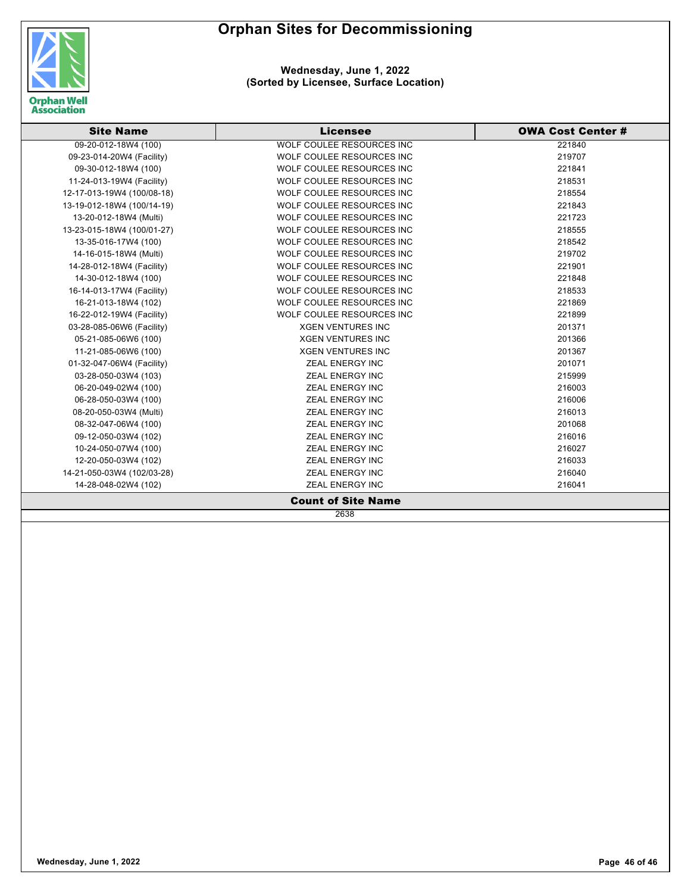# Orphan Sites for Decommissioning

**Wednesday, June 1, 2022**
**(Sorted by Licensee, Surface Location)**

| Site Name | Licensee | OWA Cost Center # |
|---|---|---|
| 09-20-012-18W4 (100) | WOLF COULEE RESOURCES INC | 221840 |
| 09-23-014-20W4 (Facility) | WOLF COULEE RESOURCES INC | 219707 |
| 09-30-012-18W4 (100) | WOLF COULEE RESOURCES INC | 221841 |
| 11-24-013-19W4 (Facility) | WOLF COULEE RESOURCES INC | 218531 |
| 12-17-013-19W4 (100/08-18) | WOLF COULEE RESOURCES INC | 218554 |
| 13-19-012-18W4 (100/14-19) | WOLF COULEE RESOURCES INC | 221843 |
| 13-20-012-18W4 (Multi) | WOLF COULEE RESOURCES INC | 221723 |
| 13-23-015-18W4 (100/01-27) | WOLF COULEE RESOURCES INC | 218555 |
| 13-35-016-17W4 (100) | WOLF COULEE RESOURCES INC | 218542 |
| 14-16-015-18W4 (Multi) | WOLF COULEE RESOURCES INC | 219702 |
| 14-28-012-18W4 (Facility) | WOLF COULEE RESOURCES INC | 221901 |
| 14-30-012-18W4 (100) | WOLF COULEE RESOURCES INC | 221848 |
| 16-14-013-17W4 (Facility) | WOLF COULEE RESOURCES INC | 218533 |
| 16-21-013-18W4 (102) | WOLF COULEE RESOURCES INC | 221869 |
| 16-22-012-19W4 (Facility) | WOLF COULEE RESOURCES INC | 221899 |
| 03-28-085-06W6 (Facility) | XGEN VENTURES INC | 201371 |
| 05-21-085-06W6 (100) | XGEN VENTURES INC | 201366 |
| 11-21-085-06W6 (100) | XGEN VENTURES INC | 201367 |
| 01-32-047-06W4 (Facility) | ZEAL ENERGY INC | 201071 |
| 03-28-050-03W4 (103) | ZEAL ENERGY INC | 215999 |
| 06-20-049-02W4 (100) | ZEAL ENERGY INC | 216003 |
| 06-28-050-03W4 (100) | ZEAL ENERGY INC | 216006 |
| 08-20-050-03W4 (Multi) | ZEAL ENERGY INC | 216013 |
| 08-32-047-06W4 (100) | ZEAL ENERGY INC | 201068 |
| 09-12-050-03W4 (102) | ZEAL ENERGY INC | 216016 |
| 10-24-050-07W4 (100) | ZEAL ENERGY INC | 216027 |
| 12-20-050-03W4 (102) | ZEAL ENERGY INC | 216033 |
| 14-21-050-03W4 (102/03-28) | ZEAL ENERGY INC | 216040 |
| 14-28-048-02W4 (102) | ZEAL ENERGY INC | 216041 |

**Count of Site Name**

2638